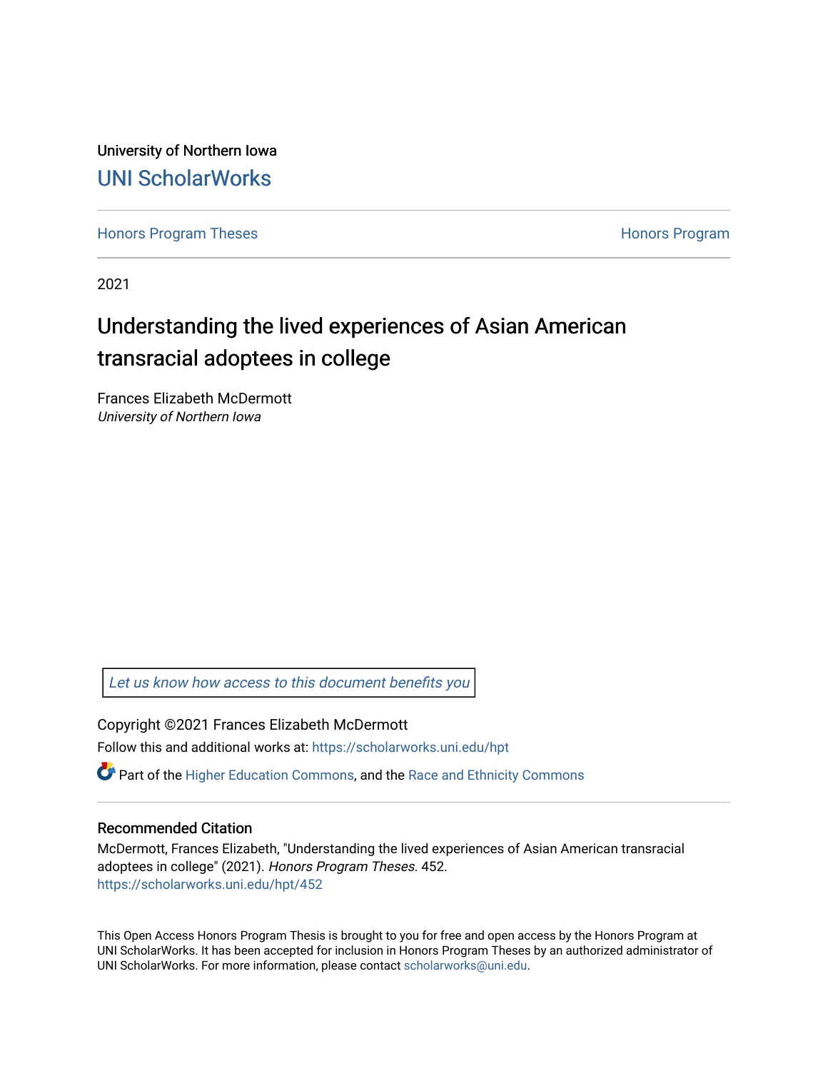University of Northern Iowa

# UNI ScholarWorks

Honors Program Theses | Honors Program

2021

## Understanding the lived experiences of Asian American transracial adoptees in college

Frances Elizabeth McDermott
*University of Northern Iowa*

*Let us know how access to this document benefits you*

Copyright ©2021 Frances Elizabeth McDermott

Follow this and additional works at: https://scholarworks.uni.edu/hpt

Part of the Higher Education Commons, and the Race and Ethnicity Commons

### Recommended Citation

McDermott, Frances Elizabeth, "Understanding the lived experiences of Asian American transracial adoptees in college" (2021). *Honors Program Theses*. 452.
https://scholarworks.uni.edu/hpt/452

This Open Access Honors Program Thesis is brought to you for free and open access by the Honors Program at UNI ScholarWorks. It has been accepted for inclusion in Honors Program Theses by an authorized administrator of UNI ScholarWorks. For more information, please contact scholarworks@uni.edu.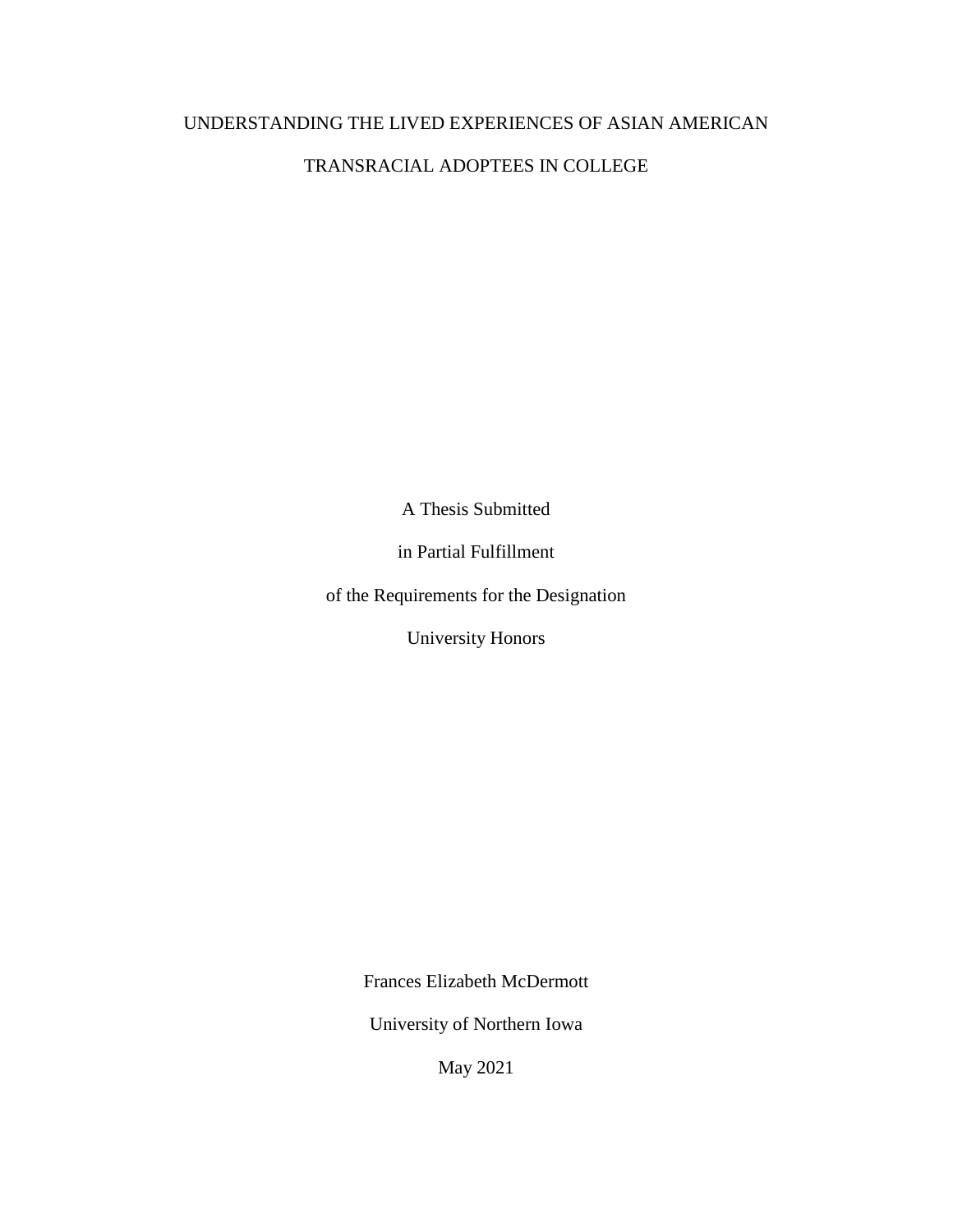# UNDERSTANDING THE LIVED EXPERIENCES OF ASIAN AMERICAN TRANSRACIAL ADOPTEES IN COLLEGE

A Thesis Submitted

in Partial Fulfillment

of the Requirements for the Designation

University Honors

Frances Elizabeth McDermott

University of Northern Iowa

May 2021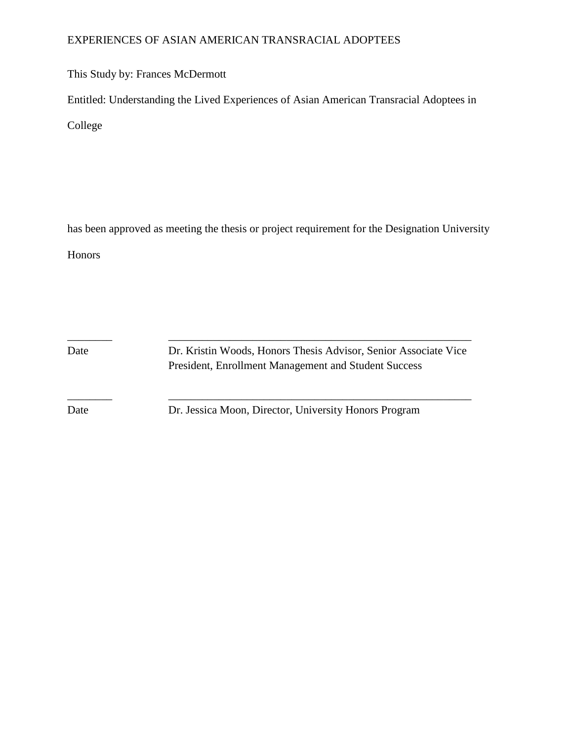This Study by: Frances McDermott

Entitled: Understanding the Lived Experiences of Asian American Transracial Adoptees in College

has been approved as meeting the thesis or project requirement for the Designation University Honors

________ ______________________________________________________

Date Dr. Kristin Woods, Honors Thesis Advisor, Senior Associate Vice President, Enrollment Management and Student Success

________ ______________________________________________________

Date Dr. Jessica Moon, Director, University Honors Program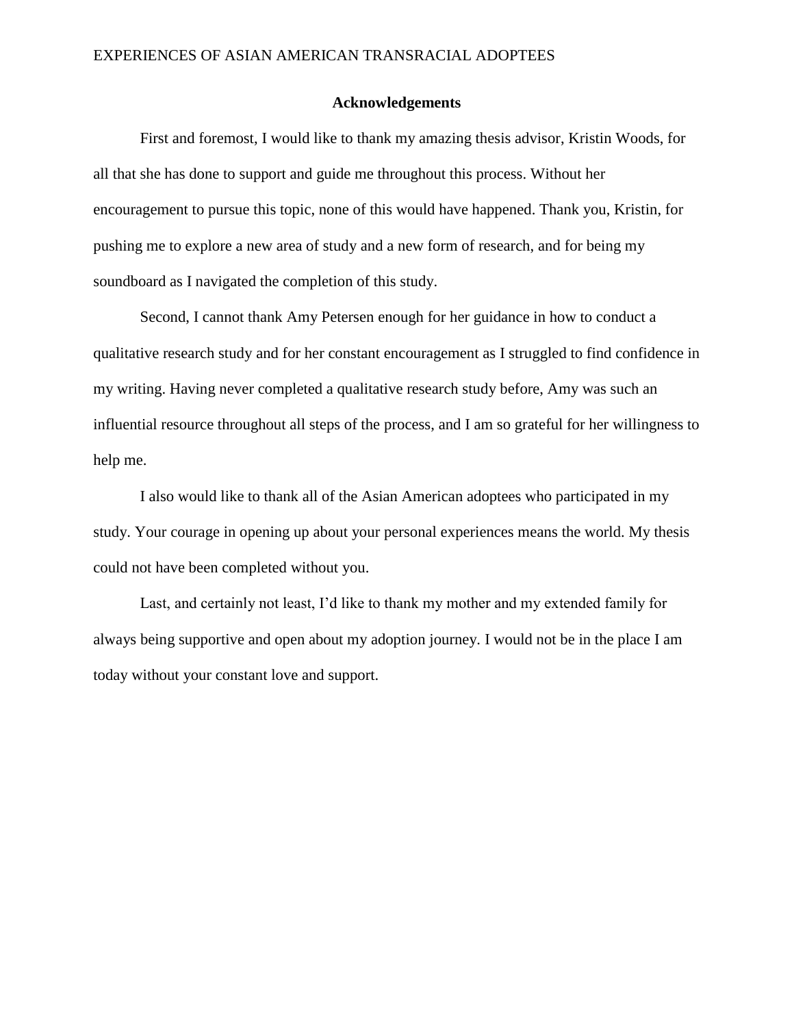## Acknowledgements

First and foremost, I would like to thank my amazing thesis advisor, Kristin Woods, for all that she has done to support and guide me throughout this process. Without her encouragement to pursue this topic, none of this would have happened. Thank you, Kristin, for pushing me to explore a new area of study and a new form of research, and for being my soundboard as I navigated the completion of this study.

Second, I cannot thank Amy Petersen enough for her guidance in how to conduct a qualitative research study and for her constant encouragement as I struggled to find confidence in my writing. Having never completed a qualitative research study before, Amy was such an influential resource throughout all steps of the process, and I am so grateful for her willingness to help me.

I also would like to thank all of the Asian American adoptees who participated in my study. Your courage in opening up about your personal experiences means the world. My thesis could not have been completed without you.

Last, and certainly not least, I'd like to thank my mother and my extended family for always being supportive and open about my adoption journey. I would not be in the place I am today without your constant love and support.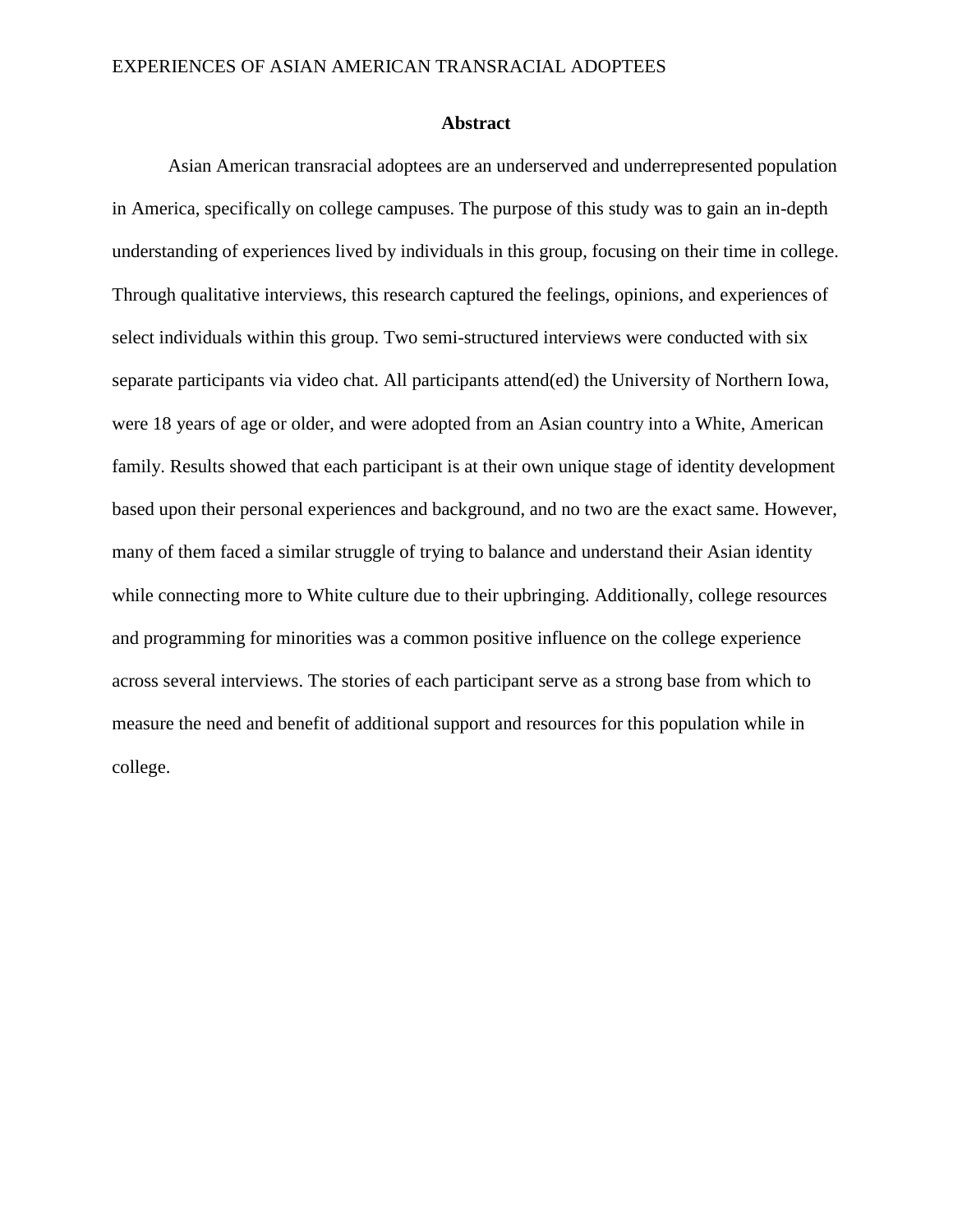## Abstract

Asian American transracial adoptees are an underserved and underrepresented population in America, specifically on college campuses. The purpose of this study was to gain an in-depth understanding of experiences lived by individuals in this group, focusing on their time in college. Through qualitative interviews, this research captured the feelings, opinions, and experiences of select individuals within this group. Two semi-structured interviews were conducted with six separate participants via video chat. All participants attend(ed) the University of Northern Iowa, were 18 years of age or older, and were adopted from an Asian country into a White, American family. Results showed that each participant is at their own unique stage of identity development based upon their personal experiences and background, and no two are the exact same. However, many of them faced a similar struggle of trying to balance and understand their Asian identity while connecting more to White culture due to their upbringing. Additionally, college resources and programming for minorities was a common positive influence on the college experience across several interviews. The stories of each participant serve as a strong base from which to measure the need and benefit of additional support and resources for this population while in college.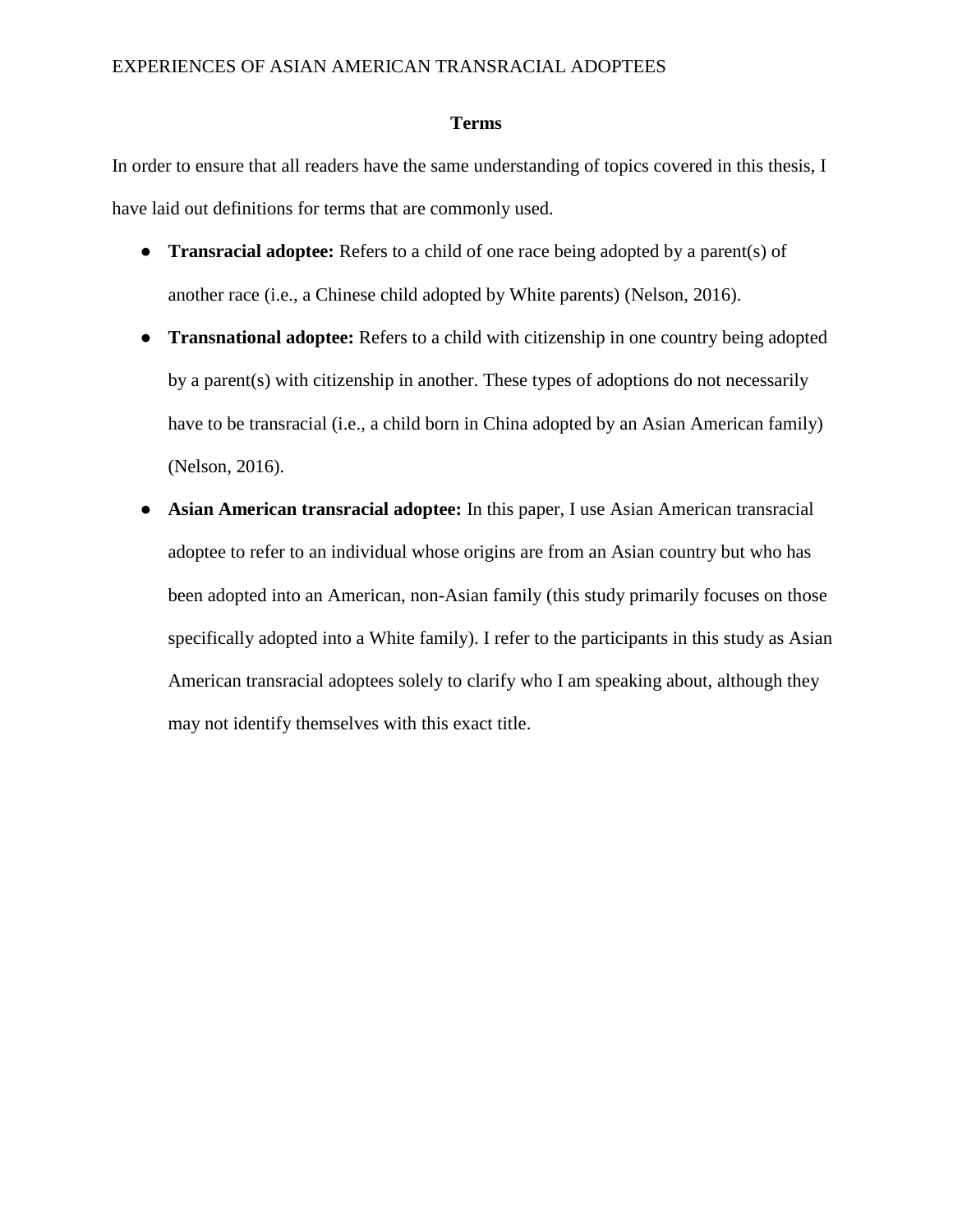## Terms

In order to ensure that all readers have the same understanding of topics covered in this thesis, I have laid out definitions for terms that are commonly used.

- **Transracial adoptee:** Refers to a child of one race being adopted by a parent(s) of another race (i.e., a Chinese child adopted by White parents) (Nelson, 2016).
- **Transnational adoptee:** Refers to a child with citizenship in one country being adopted by a parent(s) with citizenship in another. These types of adoptions do not necessarily have to be transracial (i.e., a child born in China adopted by an Asian American family) (Nelson, 2016).
- **Asian American transracial adoptee:** In this paper, I use Asian American transracial adoptee to refer to an individual whose origins are from an Asian country but who has been adopted into an American, non-Asian family (this study primarily focuses on those specifically adopted into a White family). I refer to the participants in this study as Asian American transracial adoptees solely to clarify who I am speaking about, although they may not identify themselves with this exact title.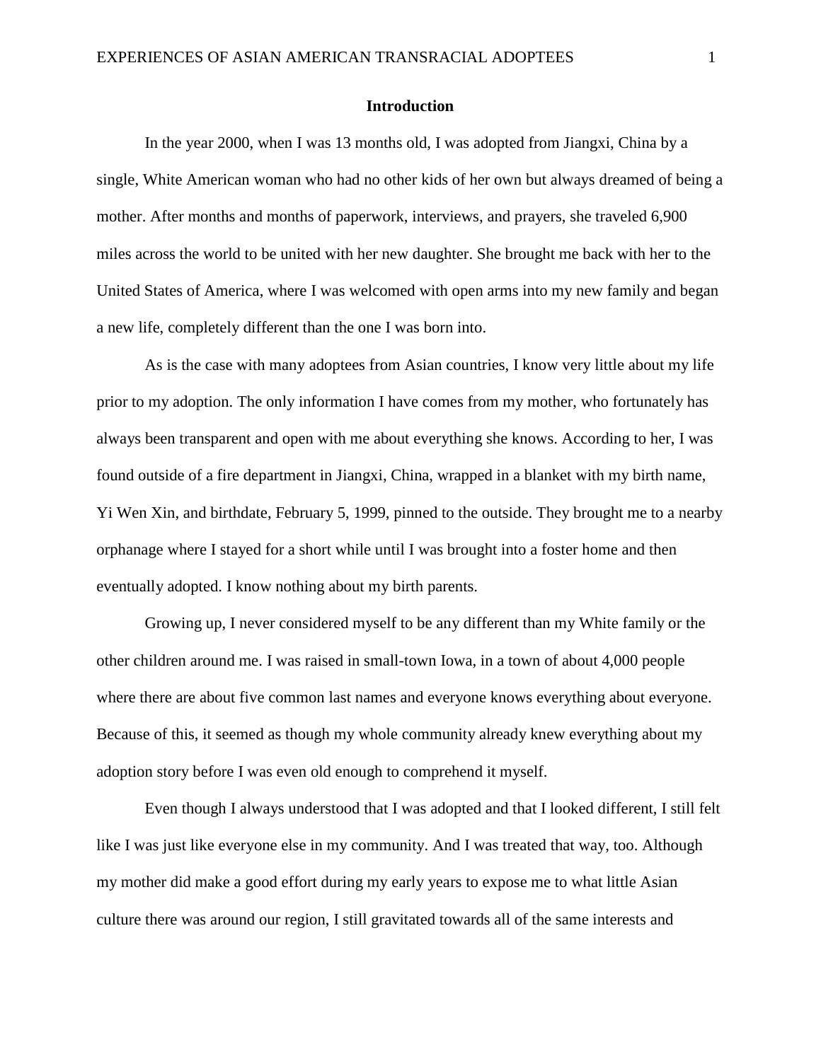## Introduction

In the year 2000, when I was 13 months old, I was adopted from Jiangxi, China by a single, White American woman who had no other kids of her own but always dreamed of being a mother. After months and months of paperwork, interviews, and prayers, she traveled 6,900 miles across the world to be united with her new daughter. She brought me back with her to the United States of America, where I was welcomed with open arms into my new family and began a new life, completely different than the one I was born into.

As is the case with many adoptees from Asian countries, I know very little about my life prior to my adoption. The only information I have comes from my mother, who fortunately has always been transparent and open with me about everything she knows. According to her, I was found outside of a fire department in Jiangxi, China, wrapped in a blanket with my birth name, Yi Wen Xin, and birthdate, February 5, 1999, pinned to the outside. They brought me to a nearby orphanage where I stayed for a short while until I was brought into a foster home and then eventually adopted. I know nothing about my birth parents.

Growing up, I never considered myself to be any different than my White family or the other children around me. I was raised in small-town Iowa, in a town of about 4,000 people where there are about five common last names and everyone knows everything about everyone. Because of this, it seemed as though my whole community already knew everything about my adoption story before I was even old enough to comprehend it myself.

Even though I always understood that I was adopted and that I looked different, I still felt like I was just like everyone else in my community. And I was treated that way, too. Although my mother did make a good effort during my early years to expose me to what little Asian culture there was around our region, I still gravitated towards all of the same interests and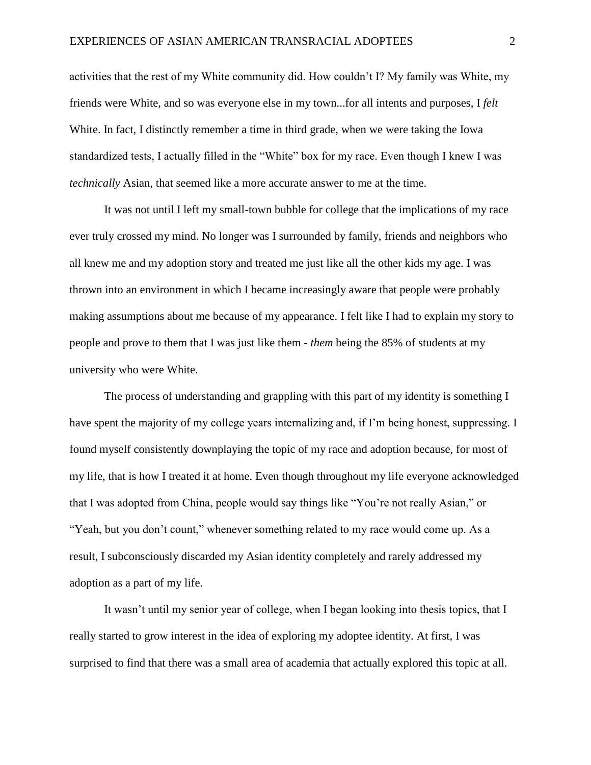activities that the rest of my White community did. How couldn't I? My family was White, my friends were White, and so was everyone else in my town...for all intents and purposes, I *felt* White. In fact, I distinctly remember a time in third grade, when we were taking the Iowa standardized tests, I actually filled in the "White" box for my race. Even though I knew I was *technically* Asian, that seemed like a more accurate answer to me at the time.

It was not until I left my small-town bubble for college that the implications of my race ever truly crossed my mind. No longer was I surrounded by family, friends and neighbors who all knew me and my adoption story and treated me just like all the other kids my age. I was thrown into an environment in which I became increasingly aware that people were probably making assumptions about me because of my appearance. I felt like I had to explain my story to people and prove to them that I was just like them - *them* being the 85% of students at my university who were White.

The process of understanding and grappling with this part of my identity is something I have spent the majority of my college years internalizing and, if I'm being honest, suppressing. I found myself consistently downplaying the topic of my race and adoption because, for most of my life, that is how I treated it at home. Even though throughout my life everyone acknowledged that I was adopted from China, people would say things like "You're not really Asian," or "Yeah, but you don't count," whenever something related to my race would come up. As a result, I subconsciously discarded my Asian identity completely and rarely addressed my adoption as a part of my life.

It wasn't until my senior year of college, when I began looking into thesis topics, that I really started to grow interest in the idea of exploring my adoptee identity. At first, I was surprised to find that there was a small area of academia that actually explored this topic at all.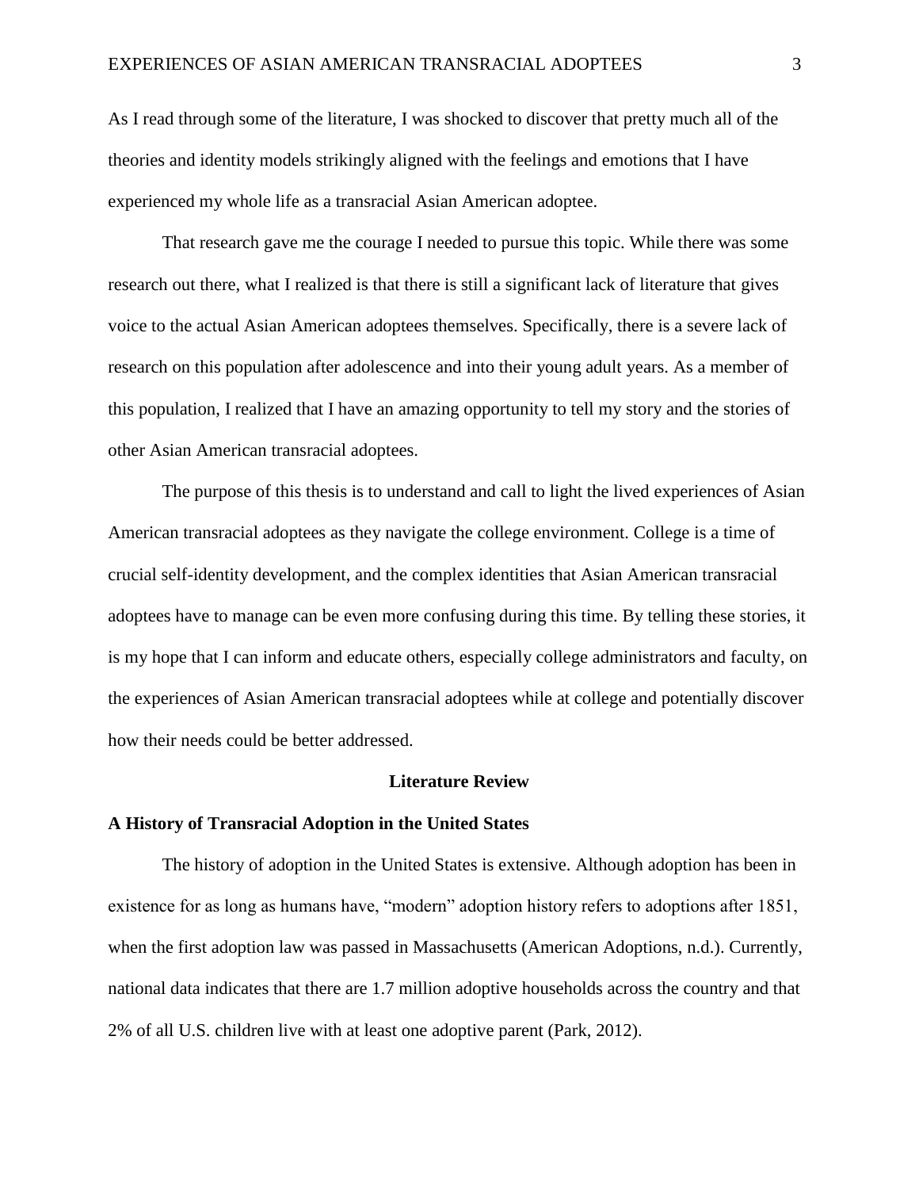As I read through some of the literature, I was shocked to discover that pretty much all of the theories and identity models strikingly aligned with the feelings and emotions that I have experienced my whole life as a transracial Asian American adoptee.

That research gave me the courage I needed to pursue this topic. While there was some research out there, what I realized is that there is still a significant lack of literature that gives voice to the actual Asian American adoptees themselves. Specifically, there is a severe lack of research on this population after adolescence and into their young adult years. As a member of this population, I realized that I have an amazing opportunity to tell my story and the stories of other Asian American transracial adoptees.

The purpose of this thesis is to understand and call to light the lived experiences of Asian American transracial adoptees as they navigate the college environment. College is a time of crucial self-identity development, and the complex identities that Asian American transracial adoptees have to manage can be even more confusing during this time. By telling these stories, it is my hope that I can inform and educate others, especially college administrators and faculty, on the experiences of Asian American transracial adoptees while at college and potentially discover how their needs could be better addressed.

## Literature Review

### A History of Transracial Adoption in the United States

The history of adoption in the United States is extensive. Although adoption has been in existence for as long as humans have, "modern" adoption history refers to adoptions after 1851, when the first adoption law was passed in Massachusetts (American Adoptions, n.d.). Currently, national data indicates that there are 1.7 million adoptive households across the country and that 2% of all U.S. children live with at least one adoptive parent (Park, 2012).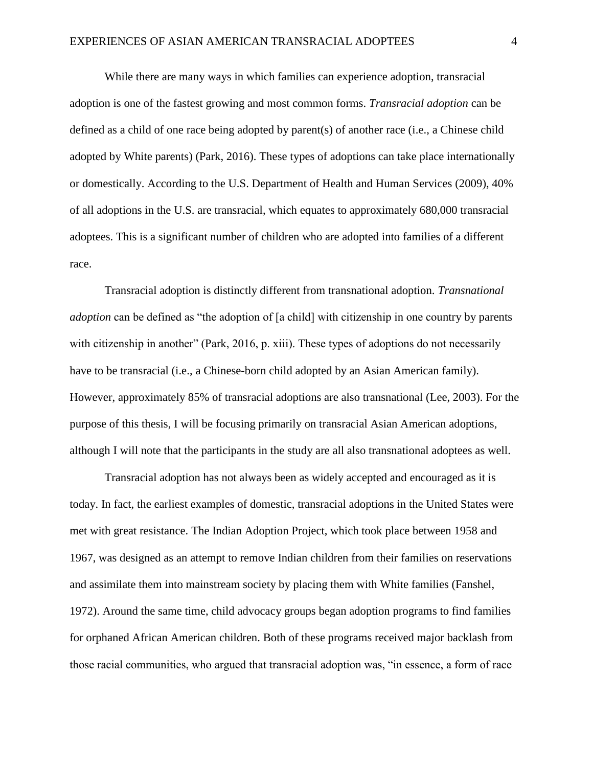While there are many ways in which families can experience adoption, transracial adoption is one of the fastest growing and most common forms. *Transracial adoption* can be defined as a child of one race being adopted by parent(s) of another race (i.e., a Chinese child adopted by White parents) (Park, 2016). These types of adoptions can take place internationally or domestically. According to the U.S. Department of Health and Human Services (2009), 40% of all adoptions in the U.S. are transracial, which equates to approximately 680,000 transracial adoptees. This is a significant number of children who are adopted into families of a different race.

Transracial adoption is distinctly different from transnational adoption. *Transnational adoption* can be defined as "the adoption of [a child] with citizenship in one country by parents with citizenship in another" (Park, 2016, p. xiii). These types of adoptions do not necessarily have to be transracial (i.e., a Chinese-born child adopted by an Asian American family). However, approximately 85% of transracial adoptions are also transnational (Lee, 2003). For the purpose of this thesis, I will be focusing primarily on transracial Asian American adoptions, although I will note that the participants in the study are all also transnational adoptees as well.

Transracial adoption has not always been as widely accepted and encouraged as it is today. In fact, the earliest examples of domestic, transracial adoptions in the United States were met with great resistance. The Indian Adoption Project, which took place between 1958 and 1967, was designed as an attempt to remove Indian children from their families on reservations and assimilate them into mainstream society by placing them with White families (Fanshel, 1972). Around the same time, child advocacy groups began adoption programs to find families for orphaned African American children. Both of these programs received major backlash from those racial communities, who argued that transracial adoption was, "in essence, a form of race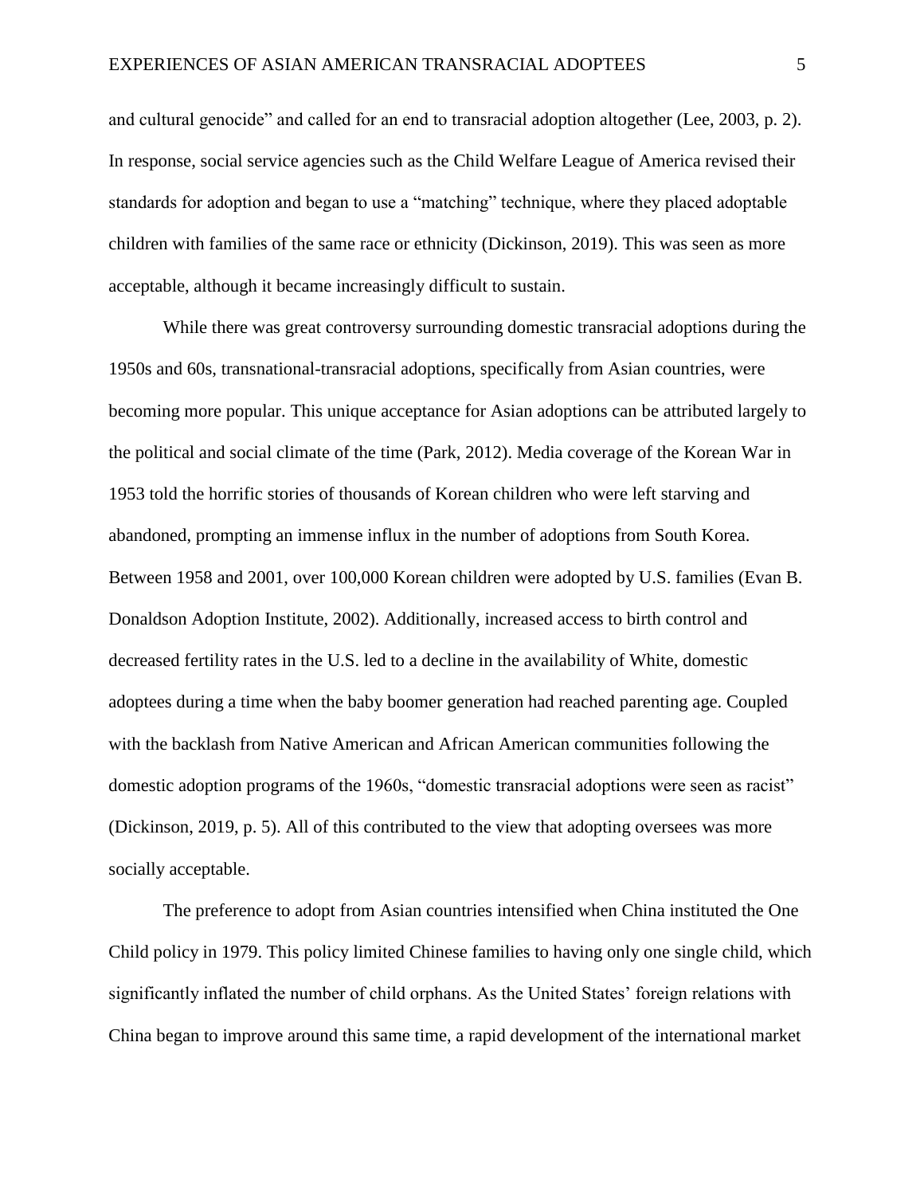and cultural genocide" and called for an end to transracial adoption altogether (Lee, 2003, p. 2). In response, social service agencies such as the Child Welfare League of America revised their standards for adoption and began to use a "matching" technique, where they placed adoptable children with families of the same race or ethnicity (Dickinson, 2019). This was seen as more acceptable, although it became increasingly difficult to sustain.

While there was great controversy surrounding domestic transracial adoptions during the 1950s and 60s, transnational-transracial adoptions, specifically from Asian countries, were becoming more popular. This unique acceptance for Asian adoptions can be attributed largely to the political and social climate of the time (Park, 2012). Media coverage of the Korean War in 1953 told the horrific stories of thousands of Korean children who were left starving and abandoned, prompting an immense influx in the number of adoptions from South Korea. Between 1958 and 2001, over 100,000 Korean children were adopted by U.S. families (Evan B. Donaldson Adoption Institute, 2002). Additionally, increased access to birth control and decreased fertility rates in the U.S. led to a decline in the availability of White, domestic adoptees during a time when the baby boomer generation had reached parenting age. Coupled with the backlash from Native American and African American communities following the domestic adoption programs of the 1960s, "domestic transracial adoptions were seen as racist" (Dickinson, 2019, p. 5). All of this contributed to the view that adopting oversees was more socially acceptable.

The preference to adopt from Asian countries intensified when China instituted the One Child policy in 1979. This policy limited Chinese families to having only one single child, which significantly inflated the number of child orphans. As the United States' foreign relations with China began to improve around this same time, a rapid development of the international market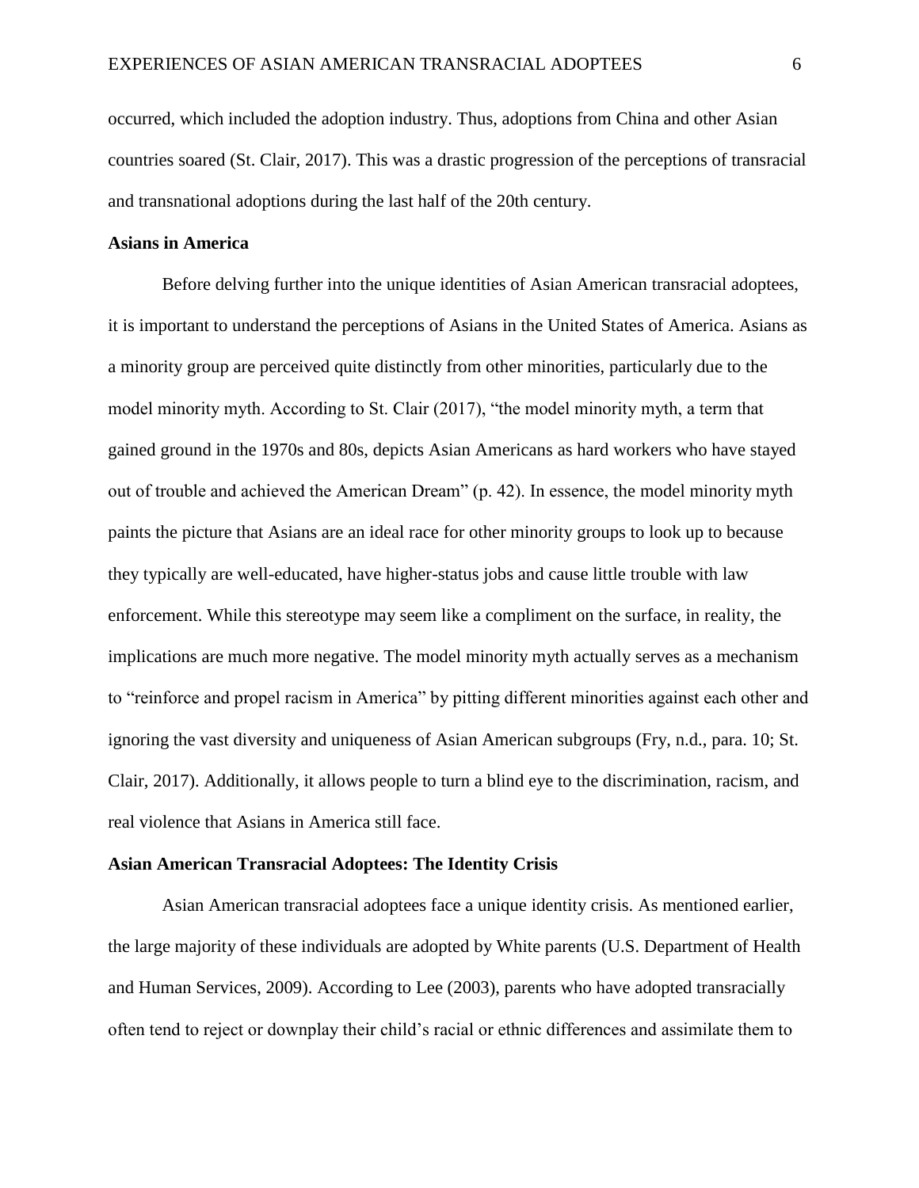occurred, which included the adoption industry. Thus, adoptions from China and other Asian countries soared (St. Clair, 2017). This was a drastic progression of the perceptions of transracial and transnational adoptions during the last half of the 20th century.

## Asians in America

Before delving further into the unique identities of Asian American transracial adoptees, it is important to understand the perceptions of Asians in the United States of America. Asians as a minority group are perceived quite distinctly from other minorities, particularly due to the model minority myth. According to St. Clair (2017), "the model minority myth, a term that gained ground in the 1970s and 80s, depicts Asian Americans as hard workers who have stayed out of trouble and achieved the American Dream" (p. 42). In essence, the model minority myth paints the picture that Asians are an ideal race for other minority groups to look up to because they typically are well-educated, have higher-status jobs and cause little trouble with law enforcement. While this stereotype may seem like a compliment on the surface, in reality, the implications are much more negative. The model minority myth actually serves as a mechanism to "reinforce and propel racism in America" by pitting different minorities against each other and ignoring the vast diversity and uniqueness of Asian American subgroups (Fry, n.d., para. 10; St. Clair, 2017). Additionally, it allows people to turn a blind eye to the discrimination, racism, and real violence that Asians in America still face.

## Asian American Transracial Adoptees: The Identity Crisis

Asian American transracial adoptees face a unique identity crisis. As mentioned earlier, the large majority of these individuals are adopted by White parents (U.S. Department of Health and Human Services, 2009). According to Lee (2003), parents who have adopted transracially often tend to reject or downplay their child's racial or ethnic differences and assimilate them to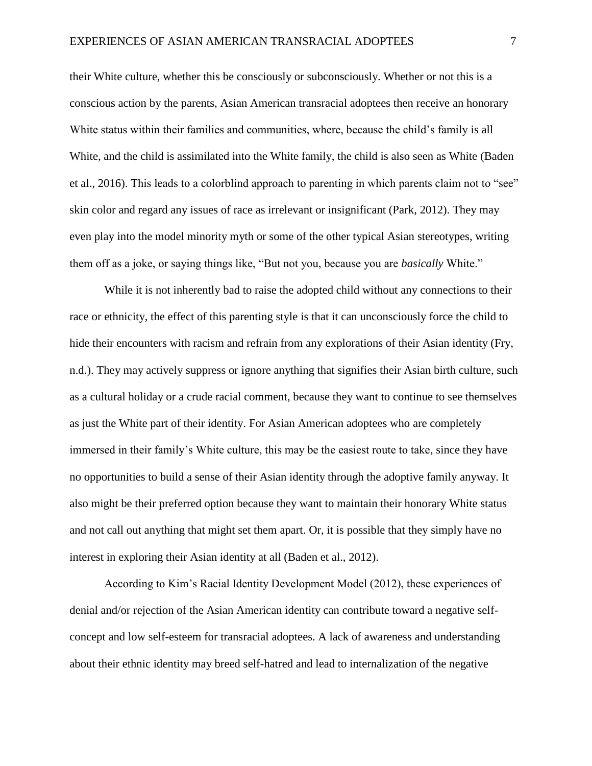their White culture, whether this be consciously or subconsciously. Whether or not this is a conscious action by the parents, Asian American transracial adoptees then receive an honorary White status within their families and communities, where, because the child's family is all White, and the child is assimilated into the White family, the child is also seen as White (Baden et al., 2016). This leads to a colorblind approach to parenting in which parents claim not to "see" skin color and regard any issues of race as irrelevant or insignificant (Park, 2012). They may even play into the model minority myth or some of the other typical Asian stereotypes, writing them off as a joke, or saying things like, "But not you, because you are *basically* White."

While it is not inherently bad to raise the adopted child without any connections to their race or ethnicity, the effect of this parenting style is that it can unconsciously force the child to hide their encounters with racism and refrain from any explorations of their Asian identity (Fry, n.d.). They may actively suppress or ignore anything that signifies their Asian birth culture, such as a cultural holiday or a crude racial comment, because they want to continue to see themselves as just the White part of their identity. For Asian American adoptees who are completely immersed in their family's White culture, this may be the easiest route to take, since they have no opportunities to build a sense of their Asian identity through the adoptive family anyway. It also might be their preferred option because they want to maintain their honorary White status and not call out anything that might set them apart. Or, it is possible that they simply have no interest in exploring their Asian identity at all (Baden et al., 2012).

According to Kim's Racial Identity Development Model (2012), these experiences of denial and/or rejection of the Asian American identity can contribute toward a negative self-concept and low self-esteem for transracial adoptees. A lack of awareness and understanding about their ethnic identity may breed self-hatred and lead to internalization of the negative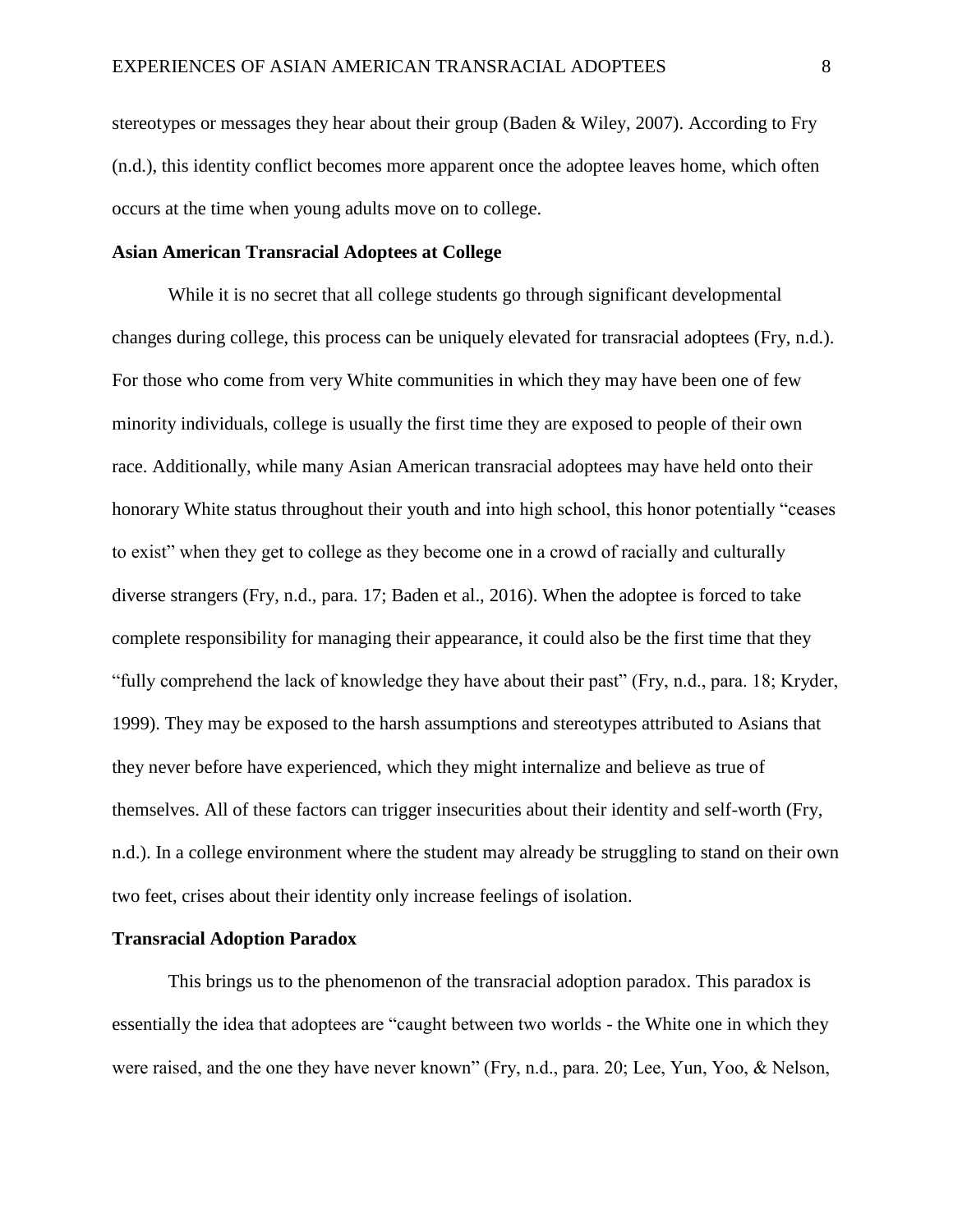stereotypes or messages they hear about their group (Baden & Wiley, 2007). According to Fry (n.d.), this identity conflict becomes more apparent once the adoptee leaves home, which often occurs at the time when young adults move on to college.

**Asian American Transracial Adoptees at College**

While it is no secret that all college students go through significant developmental changes during college, this process can be uniquely elevated for transracial adoptees (Fry, n.d.). For those who come from very White communities in which they may have been one of few minority individuals, college is usually the first time they are exposed to people of their own race. Additionally, while many Asian American transracial adoptees may have held onto their honorary White status throughout their youth and into high school, this honor potentially "ceases to exist" when they get to college as they become one in a crowd of racially and culturally diverse strangers (Fry, n.d., para. 17; Baden et al., 2016). When the adoptee is forced to take complete responsibility for managing their appearance, it could also be the first time that they "fully comprehend the lack of knowledge they have about their past" (Fry, n.d., para. 18; Kryder, 1999). They may be exposed to the harsh assumptions and stereotypes attributed to Asians that they never before have experienced, which they might internalize and believe as true of themselves. All of these factors can trigger insecurities about their identity and self-worth (Fry, n.d.). In a college environment where the student may already be struggling to stand on their own two feet, crises about their identity only increase feelings of isolation.

**Transracial Adoption Paradox**

This brings us to the phenomenon of the transracial adoption paradox. This paradox is essentially the idea that adoptees are "caught between two worlds - the White one in which they were raised, and the one they have never known" (Fry, n.d., para. 20; Lee, Yun, Yoo, & Nelson,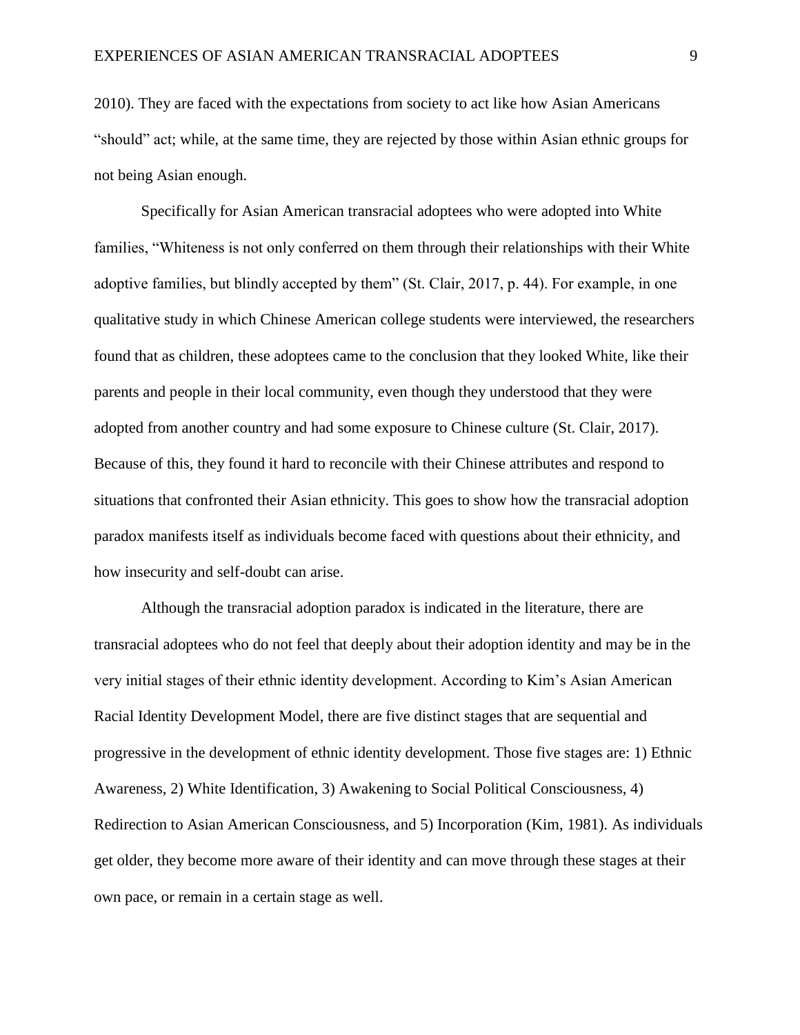2010). They are faced with the expectations from society to act like how Asian Americans "should" act; while, at the same time, they are rejected by those within Asian ethnic groups for not being Asian enough.

Specifically for Asian American transracial adoptees who were adopted into White families, "Whiteness is not only conferred on them through their relationships with their White adoptive families, but blindly accepted by them" (St. Clair, 2017, p. 44). For example, in one qualitative study in which Chinese American college students were interviewed, the researchers found that as children, these adoptees came to the conclusion that they looked White, like their parents and people in their local community, even though they understood that they were adopted from another country and had some exposure to Chinese culture (St. Clair, 2017). Because of this, they found it hard to reconcile with their Chinese attributes and respond to situations that confronted their Asian ethnicity. This goes to show how the transracial adoption paradox manifests itself as individuals become faced with questions about their ethnicity, and how insecurity and self-doubt can arise.

Although the transracial adoption paradox is indicated in the literature, there are transracial adoptees who do not feel that deeply about their adoption identity and may be in the very initial stages of their ethnic identity development. According to Kim's Asian American Racial Identity Development Model, there are five distinct stages that are sequential and progressive in the development of ethnic identity development. Those five stages are: 1) Ethnic Awareness, 2) White Identification, 3) Awakening to Social Political Consciousness, 4) Redirection to Asian American Consciousness, and 5) Incorporation (Kim, 1981). As individuals get older, they become more aware of their identity and can move through these stages at their own pace, or remain in a certain stage as well.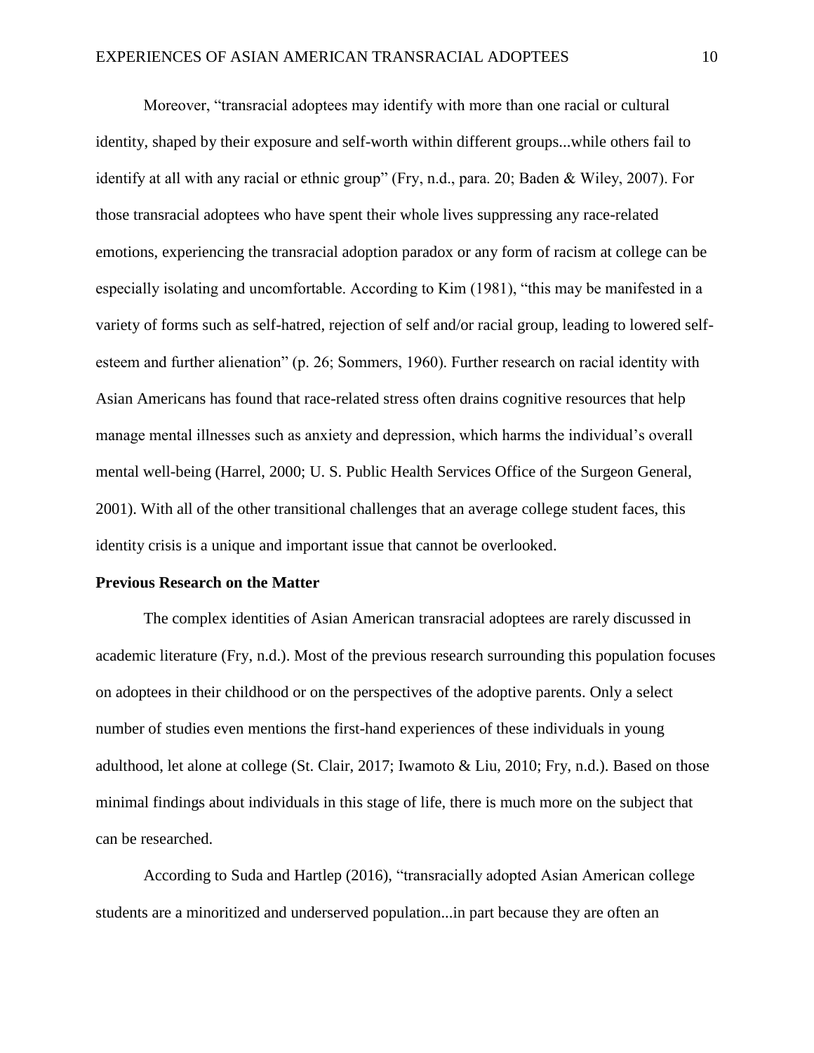Moreover, "transracial adoptees may identify with more than one racial or cultural identity, shaped by their exposure and self-worth within different groups...while others fail to identify at all with any racial or ethnic group" (Fry, n.d., para. 20; Baden & Wiley, 2007). For those transracial adoptees who have spent their whole lives suppressing any race-related emotions, experiencing the transracial adoption paradox or any form of racism at college can be especially isolating and uncomfortable. According to Kim (1981), "this may be manifested in a variety of forms such as self-hatred, rejection of self and/or racial group, leading to lowered self-esteem and further alienation" (p. 26; Sommers, 1960). Further research on racial identity with Asian Americans has found that race-related stress often drains cognitive resources that help manage mental illnesses such as anxiety and depression, which harms the individual's overall mental well-being (Harrel, 2000; U. S. Public Health Services Office of the Surgeon General, 2001). With all of the other transitional challenges that an average college student faces, this identity crisis is a unique and important issue that cannot be overlooked.

**Previous Research on the Matter**

The complex identities of Asian American transracial adoptees are rarely discussed in academic literature (Fry, n.d.). Most of the previous research surrounding this population focuses on adoptees in their childhood or on the perspectives of the adoptive parents. Only a select number of studies even mentions the first-hand experiences of these individuals in young adulthood, let alone at college (St. Clair, 2017; Iwamoto & Liu, 2010; Fry, n.d.). Based on those minimal findings about individuals in this stage of life, there is much more on the subject that can be researched.

According to Suda and Hartlep (2016), "transracially adopted Asian American college students are a minoritized and underserved population...in part because they are often an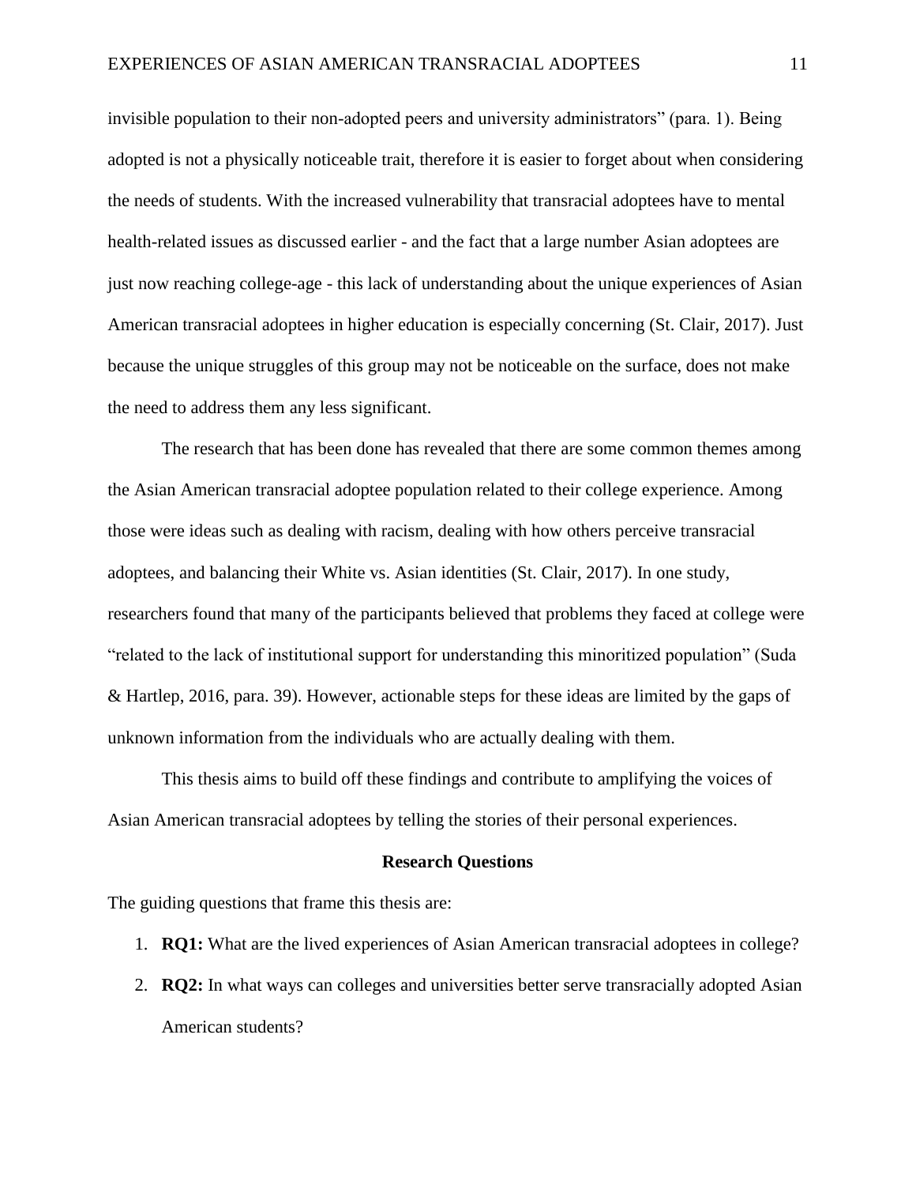invisible population to their non-adopted peers and university administrators" (para. 1). Being adopted is not a physically noticeable trait, therefore it is easier to forget about when considering the needs of students. With the increased vulnerability that transracial adoptees have to mental health-related issues as discussed earlier - and the fact that a large number Asian adoptees are just now reaching college-age - this lack of understanding about the unique experiences of Asian American transracial adoptees in higher education is especially concerning (St. Clair, 2017). Just because the unique struggles of this group may not be noticeable on the surface, does not make the need to address them any less significant.

The research that has been done has revealed that there are some common themes among the Asian American transracial adoptee population related to their college experience. Among those were ideas such as dealing with racism, dealing with how others perceive transracial adoptees, and balancing their White vs. Asian identities (St. Clair, 2017). In one study, researchers found that many of the participants believed that problems they faced at college were "related to the lack of institutional support for understanding this minoritized population" (Suda & Hartlep, 2016, para. 39). However, actionable steps for these ideas are limited by the gaps of unknown information from the individuals who are actually dealing with them.

This thesis aims to build off these findings and contribute to amplifying the voices of Asian American transracial adoptees by telling the stories of their personal experiences.

## Research Questions

The guiding questions that frame this thesis are:

1. **RQ1:** What are the lived experiences of Asian American transracial adoptees in college?
2. **RQ2:** In what ways can colleges and universities better serve transracially adopted Asian American students?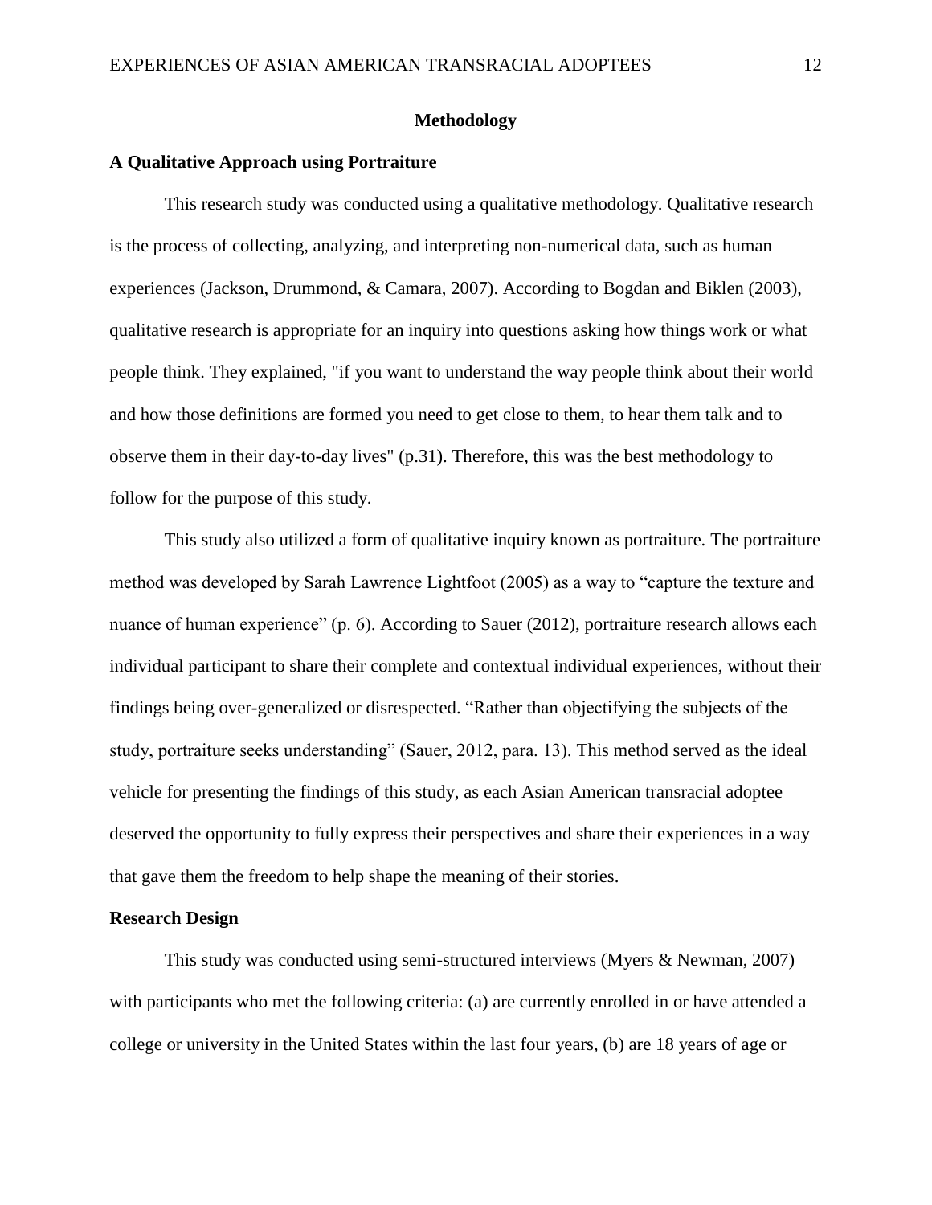## Methodology

### A Qualitative Approach using Portraiture

This research study was conducted using a qualitative methodology. Qualitative research is the process of collecting, analyzing, and interpreting non-numerical data, such as human experiences (Jackson, Drummond, & Camara, 2007). According to Bogdan and Biklen (2003), qualitative research is appropriate for an inquiry into questions asking how things work or what people think. They explained, "if you want to understand the way people think about their world and how those definitions are formed you need to get close to them, to hear them talk and to observe them in their day-to-day lives" (p.31). Therefore, this was the best methodology to follow for the purpose of this study.

This study also utilized a form of qualitative inquiry known as portraiture. The portraiture method was developed by Sarah Lawrence Lightfoot (2005) as a way to "capture the texture and nuance of human experience" (p. 6). According to Sauer (2012), portraiture research allows each individual participant to share their complete and contextual individual experiences, without their findings being over-generalized or disrespected. "Rather than objectifying the subjects of the study, portraiture seeks understanding" (Sauer, 2012, para. 13). This method served as the ideal vehicle for presenting the findings of this study, as each Asian American transracial adoptee deserved the opportunity to fully express their perspectives and share their experiences in a way that gave them the freedom to help shape the meaning of their stories.

### Research Design

This study was conducted using semi-structured interviews (Myers & Newman, 2007) with participants who met the following criteria: (a) are currently enrolled in or have attended a college or university in the United States within the last four years, (b) are 18 years of age or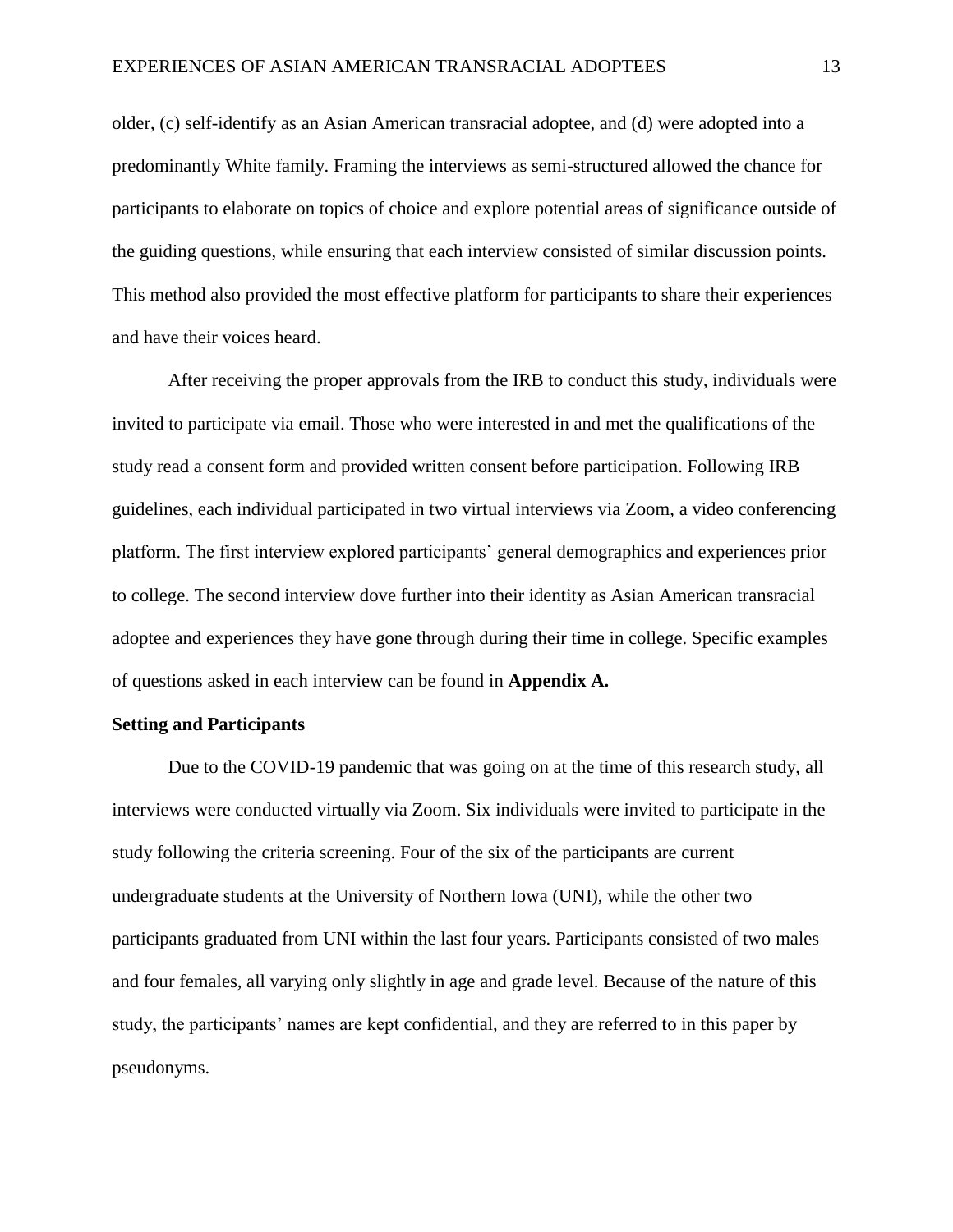older, (c) self-identify as an Asian American transracial adoptee, and (d) were adopted into a predominantly White family. Framing the interviews as semi-structured allowed the chance for participants to elaborate on topics of choice and explore potential areas of significance outside of the guiding questions, while ensuring that each interview consisted of similar discussion points. This method also provided the most effective platform for participants to share their experiences and have their voices heard.

After receiving the proper approvals from the IRB to conduct this study, individuals were invited to participate via email. Those who were interested in and met the qualifications of the study read a consent form and provided written consent before participation. Following IRB guidelines, each individual participated in two virtual interviews via Zoom, a video conferencing platform. The first interview explored participants' general demographics and experiences prior to college. The second interview dove further into their identity as Asian American transracial adoptee and experiences they have gone through during their time in college. Specific examples of questions asked in each interview can be found in **Appendix A.**

**Setting and Participants**

Due to the COVID-19 pandemic that was going on at the time of this research study, all interviews were conducted virtually via Zoom. Six individuals were invited to participate in the study following the criteria screening. Four of the six of the participants are current undergraduate students at the University of Northern Iowa (UNI), while the other two participants graduated from UNI within the last four years. Participants consisted of two males and four females, all varying only slightly in age and grade level. Because of the nature of this study, the participants' names are kept confidential, and they are referred to in this paper by pseudonyms.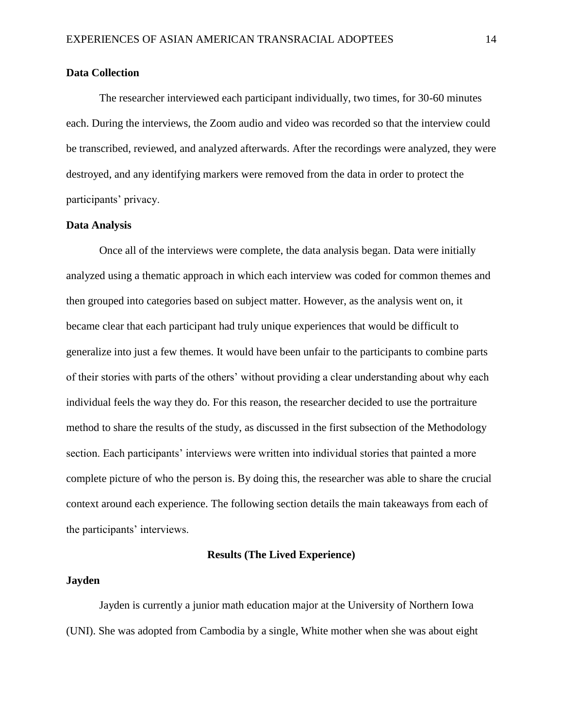## Data Collection

The researcher interviewed each participant individually, two times, for 30-60 minutes each. During the interviews, the Zoom audio and video was recorded so that the interview could be transcribed, reviewed, and analyzed afterwards. After the recordings were analyzed, they were destroyed, and any identifying markers were removed from the data in order to protect the participants' privacy.

## Data Analysis

Once all of the interviews were complete, the data analysis began. Data were initially analyzed using a thematic approach in which each interview was coded for common themes and then grouped into categories based on subject matter. However, as the analysis went on, it became clear that each participant had truly unique experiences that would be difficult to generalize into just a few themes. It would have been unfair to the participants to combine parts of their stories with parts of the others' without providing a clear understanding about why each individual feels the way they do. For this reason, the researcher decided to use the portraiture method to share the results of the study, as discussed in the first subsection of the Methodology section. Each participants' interviews were written into individual stories that painted a more complete picture of who the person is. By doing this, the researcher was able to share the crucial context around each experience. The following section details the main takeaways from each of the participants' interviews.

# Results (The Lived Experience)

## Jayden

Jayden is currently a junior math education major at the University of Northern Iowa (UNI). She was adopted from Cambodia by a single, White mother when she was about eight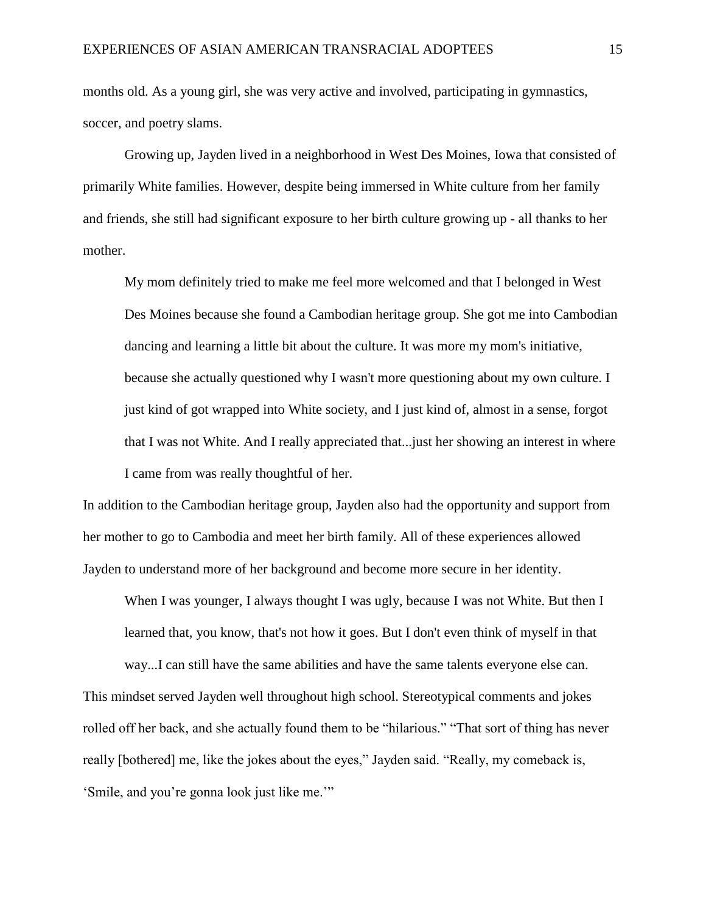months old. As a young girl, she was very active and involved, participating in gymnastics, soccer, and poetry slams.

Growing up, Jayden lived in a neighborhood in West Des Moines, Iowa that consisted of primarily White families. However, despite being immersed in White culture from her family and friends, she still had significant exposure to her birth culture growing up - all thanks to her mother.

> My mom definitely tried to make me feel more welcomed and that I belonged in West Des Moines because she found a Cambodian heritage group. She got me into Cambodian dancing and learning a little bit about the culture. It was more my mom's initiative, because she actually questioned why I wasn't more questioning about my own culture. I just kind of got wrapped into White society, and I just kind of, almost in a sense, forgot that I was not White. And I really appreciated that...just her showing an interest in where I came from was really thoughtful of her.

In addition to the Cambodian heritage group, Jayden also had the opportunity and support from her mother to go to Cambodia and meet her birth family. All of these experiences allowed Jayden to understand more of her background and become more secure in her identity.

> When I was younger, I always thought I was ugly, because I was not White. But then I learned that, you know, that's not how it goes. But I don't even think of myself in that way...I can still have the same abilities and have the same talents everyone else can.

This mindset served Jayden well throughout high school. Stereotypical comments and jokes rolled off her back, and she actually found them to be "hilarious." "That sort of thing has never really [bothered] me, like the jokes about the eyes," Jayden said. "Really, my comeback is, 'Smile, and you're gonna look just like me.'"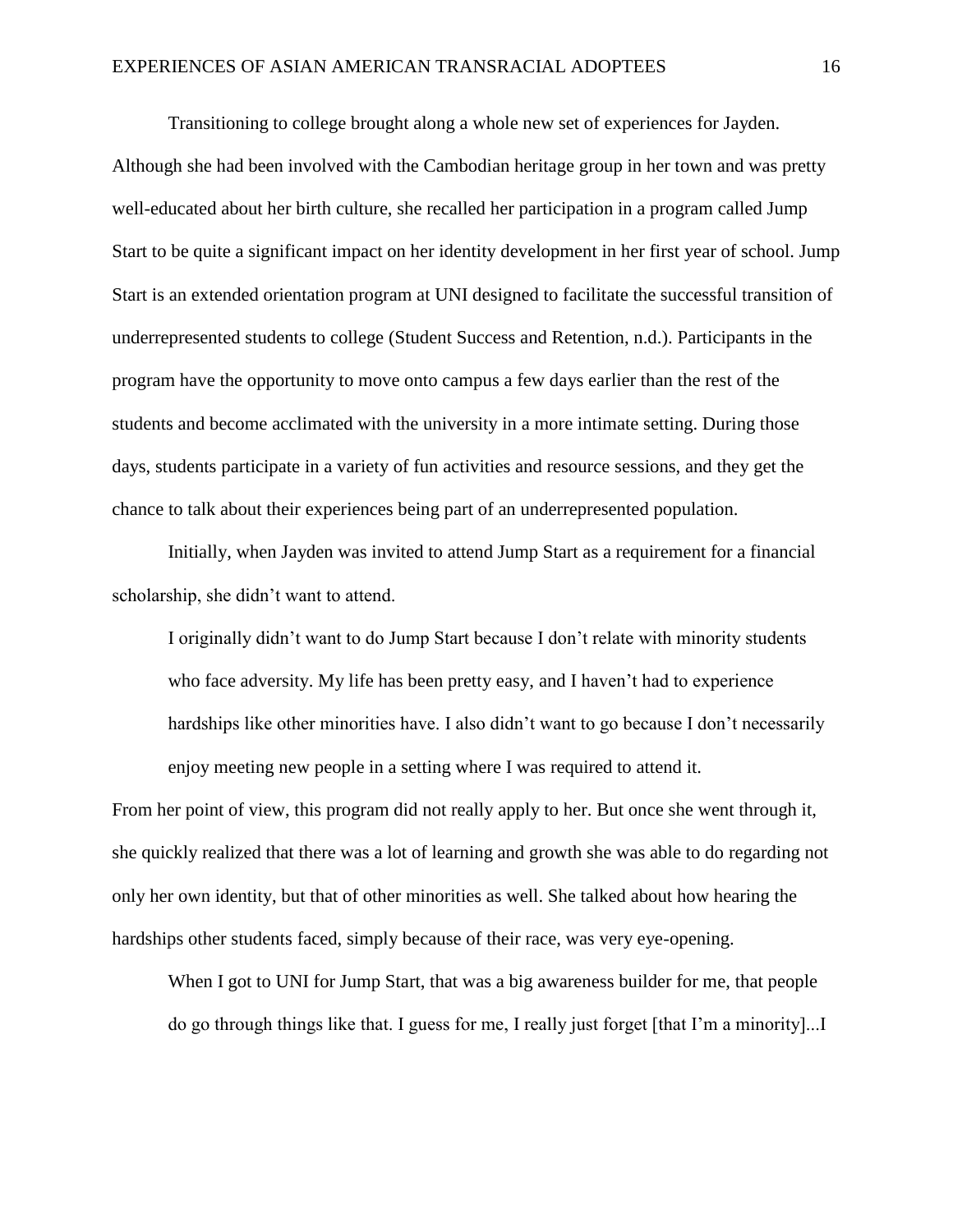Transitioning to college brought along a whole new set of experiences for Jayden. Although she had been involved with the Cambodian heritage group in her town and was pretty well-educated about her birth culture, she recalled her participation in a program called Jump Start to be quite a significant impact on her identity development in her first year of school. Jump Start is an extended orientation program at UNI designed to facilitate the successful transition of underrepresented students to college (Student Success and Retention, n.d.). Participants in the program have the opportunity to move onto campus a few days earlier than the rest of the students and become acclimated with the university in a more intimate setting. During those days, students participate in a variety of fun activities and resource sessions, and they get the chance to talk about their experiences being part of an underrepresented population.

Initially, when Jayden was invited to attend Jump Start as a requirement for a financial scholarship, she didn't want to attend.

> I originally didn't want to do Jump Start because I don't relate with minority students who face adversity. My life has been pretty easy, and I haven't had to experience hardships like other minorities have. I also didn't want to go because I don't necessarily enjoy meeting new people in a setting where I was required to attend it.

From her point of view, this program did not really apply to her. But once she went through it, she quickly realized that there was a lot of learning and growth she was able to do regarding not only her own identity, but that of other minorities as well. She talked about how hearing the hardships other students faced, simply because of their race, was very eye-opening.

> When I got to UNI for Jump Start, that was a big awareness builder for me, that people do go through things like that. I guess for me, I really just forget [that I'm a minority]...I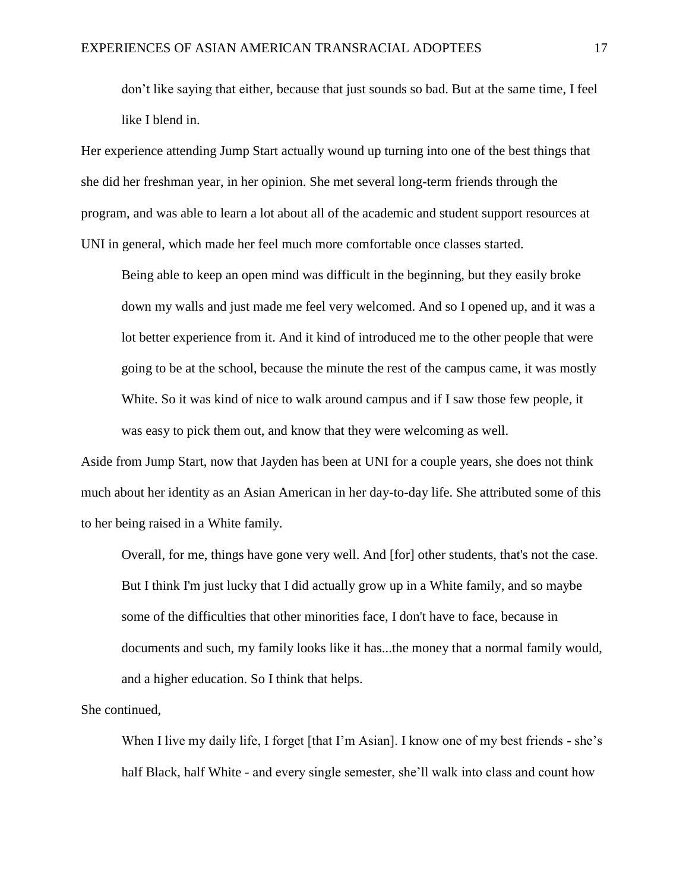> don't like saying that either, because that just sounds so bad. But at the same time, I feel like I blend in.

Her experience attending Jump Start actually wound up turning into one of the best things that she did her freshman year, in her opinion. She met several long-term friends through the program, and was able to learn a lot about all of the academic and student support resources at UNI in general, which made her feel much more comfortable once classes started.

> Being able to keep an open mind was difficult in the beginning, but they easily broke down my walls and just made me feel very welcomed. And so I opened up, and it was a lot better experience from it. And it kind of introduced me to the other people that were going to be at the school, because the minute the rest of the campus came, it was mostly White. So it was kind of nice to walk around campus and if I saw those few people, it was easy to pick them out, and know that they were welcoming as well.

Aside from Jump Start, now that Jayden has been at UNI for a couple years, she does not think much about her identity as an Asian American in her day-to-day life. She attributed some of this to her being raised in a White family.

> Overall, for me, things have gone very well. And [for] other students, that's not the case. But I think I'm just lucky that I did actually grow up in a White family, and so maybe some of the difficulties that other minorities face, I don't have to face, because in documents and such, my family looks like it has...the money that a normal family would, and a higher education. So I think that helps.

She continued,

> When I live my daily life, I forget [that I'm Asian]. I know one of my best friends - she's half Black, half White - and every single semester, she'll walk into class and count how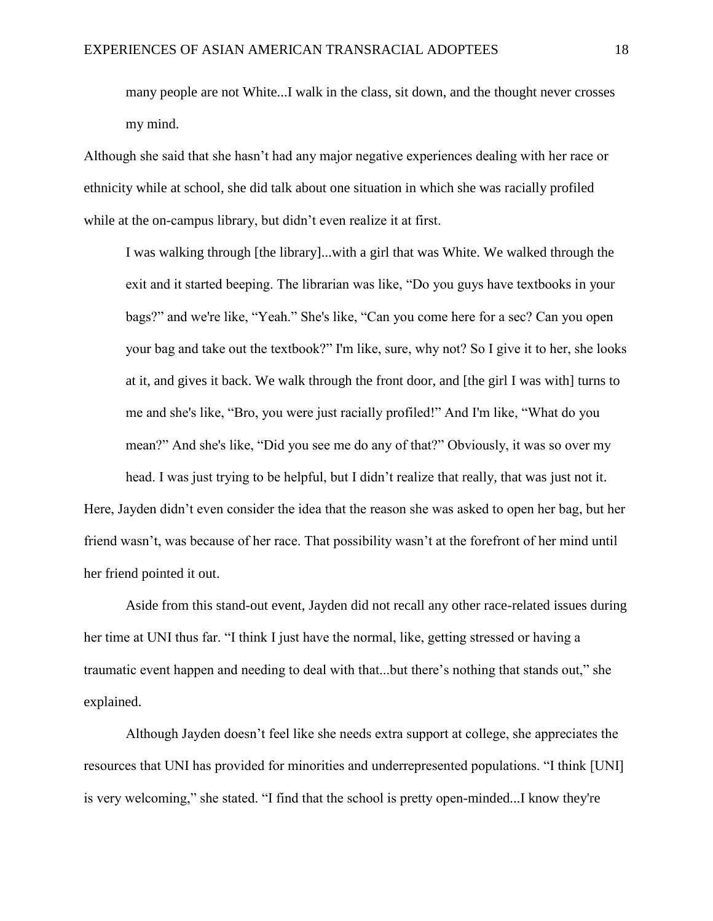> many people are not White...I walk in the class, sit down, and the thought never crosses my mind.

Although she said that she hasn't had any major negative experiences dealing with her race or ethnicity while at school, she did talk about one situation in which she was racially profiled while at the on-campus library, but didn't even realize it at first.

> I was walking through [the library]...with a girl that was White. We walked through the exit and it started beeping. The librarian was like, "Do you guys have textbooks in your bags?" and we're like, "Yeah." She's like, "Can you come here for a sec? Can you open your bag and take out the textbook?" I'm like, sure, why not? So I give it to her, she looks at it, and gives it back. We walk through the front door, and [the girl I was with] turns to me and she's like, "Bro, you were just racially profiled!" And I'm like, "What do you mean?" And she's like, "Did you see me do any of that?" Obviously, it was so over my head. I was just trying to be helpful, but I didn't realize that really, that was just not it.

Here, Jayden didn't even consider the idea that the reason she was asked to open her bag, but her friend wasn't, was because of her race. That possibility wasn't at the forefront of her mind until her friend pointed it out.

Aside from this stand-out event, Jayden did not recall any other race-related issues during her time at UNI thus far. "I think I just have the normal, like, getting stressed or having a traumatic event happen and needing to deal with that...but there's nothing that stands out," she explained.

Although Jayden doesn't feel like she needs extra support at college, she appreciates the resources that UNI has provided for minorities and underrepresented populations. "I think [UNI] is very welcoming," she stated. "I find that the school is pretty open-minded...I know they're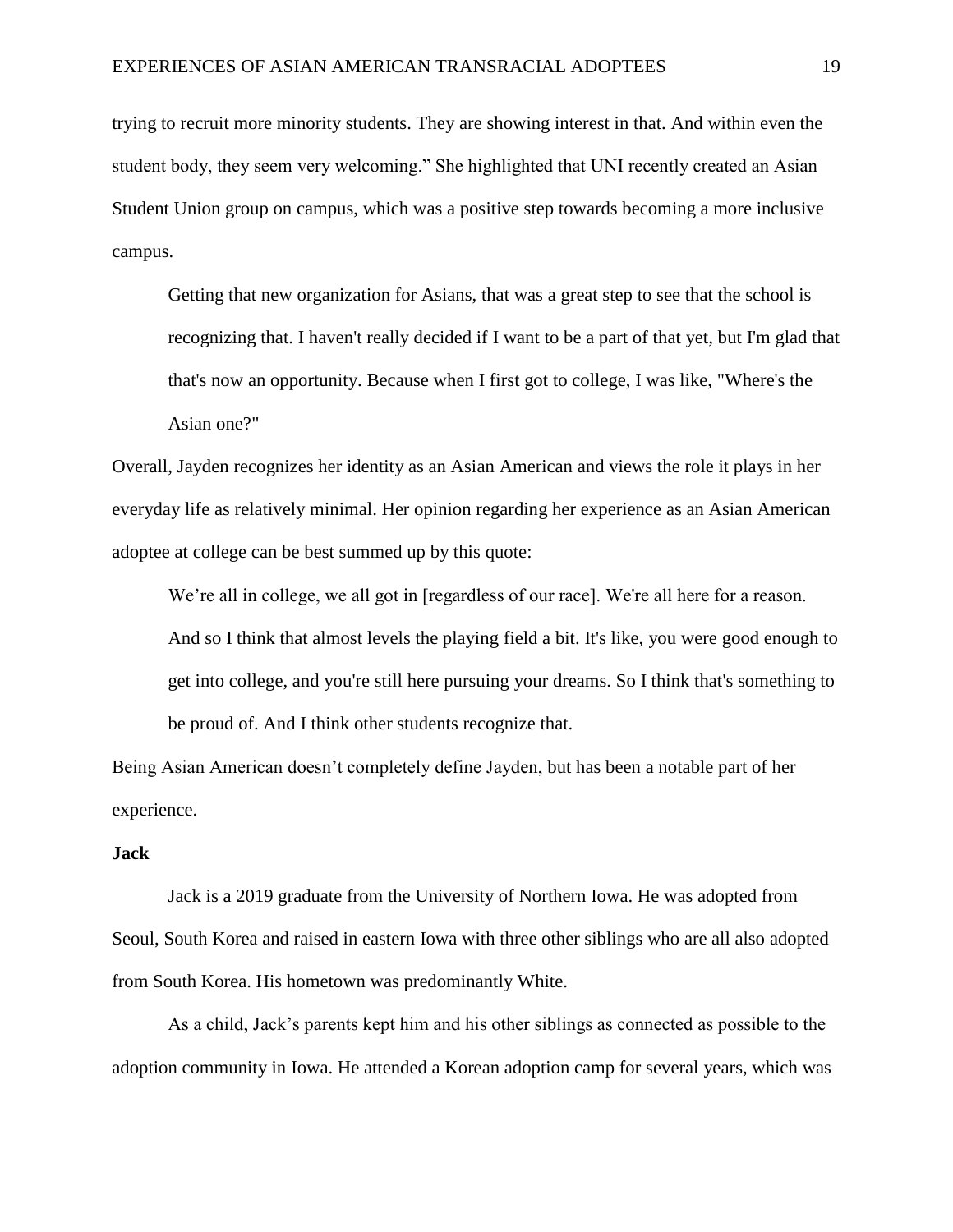trying to recruit more minority students. They are showing interest in that. And within even the student body, they seem very welcoming." She highlighted that UNI recently created an Asian Student Union group on campus, which was a positive step towards becoming a more inclusive campus.

> Getting that new organization for Asians, that was a great step to see that the school is recognizing that. I haven't really decided if I want to be a part of that yet, but I'm glad that that's now an opportunity. Because when I first got to college, I was like, "Where's the Asian one?"

Overall, Jayden recognizes her identity as an Asian American and views the role it plays in her everyday life as relatively minimal. Her opinion regarding her experience as an Asian American adoptee at college can be best summed up by this quote:

> We're all in college, we all got in [regardless of our race]. We're all here for a reason. And so I think that almost levels the playing field a bit. It's like, you were good enough to get into college, and you're still here pursuing your dreams. So I think that's something to be proud of. And I think other students recognize that.

Being Asian American doesn't completely define Jayden, but has been a notable part of her experience.

**Jack**

Jack is a 2019 graduate from the University of Northern Iowa. He was adopted from Seoul, South Korea and raised in eastern Iowa with three other siblings who are all also adopted from South Korea. His hometown was predominantly White.

As a child, Jack's parents kept him and his other siblings as connected as possible to the adoption community in Iowa. He attended a Korean adoption camp for several years, which was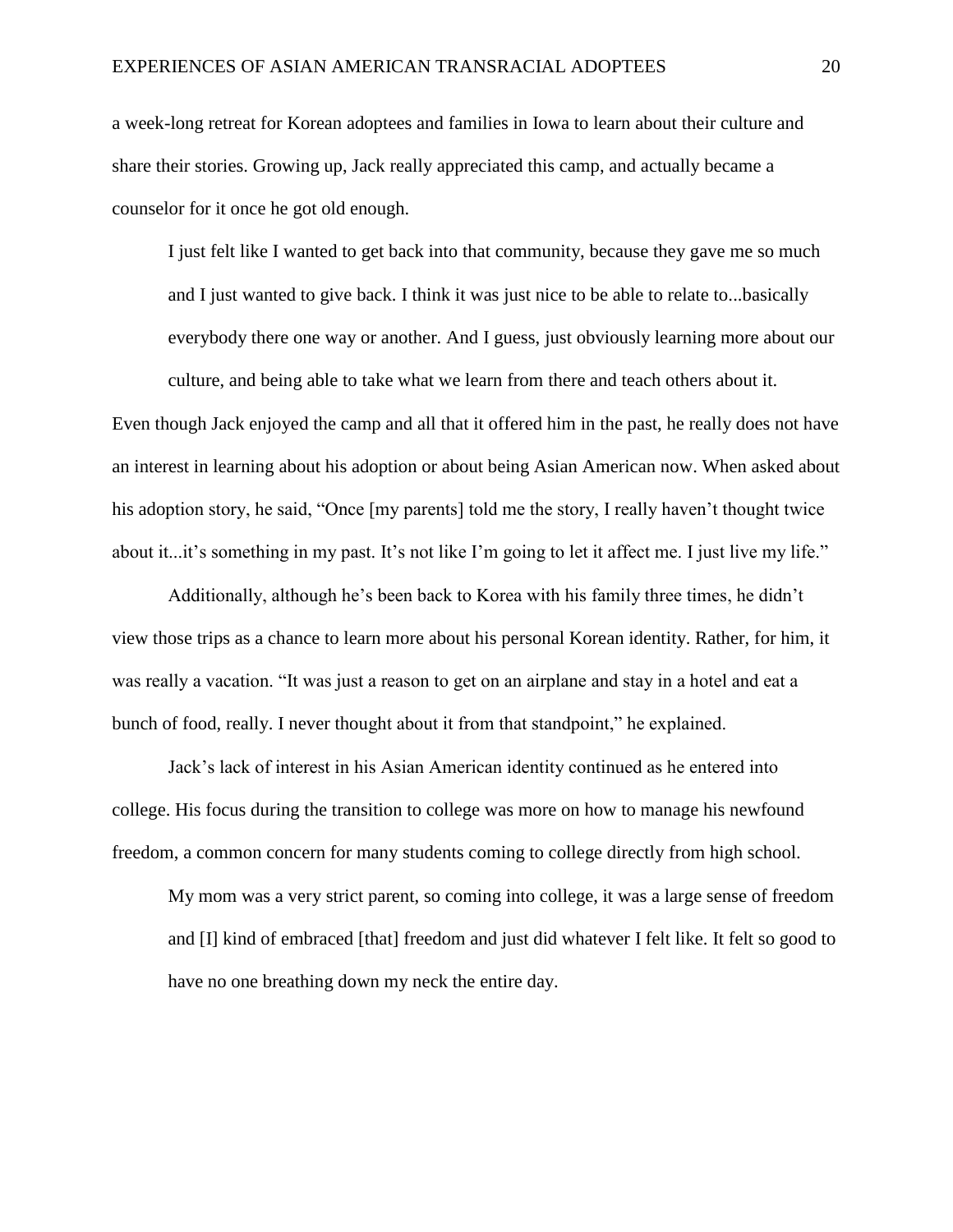a week-long retreat for Korean adoptees and families in Iowa to learn about their culture and share their stories. Growing up, Jack really appreciated this camp, and actually became a counselor for it once he got old enough.

> I just felt like I wanted to get back into that community, because they gave me so much and I just wanted to give back. I think it was just nice to be able to relate to...basically everybody there one way or another. And I guess, just obviously learning more about our culture, and being able to take what we learn from there and teach others about it.

Even though Jack enjoyed the camp and all that it offered him in the past, he really does not have an interest in learning about his adoption or about being Asian American now. When asked about his adoption story, he said, "Once [my parents] told me the story, I really haven't thought twice about it...it's something in my past. It's not like I'm going to let it affect me. I just live my life."

Additionally, although he's been back to Korea with his family three times, he didn't view those trips as a chance to learn more about his personal Korean identity. Rather, for him, it was really a vacation. "It was just a reason to get on an airplane and stay in a hotel and eat a bunch of food, really. I never thought about it from that standpoint," he explained.

Jack's lack of interest in his Asian American identity continued as he entered into college. His focus during the transition to college was more on how to manage his newfound freedom, a common concern for many students coming to college directly from high school.

> My mom was a very strict parent, so coming into college, it was a large sense of freedom and [I] kind of embraced [that] freedom and just did whatever I felt like. It felt so good to have no one breathing down my neck the entire day.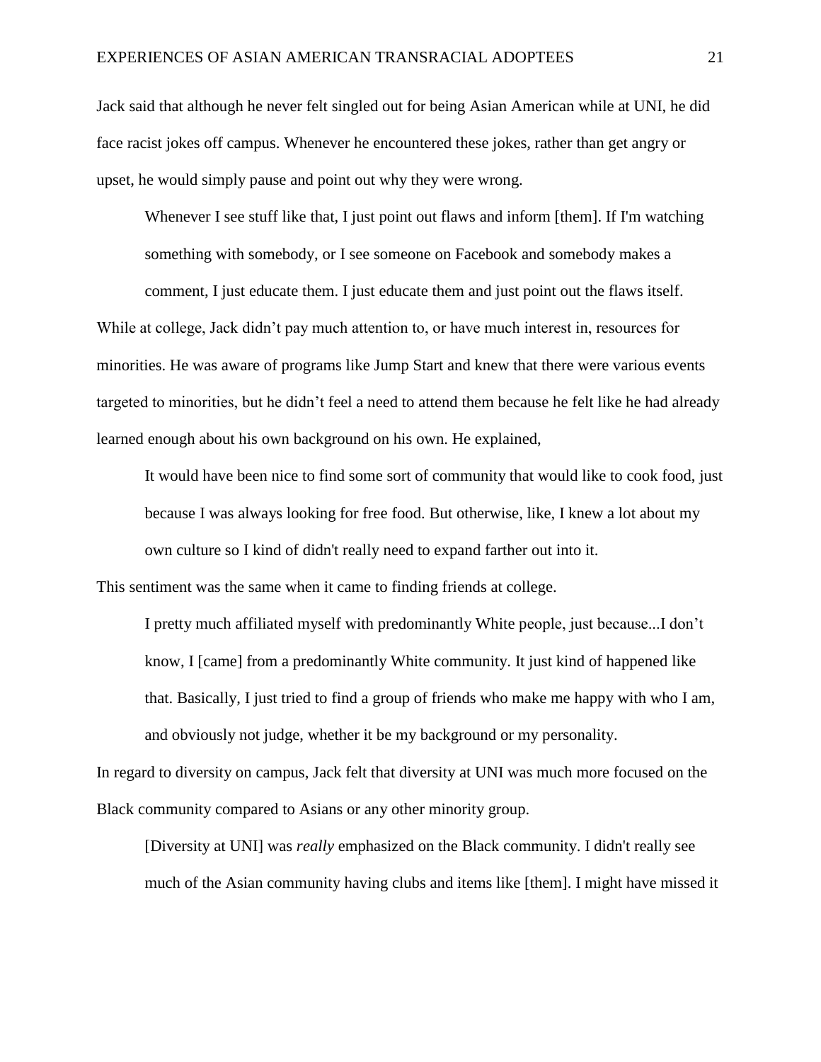Jack said that although he never felt singled out for being Asian American while at UNI, he did face racist jokes off campus. Whenever he encountered these jokes, rather than get angry or upset, he would simply pause and point out why they were wrong.

> Whenever I see stuff like that, I just point out flaws and inform [them]. If I'm watching something with somebody, or I see someone on Facebook and somebody makes a comment, I just educate them. I just educate them and just point out the flaws itself.

While at college, Jack didn't pay much attention to, or have much interest in, resources for minorities. He was aware of programs like Jump Start and knew that there were various events targeted to minorities, but he didn't feel a need to attend them because he felt like he had already learned enough about his own background on his own. He explained,

> It would have been nice to find some sort of community that would like to cook food, just because I was always looking for free food. But otherwise, like, I knew a lot about my own culture so I kind of didn't really need to expand farther out into it.

This sentiment was the same when it came to finding friends at college.

> I pretty much affiliated myself with predominantly White people, just because...I don't know, I [came] from a predominantly White community. It just kind of happened like that. Basically, I just tried to find a group of friends who make me happy with who I am, and obviously not judge, whether it be my background or my personality.

In regard to diversity on campus, Jack felt that diversity at UNI was much more focused on the Black community compared to Asians or any other minority group.

> [Diversity at UNI] was *really* emphasized on the Black community. I didn't really see much of the Asian community having clubs and items like [them]. I might have missed it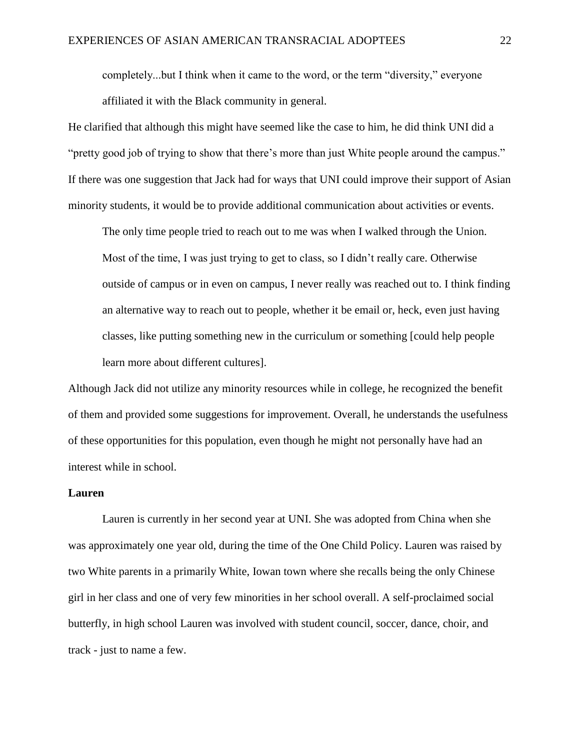> completely...but I think when it came to the word, or the term "diversity," everyone affiliated it with the Black community in general.

He clarified that although this might have seemed like the case to him, he did think UNI did a "pretty good job of trying to show that there's more than just White people around the campus." If there was one suggestion that Jack had for ways that UNI could improve their support of Asian minority students, it would be to provide additional communication about activities or events.

> The only time people tried to reach out to me was when I walked through the Union. Most of the time, I was just trying to get to class, so I didn't really care. Otherwise outside of campus or in even on campus, I never really was reached out to. I think finding an alternative way to reach out to people, whether it be email or, heck, even just having classes, like putting something new in the curriculum or something [could help people learn more about different cultures].

Although Jack did not utilize any minority resources while in college, he recognized the benefit of them and provided some suggestions for improvement. Overall, he understands the usefulness of these opportunities for this population, even though he might not personally have had an interest while in school.

**Lauren**

Lauren is currently in her second year at UNI. She was adopted from China when she was approximately one year old, during the time of the One Child Policy. Lauren was raised by two White parents in a primarily White, Iowan town where she recalls being the only Chinese girl in her class and one of very few minorities in her school overall. A self-proclaimed social butterfly, in high school Lauren was involved with student council, soccer, dance, choir, and track - just to name a few.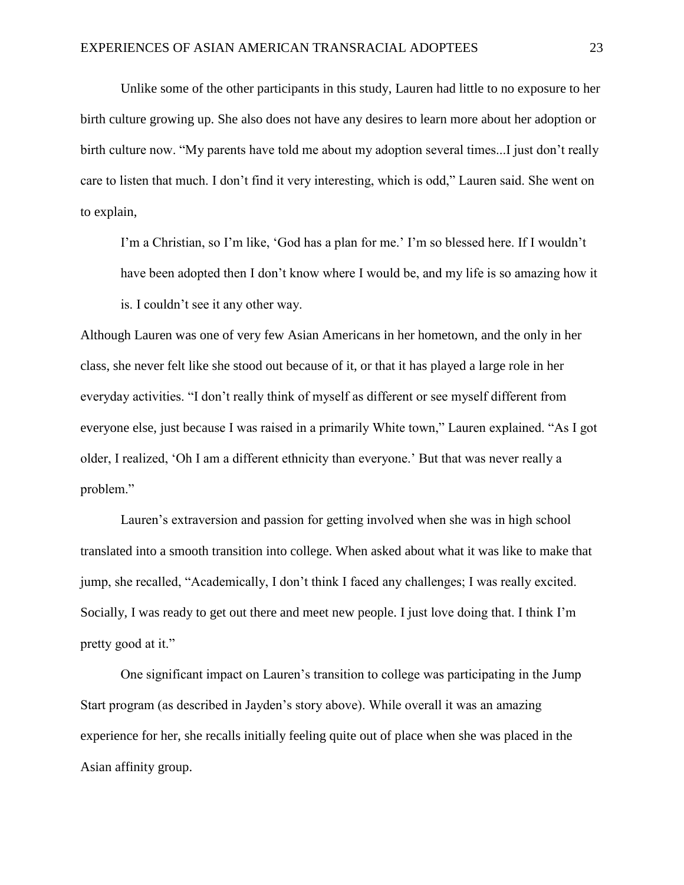Unlike some of the other participants in this study, Lauren had little to no exposure to her birth culture growing up. She also does not have any desires to learn more about her adoption or birth culture now. “My parents have told me about my adoption several times...I just don’t really care to listen that much. I don’t find it very interesting, which is odd,” Lauren said. She went on to explain,

> I’m a Christian, so I’m like, ‘God has a plan for me.’ I’m so blessed here. If I wouldn’t have been adopted then I don’t know where I would be, and my life is so amazing how it is. I couldn’t see it any other way.

Although Lauren was one of very few Asian Americans in her hometown, and the only in her class, she never felt like she stood out because of it, or that it has played a large role in her everyday activities. “I don’t really think of myself as different or see myself different from everyone else, just because I was raised in a primarily White town,” Lauren explained. “As I got older, I realized, ‘Oh I am a different ethnicity than everyone.’ But that was never really a problem.”

Lauren’s extraversion and passion for getting involved when she was in high school translated into a smooth transition into college. When asked about what it was like to make that jump, she recalled, “Academically, I don’t think I faced any challenges; I was really excited. Socially, I was ready to get out there and meet new people. I just love doing that. I think I’m pretty good at it.”

One significant impact on Lauren’s transition to college was participating in the Jump Start program (as described in Jayden’s story above). While overall it was an amazing experience for her, she recalls initially feeling quite out of place when she was placed in the Asian affinity group.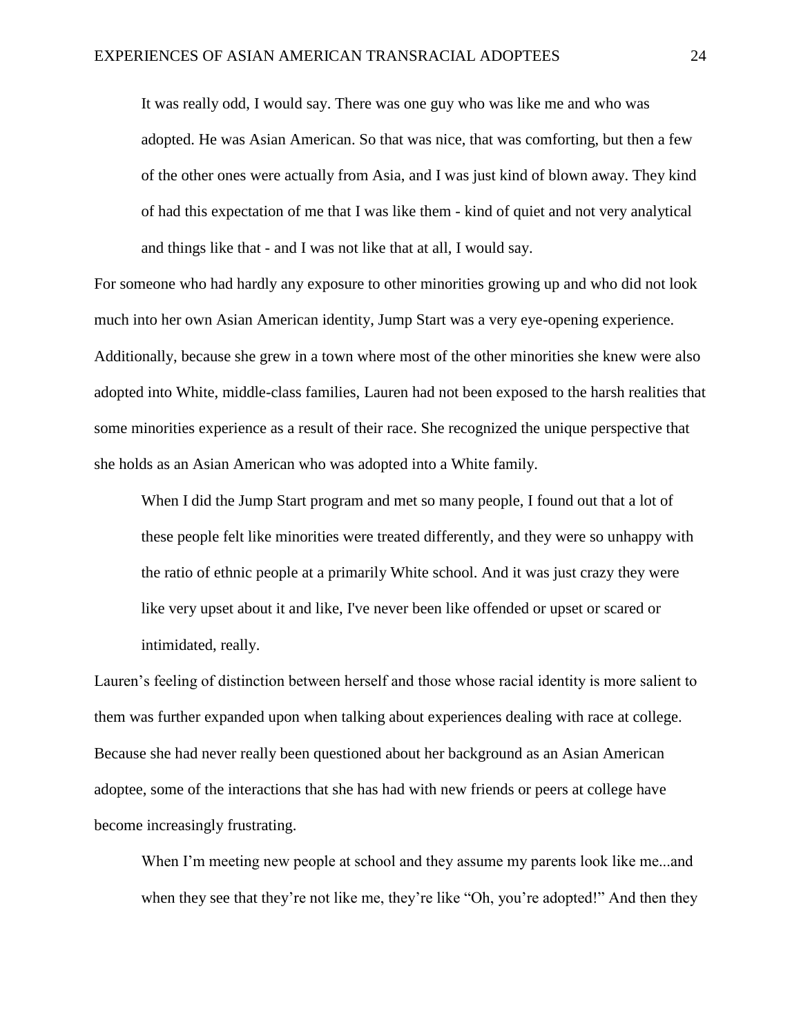> It was really odd, I would say. There was one guy who was like me and who was adopted. He was Asian American. So that was nice, that was comforting, but then a few of the other ones were actually from Asia, and I was just kind of blown away. They kind of had this expectation of me that I was like them - kind of quiet and not very analytical and things like that - and I was not like that at all, I would say.

For someone who had hardly any exposure to other minorities growing up and who did not look much into her own Asian American identity, Jump Start was a very eye-opening experience. Additionally, because she grew in a town where most of the other minorities she knew were also adopted into White, middle-class families, Lauren had not been exposed to the harsh realities that some minorities experience as a result of their race. She recognized the unique perspective that she holds as an Asian American who was adopted into a White family.

> When I did the Jump Start program and met so many people, I found out that a lot of these people felt like minorities were treated differently, and they were so unhappy with the ratio of ethnic people at a primarily White school. And it was just crazy they were like very upset about it and like, I've never been like offended or upset or scared or intimidated, really.

Lauren's feeling of distinction between herself and those whose racial identity is more salient to them was further expanded upon when talking about experiences dealing with race at college. Because she had never really been questioned about her background as an Asian American adoptee, some of the interactions that she has had with new friends or peers at college have become increasingly frustrating.

> When I'm meeting new people at school and they assume my parents look like me...and when they see that they're not like me, they're like "Oh, you're adopted!" And then they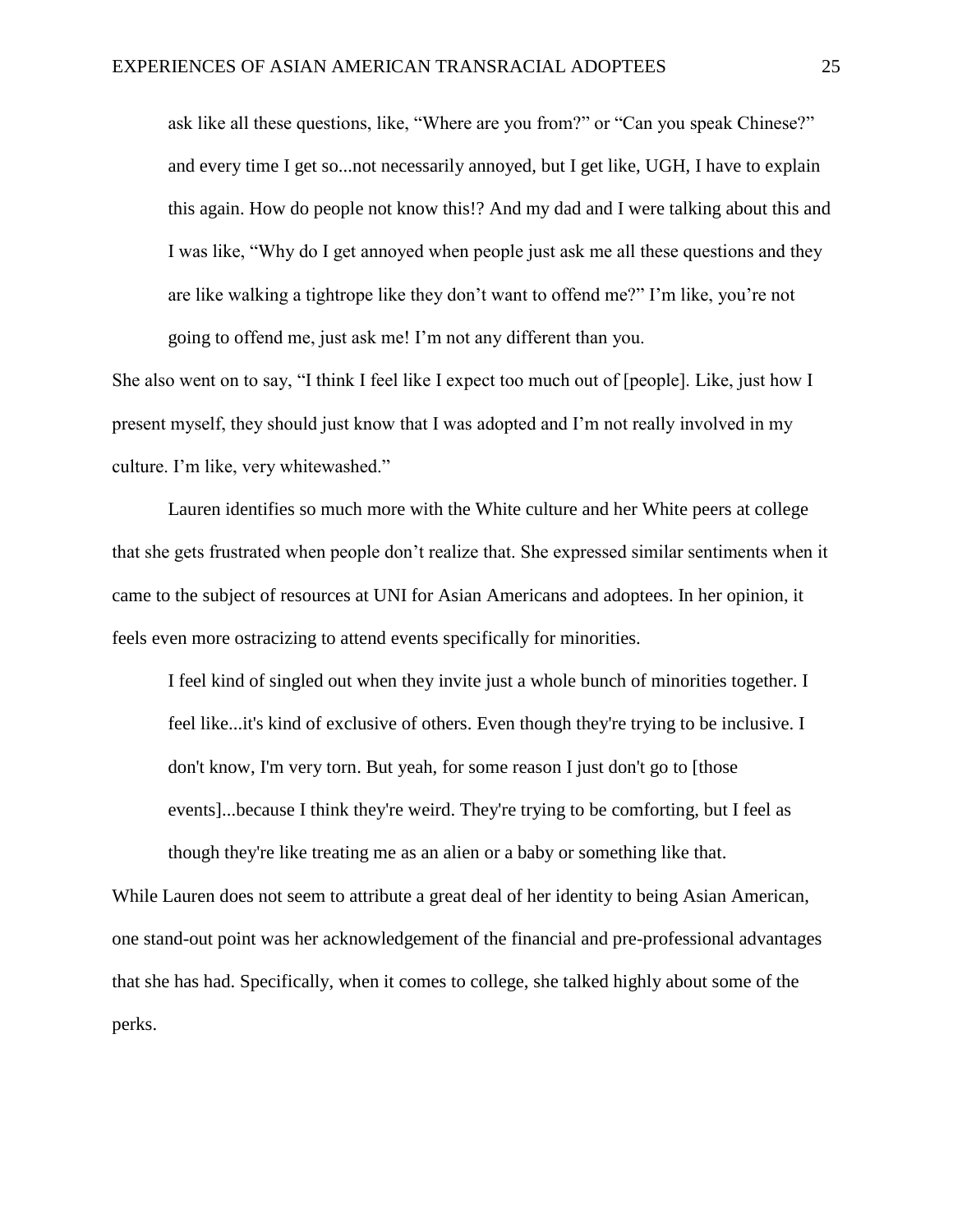> ask like all these questions, like, "Where are you from?" or "Can you speak Chinese?" and every time I get so...not necessarily annoyed, but I get like, UGH, I have to explain this again. How do people not know this!? And my dad and I were talking about this and I was like, "Why do I get annoyed when people just ask me all these questions and they are like walking a tightrope like they don't want to offend me?" I'm like, you're not going to offend me, just ask me! I'm not any different than you.

She also went on to say, "I think I feel like I expect too much out of [people]. Like, just how I present myself, they should just know that I was adopted and I'm not really involved in my culture. I'm like, very whitewashed."

Lauren identifies so much more with the White culture and her White peers at college that she gets frustrated when people don't realize that. She expressed similar sentiments when it came to the subject of resources at UNI for Asian Americans and adoptees. In her opinion, it feels even more ostracizing to attend events specifically for minorities.

> I feel kind of singled out when they invite just a whole bunch of minorities together. I feel like...it's kind of exclusive of others. Even though they're trying to be inclusive. I don't know, I'm very torn. But yeah, for some reason I just don't go to [those events]...because I think they're weird. They're trying to be comforting, but I feel as though they're like treating me as an alien or a baby or something like that.

While Lauren does not seem to attribute a great deal of her identity to being Asian American, one stand-out point was her acknowledgement of the financial and pre-professional advantages that she has had. Specifically, when it comes to college, she talked highly about some of the perks.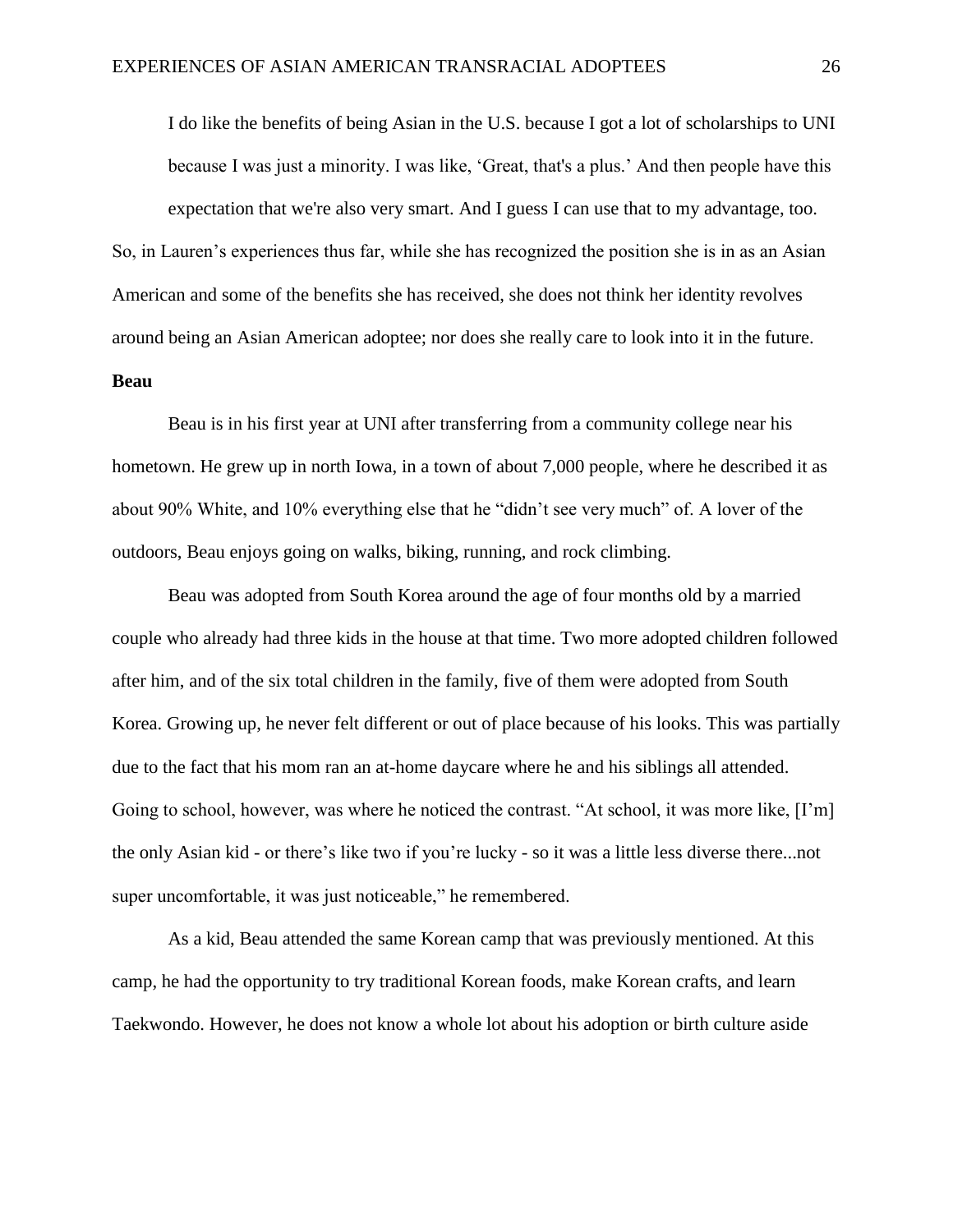> I do like the benefits of being Asian in the U.S. because I got a lot of scholarships to UNI because I was just a minority. I was like, 'Great, that's a plus.' And then people have this expectation that we're also very smart. And I guess I can use that to my advantage, too.

So, in Lauren's experiences thus far, while she has recognized the position she is in as an Asian American and some of the benefits she has received, she does not think her identity revolves around being an Asian American adoptee; nor does she really care to look into it in the future.

**Beau**

Beau is in his first year at UNI after transferring from a community college near his hometown. He grew up in north Iowa, in a town of about 7,000 people, where he described it as about 90% White, and 10% everything else that he "didn't see very much" of. A lover of the outdoors, Beau enjoys going on walks, biking, running, and rock climbing.

Beau was adopted from South Korea around the age of four months old by a married couple who already had three kids in the house at that time. Two more adopted children followed after him, and of the six total children in the family, five of them were adopted from South Korea. Growing up, he never felt different or out of place because of his looks. This was partially due to the fact that his mom ran an at-home daycare where he and his siblings all attended. Going to school, however, was where he noticed the contrast. "At school, it was more like, [I'm] the only Asian kid - or there's like two if you're lucky - so it was a little less diverse there...not super uncomfortable, it was just noticeable," he remembered.

As a kid, Beau attended the same Korean camp that was previously mentioned. At this camp, he had the opportunity to try traditional Korean foods, make Korean crafts, and learn Taekwondo. However, he does not know a whole lot about his adoption or birth culture aside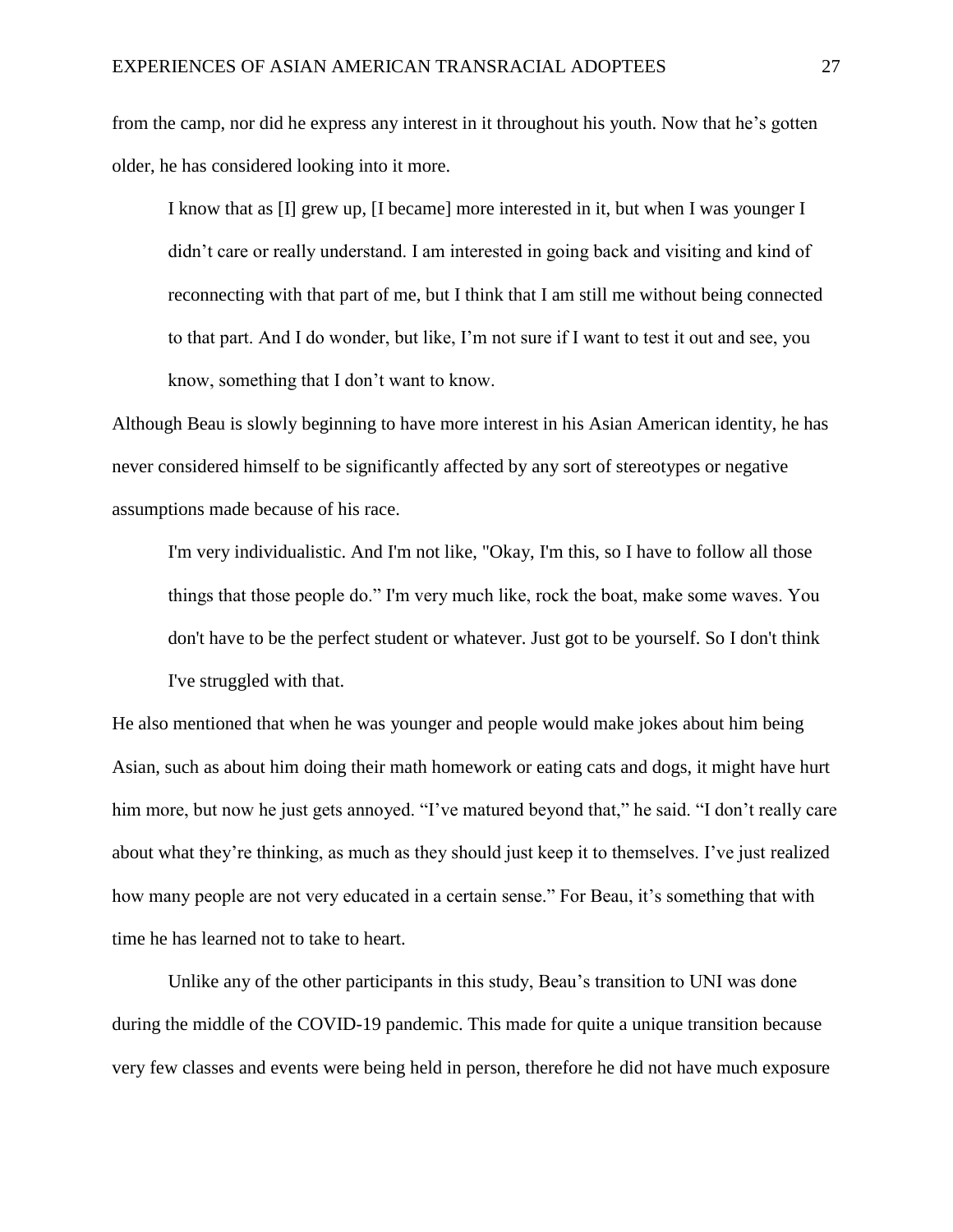from the camp, nor did he express any interest in it throughout his youth. Now that he's gotten older, he has considered looking into it more.

> I know that as [I] grew up, [I became] more interested in it, but when I was younger I didn't care or really understand. I am interested in going back and visiting and kind of reconnecting with that part of me, but I think that I am still me without being connected to that part. And I do wonder, but like, I'm not sure if I want to test it out and see, you know, something that I don't want to know.

Although Beau is slowly beginning to have more interest in his Asian American identity, he has never considered himself to be significantly affected by any sort of stereotypes or negative assumptions made because of his race.

> I'm very individualistic. And I'm not like, "Okay, I'm this, so I have to follow all those things that those people do." I'm very much like, rock the boat, make some waves. You don't have to be the perfect student or whatever. Just got to be yourself. So I don't think I've struggled with that.

He also mentioned that when he was younger and people would make jokes about him being Asian, such as about him doing their math homework or eating cats and dogs, it might have hurt him more, but now he just gets annoyed. "I've matured beyond that," he said. "I don't really care about what they're thinking, as much as they should just keep it to themselves. I've just realized how many people are not very educated in a certain sense." For Beau, it's something that with time he has learned not to take to heart.

Unlike any of the other participants in this study, Beau's transition to UNI was done during the middle of the COVID-19 pandemic. This made for quite a unique transition because very few classes and events were being held in person, therefore he did not have much exposure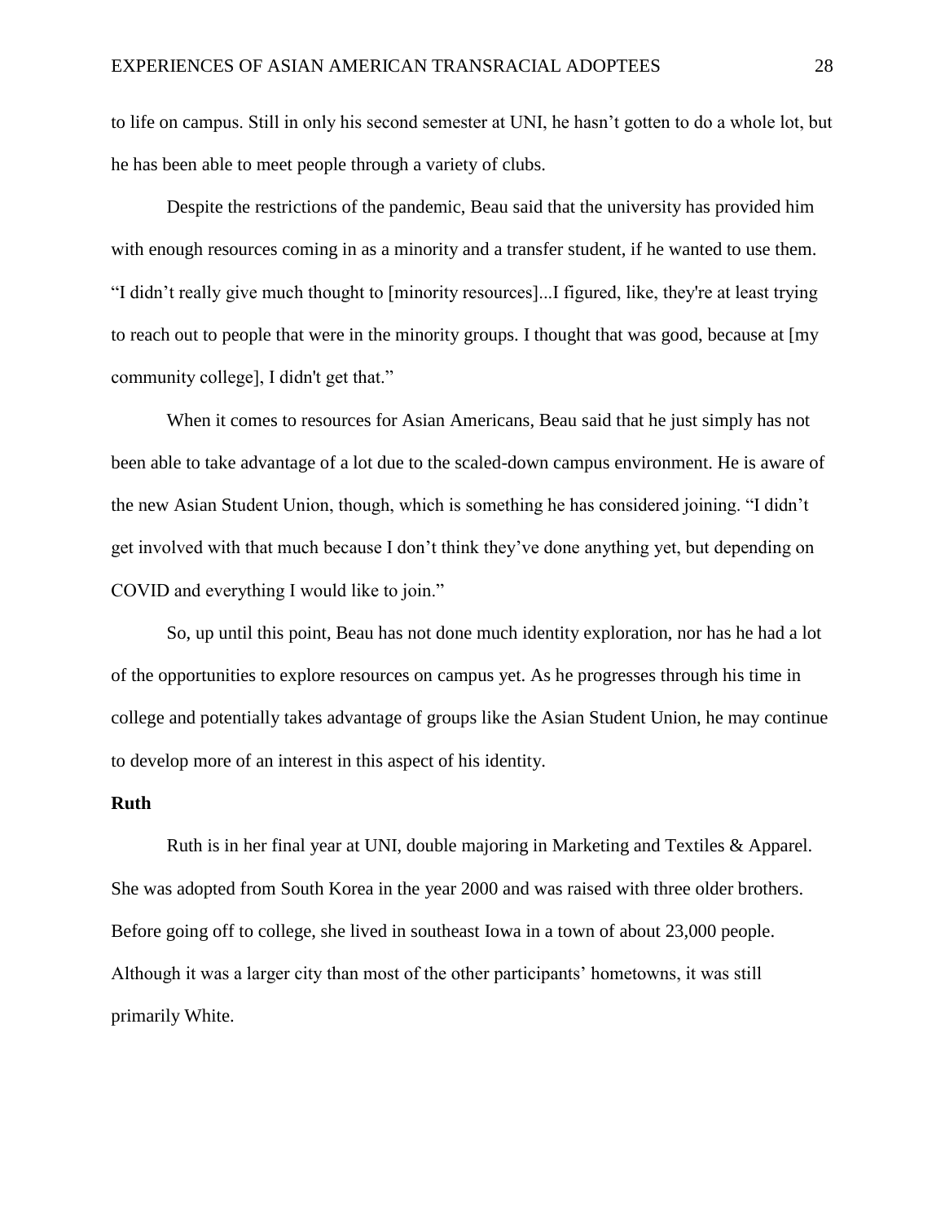to life on campus. Still in only his second semester at UNI, he hasn't gotten to do a whole lot, but he has been able to meet people through a variety of clubs.

Despite the restrictions of the pandemic, Beau said that the university has provided him with enough resources coming in as a minority and a transfer student, if he wanted to use them. "I didn't really give much thought to [minority resources]...I figured, like, they're at least trying to reach out to people that were in the minority groups. I thought that was good, because at [my community college], I didn't get that."

When it comes to resources for Asian Americans, Beau said that he just simply has not been able to take advantage of a lot due to the scaled-down campus environment. He is aware of the new Asian Student Union, though, which is something he has considered joining. "I didn't get involved with that much because I don't think they've done anything yet, but depending on COVID and everything I would like to join."

So, up until this point, Beau has not done much identity exploration, nor has he had a lot of the opportunities to explore resources on campus yet. As he progresses through his time in college and potentially takes advantage of groups like the Asian Student Union, he may continue to develop more of an interest in this aspect of his identity.

### Ruth

Ruth is in her final year at UNI, double majoring in Marketing and Textiles & Apparel. She was adopted from South Korea in the year 2000 and was raised with three older brothers. Before going off to college, she lived in southeast Iowa in a town of about 23,000 people. Although it was a larger city than most of the other participants' hometowns, it was still primarily White.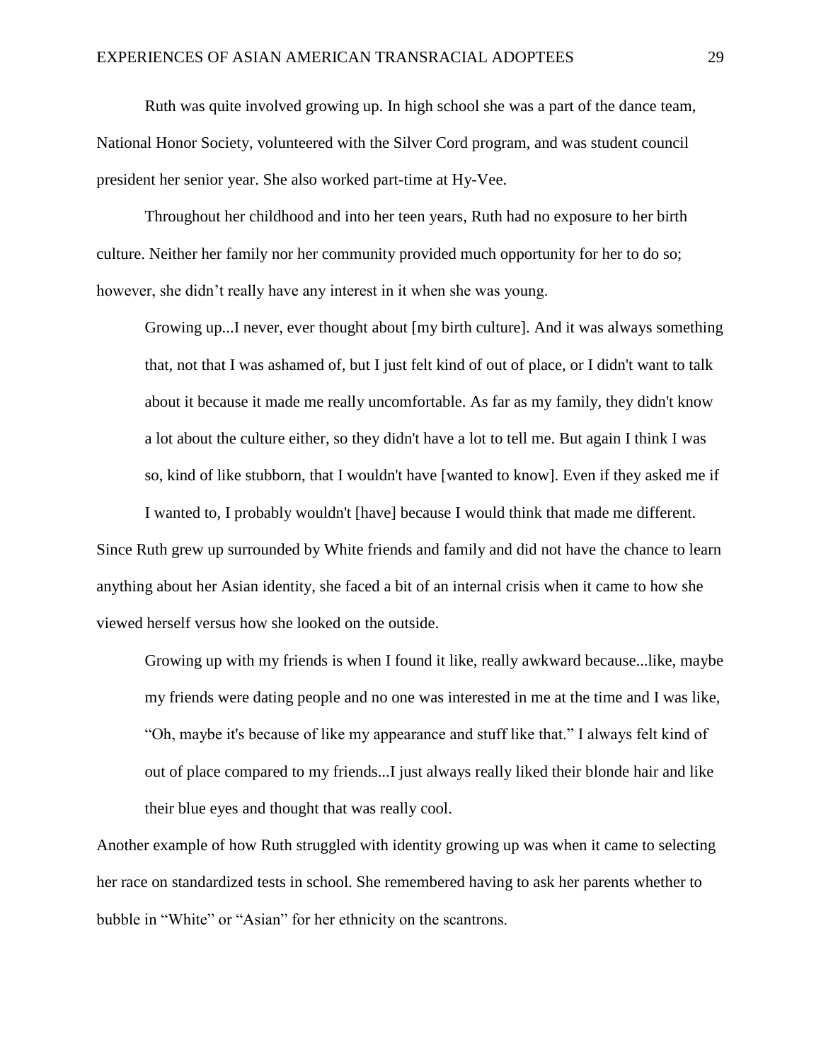Ruth was quite involved growing up. In high school she was a part of the dance team, National Honor Society, volunteered with the Silver Cord program, and was student council president her senior year. She also worked part-time at Hy-Vee.

Throughout her childhood and into her teen years, Ruth had no exposure to her birth culture. Neither her family nor her community provided much opportunity for her to do so; however, she didn't really have any interest in it when she was young.

> Growing up...I never, ever thought about [my birth culture]. And it was always something that, not that I was ashamed of, but I just felt kind of out of place, or I didn't want to talk about it because it made me really uncomfortable. As far as my family, they didn't know a lot about the culture either, so they didn't have a lot to tell me. But again I think I was so, kind of like stubborn, that I wouldn't have [wanted to know]. Even if they asked me if I wanted to, I probably wouldn't [have] because I would think that made me different.

Since Ruth grew up surrounded by White friends and family and did not have the chance to learn anything about her Asian identity, she faced a bit of an internal crisis when it came to how she viewed herself versus how she looked on the outside.

> Growing up with my friends is when I found it like, really awkward because...like, maybe my friends were dating people and no one was interested in me at the time and I was like, "Oh, maybe it's because of like my appearance and stuff like that." I always felt kind of out of place compared to my friends...I just always really liked their blonde hair and like their blue eyes and thought that was really cool.

Another example of how Ruth struggled with identity growing up was when it came to selecting her race on standardized tests in school. She remembered having to ask her parents whether to bubble in "White" or "Asian" for her ethnicity on the scantrons.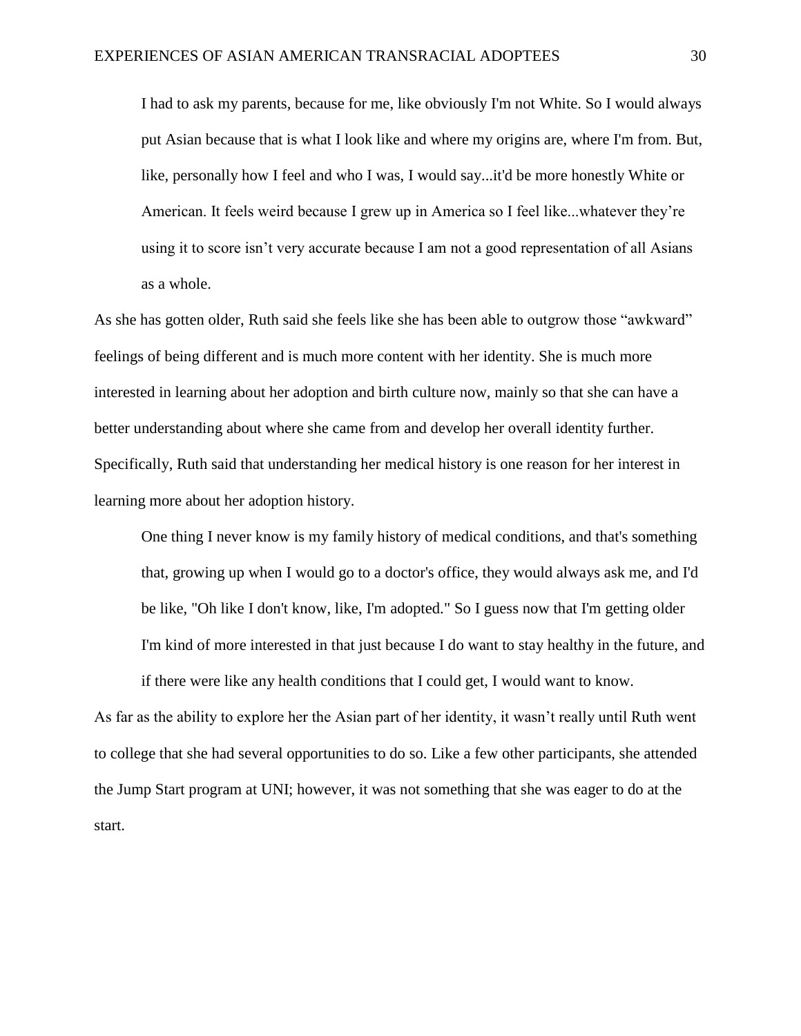> I had to ask my parents, because for me, like obviously I'm not White. So I would always put Asian because that is what I look like and where my origins are, where I'm from. But, like, personally how I feel and who I was, I would say...it'd be more honestly White or American. It feels weird because I grew up in America so I feel like...whatever they're using it to score isn't very accurate because I am not a good representation of all Asians as a whole.

As she has gotten older, Ruth said she feels like she has been able to outgrow those "awkward" feelings of being different and is much more content with her identity. She is much more interested in learning about her adoption and birth culture now, mainly so that she can have a better understanding about where she came from and develop her overall identity further. Specifically, Ruth said that understanding her medical history is one reason for her interest in learning more about her adoption history.

> One thing I never know is my family history of medical conditions, and that's something that, growing up when I would go to a doctor's office, they would always ask me, and I'd be like, "Oh like I don't know, like, I'm adopted." So I guess now that I'm getting older I'm kind of more interested in that just because I do want to stay healthy in the future, and if there were like any health conditions that I could get, I would want to know.

As far as the ability to explore her the Asian part of her identity, it wasn't really until Ruth went to college that she had several opportunities to do so. Like a few other participants, she attended the Jump Start program at UNI; however, it was not something that she was eager to do at the start.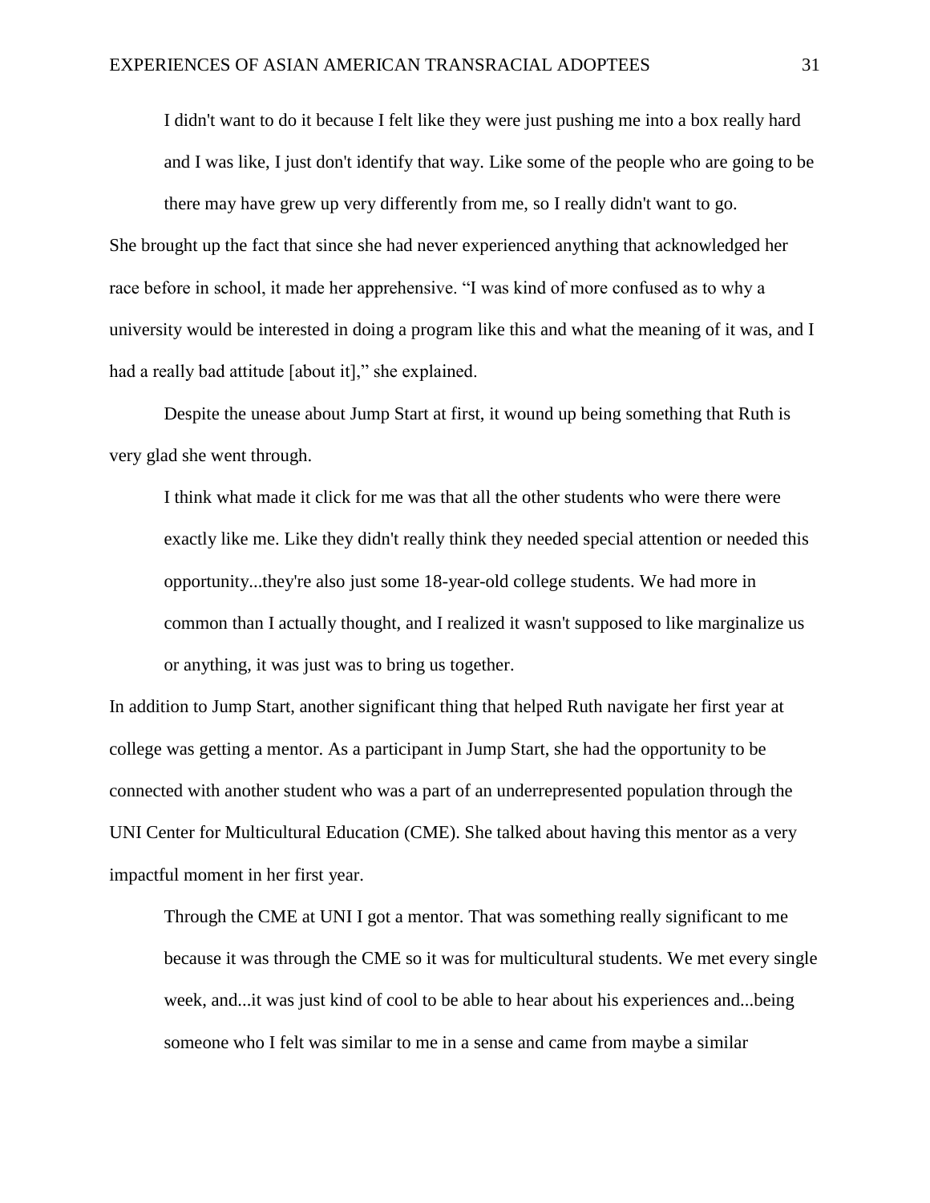> I didn't want to do it because I felt like they were just pushing me into a box really hard and I was like, I just don't identify that way. Like some of the people who are going to be there may have grew up very differently from me, so I really didn't want to go.

She brought up the fact that since she had never experienced anything that acknowledged her race before in school, it made her apprehensive. "I was kind of more confused as to why a university would be interested in doing a program like this and what the meaning of it was, and I had a really bad attitude [about it]," she explained.

Despite the unease about Jump Start at first, it wound up being something that Ruth is very glad she went through.

> I think what made it click for me was that all the other students who were there were exactly like me. Like they didn't really think they needed special attention or needed this opportunity...they're also just some 18-year-old college students. We had more in common than I actually thought, and I realized it wasn't supposed to like marginalize us or anything, it was just was to bring us together.

In addition to Jump Start, another significant thing that helped Ruth navigate her first year at college was getting a mentor. As a participant in Jump Start, she had the opportunity to be connected with another student who was a part of an underrepresented population through the UNI Center for Multicultural Education (CME). She talked about having this mentor as a very impactful moment in her first year.

> Through the CME at UNI I got a mentor. That was something really significant to me because it was through the CME so it was for multicultural students. We met every single week, and...it was just kind of cool to be able to hear about his experiences and...being someone who I felt was similar to me in a sense and came from maybe a similar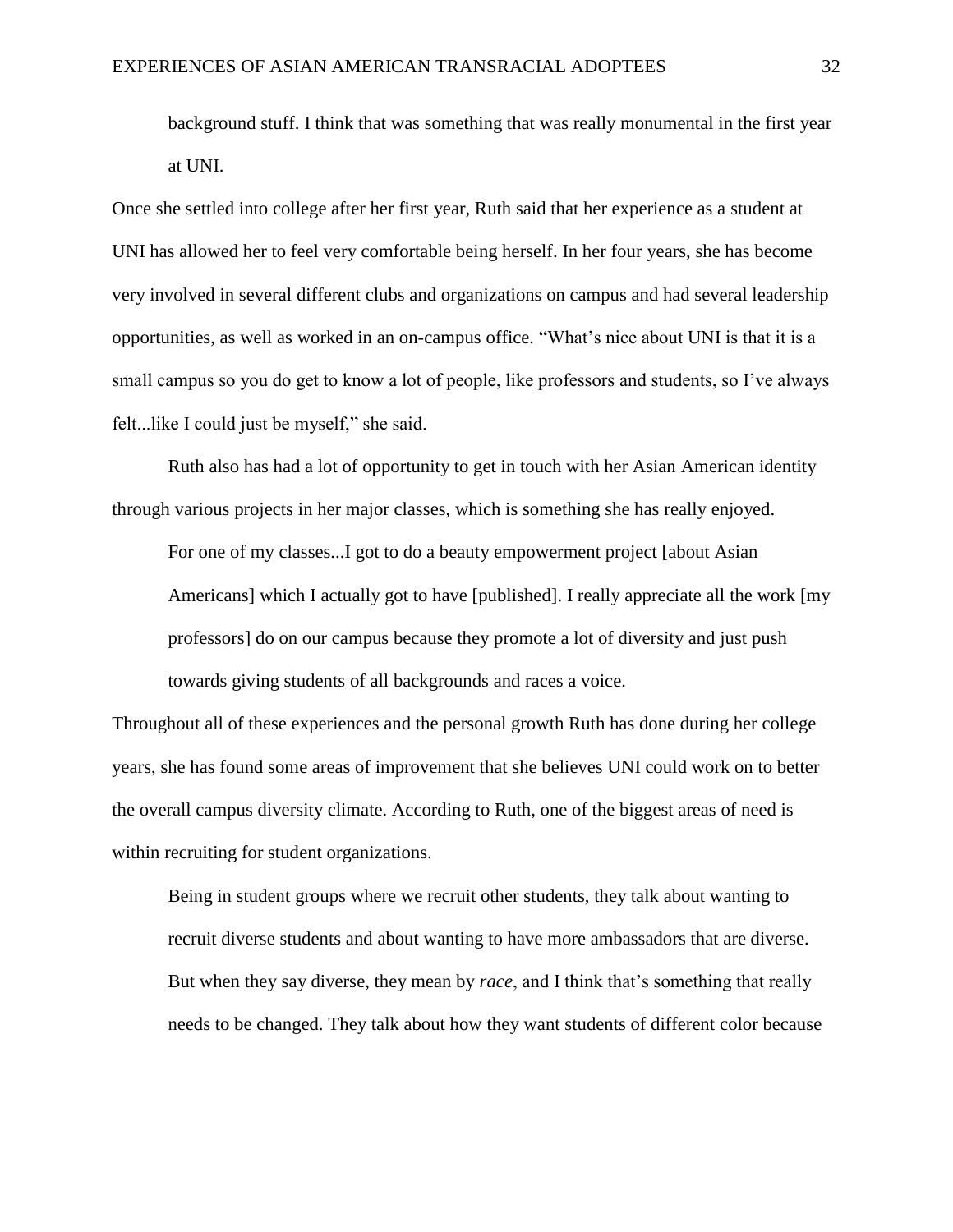> background stuff. I think that was something that was really monumental in the first year at UNI.

Once she settled into college after her first year, Ruth said that her experience as a student at UNI has allowed her to feel very comfortable being herself. In her four years, she has become very involved in several different clubs and organizations on campus and had several leadership opportunities, as well as worked in an on-campus office. "What's nice about UNI is that it is a small campus so you do get to know a lot of people, like professors and students, so I've always felt...like I could just be myself," she said.

Ruth also has had a lot of opportunity to get in touch with her Asian American identity through various projects in her major classes, which is something she has really enjoyed.

> For one of my classes...I got to do a beauty empowerment project [about Asian Americans] which I actually got to have [published]. I really appreciate all the work [my professors] do on our campus because they promote a lot of diversity and just push towards giving students of all backgrounds and races a voice.

Throughout all of these experiences and the personal growth Ruth has done during her college years, she has found some areas of improvement that she believes UNI could work on to better the overall campus diversity climate. According to Ruth, one of the biggest areas of need is within recruiting for student organizations.

> Being in student groups where we recruit other students, they talk about wanting to recruit diverse students and about wanting to have more ambassadors that are diverse. But when they say diverse, they mean by *race*, and I think that's something that really needs to be changed. They talk about how they want students of different color because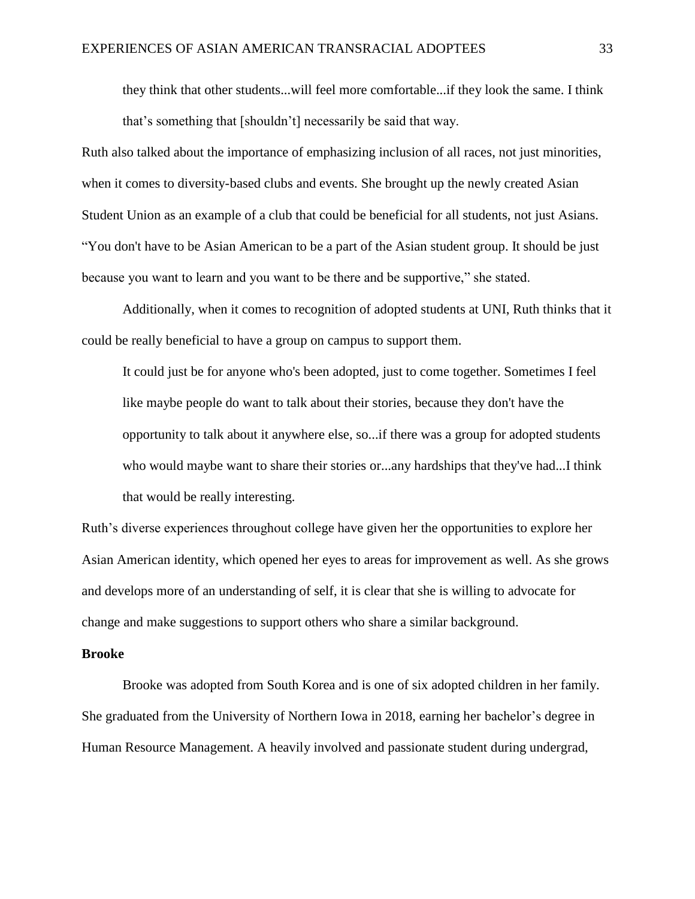> they think that other students...will feel more comfortable...if they look the same. I think that's something that [shouldn't] necessarily be said that way.

Ruth also talked about the importance of emphasizing inclusion of all races, not just minorities, when it comes to diversity-based clubs and events. She brought up the newly created Asian Student Union as an example of a club that could be beneficial for all students, not just Asians. "You don't have to be Asian American to be a part of the Asian student group. It should be just because you want to learn and you want to be there and be supportive," she stated.

Additionally, when it comes to recognition of adopted students at UNI, Ruth thinks that it could be really beneficial to have a group on campus to support them.

> It could just be for anyone who's been adopted, just to come together. Sometimes I feel like maybe people do want to talk about their stories, because they don't have the opportunity to talk about it anywhere else, so...if there was a group for adopted students who would maybe want to share their stories or...any hardships that they've had...I think that would be really interesting.

Ruth's diverse experiences throughout college have given her the opportunities to explore her Asian American identity, which opened her eyes to areas for improvement as well. As she grows and develops more of an understanding of self, it is clear that she is willing to advocate for change and make suggestions to support others who share a similar background.

**Brooke**

Brooke was adopted from South Korea and is one of six adopted children in her family. She graduated from the University of Northern Iowa in 2018, earning her bachelor's degree in Human Resource Management. A heavily involved and passionate student during undergrad,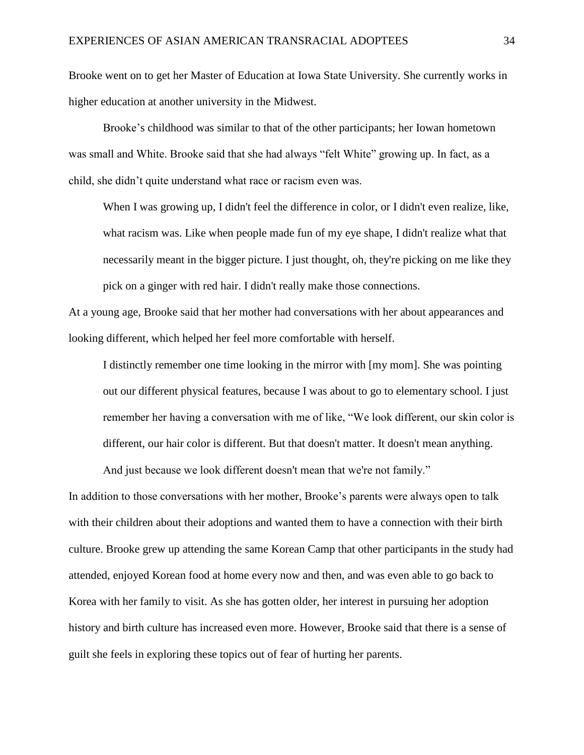Brooke went on to get her Master of Education at Iowa State University. She currently works in higher education at another university in the Midwest.

Brooke's childhood was similar to that of the other participants; her Iowan hometown was small and White. Brooke said that she had always "felt White" growing up. In fact, as a child, she didn't quite understand what race or racism even was.

> When I was growing up, I didn't feel the difference in color, or I didn't even realize, like, what racism was. Like when people made fun of my eye shape, I didn't realize what that necessarily meant in the bigger picture. I just thought, oh, they're picking on me like they pick on a ginger with red hair. I didn't really make those connections.

At a young age, Brooke said that her mother had conversations with her about appearances and looking different, which helped her feel more comfortable with herself.

> I distinctly remember one time looking in the mirror with [my mom]. She was pointing out our different physical features, because I was about to go to elementary school. I just remember her having a conversation with me of like, "We look different, our skin color is different, our hair color is different. But that doesn't matter. It doesn't mean anything. And just because we look different doesn't mean that we're not family."

In addition to those conversations with her mother, Brooke's parents were always open to talk with their children about their adoptions and wanted them to have a connection with their birth culture. Brooke grew up attending the same Korean Camp that other participants in the study had attended, enjoyed Korean food at home every now and then, and was even able to go back to Korea with her family to visit. As she has gotten older, her interest in pursuing her adoption history and birth culture has increased even more. However, Brooke said that there is a sense of guilt she feels in exploring these topics out of fear of hurting her parents.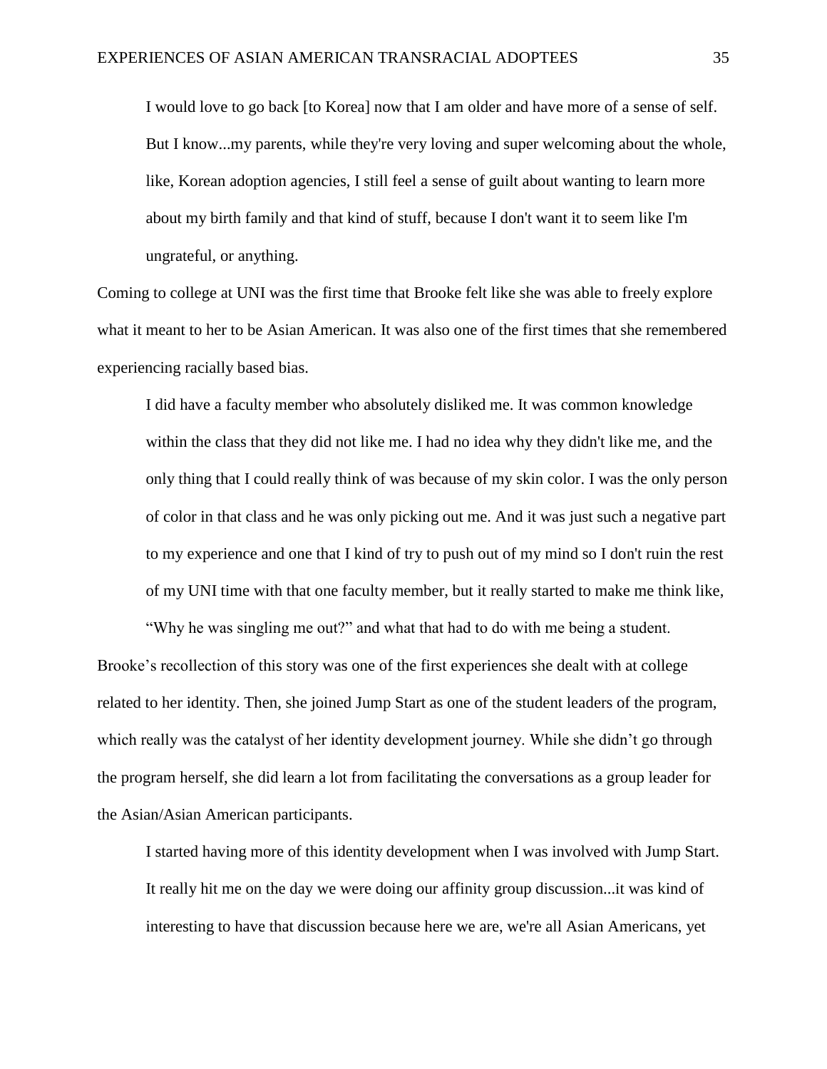> I would love to go back [to Korea] now that I am older and have more of a sense of self. But I know...my parents, while they're very loving and super welcoming about the whole, like, Korean adoption agencies, I still feel a sense of guilt about wanting to learn more about my birth family and that kind of stuff, because I don't want it to seem like I'm ungrateful, or anything.

Coming to college at UNI was the first time that Brooke felt like she was able to freely explore what it meant to her to be Asian American. It was also one of the first times that she remembered experiencing racially based bias.

> I did have a faculty member who absolutely disliked me. It was common knowledge within the class that they did not like me. I had no idea why they didn't like me, and the only thing that I could really think of was because of my skin color. I was the only person of color in that class and he was only picking out me. And it was just such a negative part to my experience and one that I kind of try to push out of my mind so I don't ruin the rest of my UNI time with that one faculty member, but it really started to make me think like, "Why he was singling me out?" and what that had to do with me being a student.

Brooke's recollection of this story was one of the first experiences she dealt with at college related to her identity. Then, she joined Jump Start as one of the student leaders of the program, which really was the catalyst of her identity development journey. While she didn't go through the program herself, she did learn a lot from facilitating the conversations as a group leader for the Asian/Asian American participants.

> I started having more of this identity development when I was involved with Jump Start. It really hit me on the day we were doing our affinity group discussion...it was kind of interesting to have that discussion because here we are, we're all Asian Americans, yet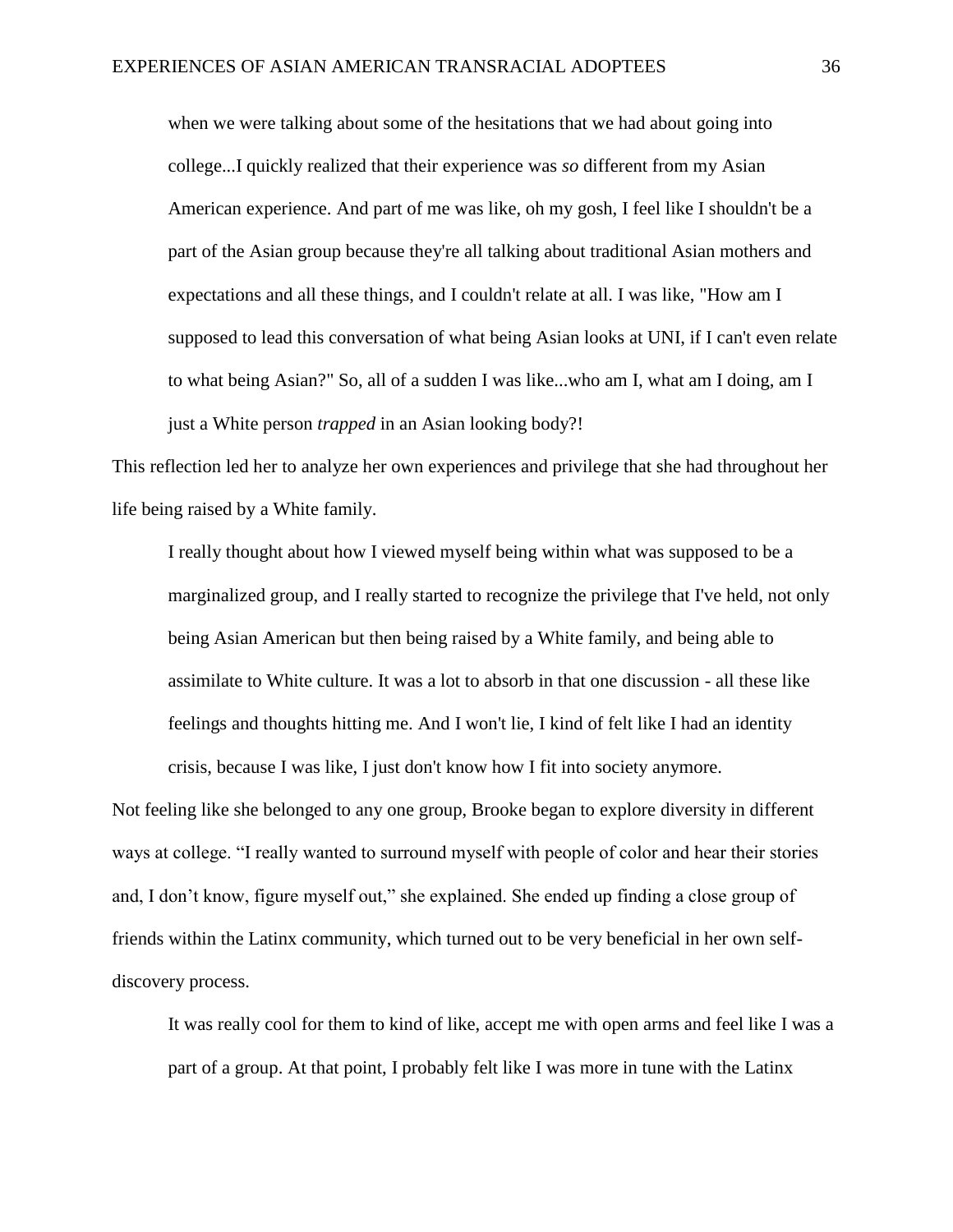> when we were talking about some of the hesitations that we had about going into college...I quickly realized that their experience was *so* different from my Asian American experience. And part of me was like, oh my gosh, I feel like I shouldn't be a part of the Asian group because they're all talking about traditional Asian mothers and expectations and all these things, and I couldn't relate at all. I was like, "How am I supposed to lead this conversation of what being Asian looks at UNI, if I can't even relate to what being Asian?" So, all of a sudden I was like...who am I, what am I doing, am I just a White person *trapped* in an Asian looking body?!

This reflection led her to analyze her own experiences and privilege that she had throughout her life being raised by a White family.

> I really thought about how I viewed myself being within what was supposed to be a marginalized group, and I really started to recognize the privilege that I've held, not only being Asian American but then being raised by a White family, and being able to assimilate to White culture. It was a lot to absorb in that one discussion - all these like feelings and thoughts hitting me. And I won't lie, I kind of felt like I had an identity crisis, because I was like, I just don't know how I fit into society anymore.

Not feeling like she belonged to any one group, Brooke began to explore diversity in different ways at college. "I really wanted to surround myself with people of color and hear their stories and, I don't know, figure myself out," she explained. She ended up finding a close group of friends within the Latinx community, which turned out to be very beneficial in her own self-discovery process.

> It was really cool for them to kind of like, accept me with open arms and feel like I was a part of a group. At that point, I probably felt like I was more in tune with the Latinx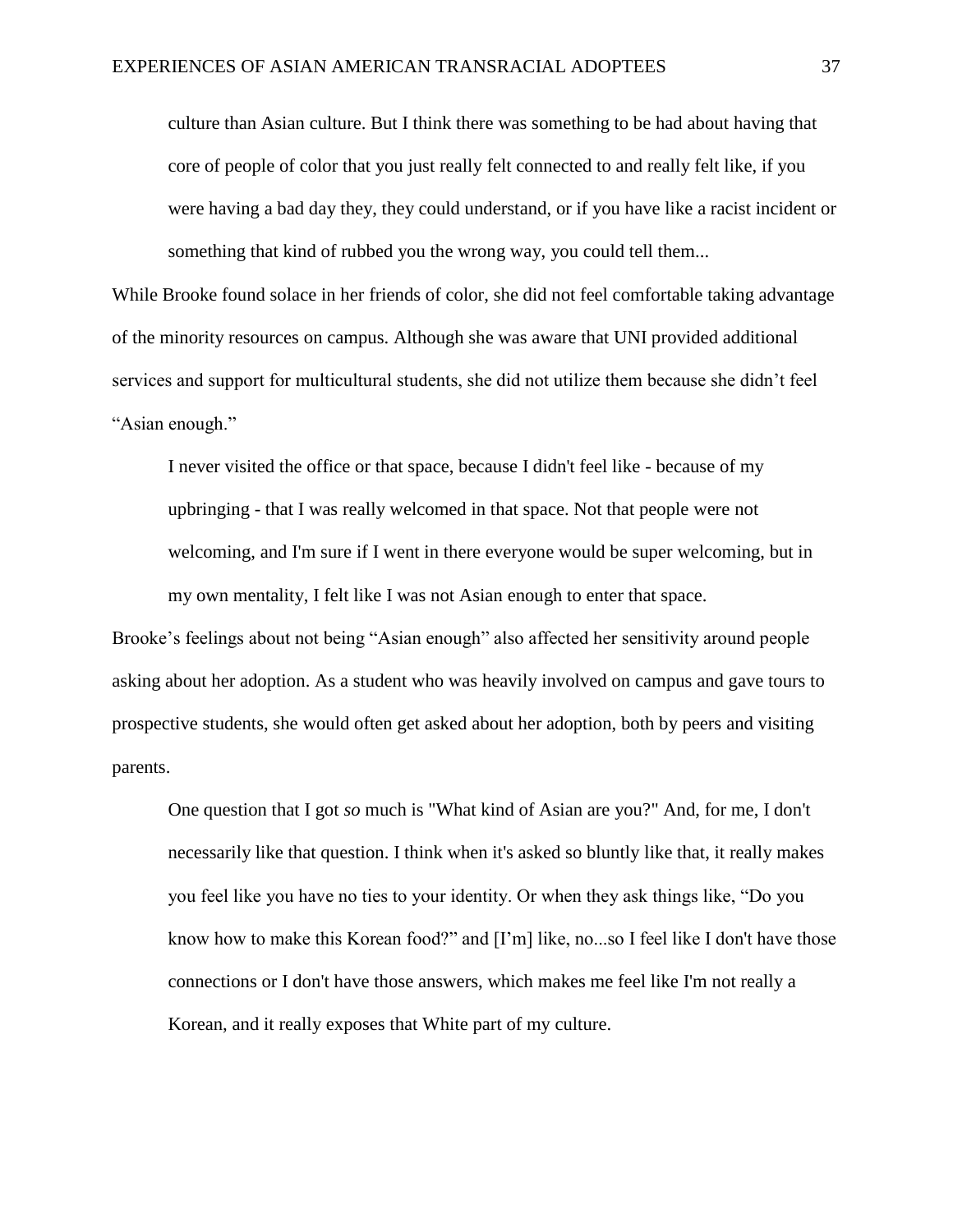> culture than Asian culture. But I think there was something to be had about having that core of people of color that you just really felt connected to and really felt like, if you were having a bad day they, they could understand, or if you have like a racist incident or something that kind of rubbed you the wrong way, you could tell them...

While Brooke found solace in her friends of color, she did not feel comfortable taking advantage of the minority resources on campus. Although she was aware that UNI provided additional services and support for multicultural students, she did not utilize them because she didn't feel "Asian enough."

> I never visited the office or that space, because I didn't feel like - because of my upbringing - that I was really welcomed in that space. Not that people were not welcoming, and I'm sure if I went in there everyone would be super welcoming, but in my own mentality, I felt like I was not Asian enough to enter that space.

Brooke's feelings about not being "Asian enough" also affected her sensitivity around people asking about her adoption. As a student who was heavily involved on campus and gave tours to prospective students, she would often get asked about her adoption, both by peers and visiting parents.

> One question that I got *so* much is "What kind of Asian are you?" And, for me, I don't necessarily like that question. I think when it's asked so bluntly like that, it really makes you feel like you have no ties to your identity. Or when they ask things like, "Do you know how to make this Korean food?" and [I'm] like, no...so I feel like I don't have those connections or I don't have those answers, which makes me feel like I'm not really a Korean, and it really exposes that White part of my culture.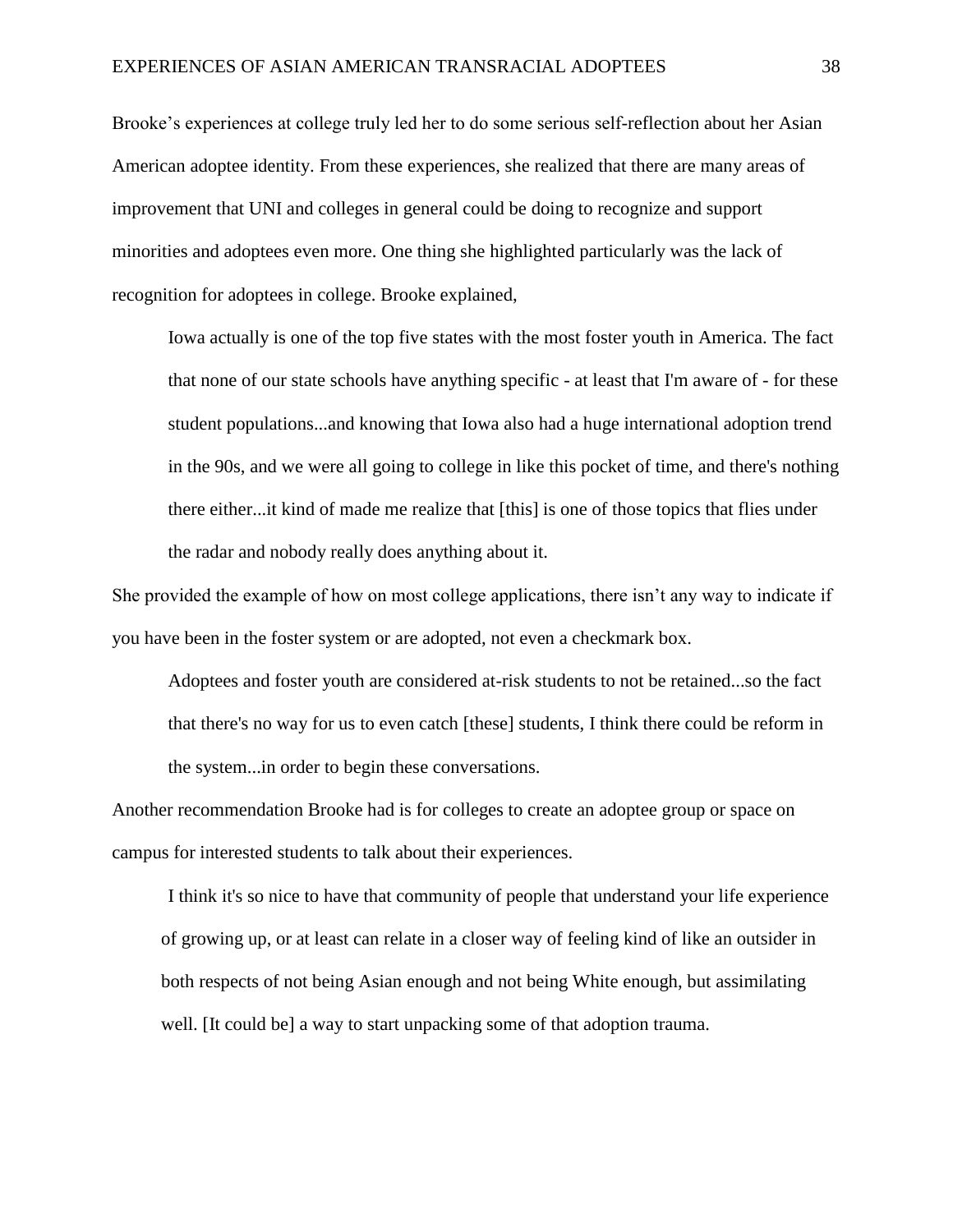Brooke's experiences at college truly led her to do some serious self-reflection about her Asian American adoptee identity. From these experiences, she realized that there are many areas of improvement that UNI and colleges in general could be doing to recognize and support minorities and adoptees even more. One thing she highlighted particularly was the lack of recognition for adoptees in college. Brooke explained,

> Iowa actually is one of the top five states with the most foster youth in America. The fact that none of our state schools have anything specific - at least that I'm aware of - for these student populations...and knowing that Iowa also had a huge international adoption trend in the 90s, and we were all going to college in like this pocket of time, and there's nothing there either...it kind of made me realize that [this] is one of those topics that flies under the radar and nobody really does anything about it.

She provided the example of how on most college applications, there isn't any way to indicate if you have been in the foster system or are adopted, not even a checkmark box.

> Adoptees and foster youth are considered at-risk students to not be retained...so the fact that there's no way for us to even catch [these] students, I think there could be reform in the system...in order to begin these conversations.

Another recommendation Brooke had is for colleges to create an adoptee group or space on campus for interested students to talk about their experiences.

> I think it's so nice to have that community of people that understand your life experience of growing up, or at least can relate in a closer way of feeling kind of like an outsider in both respects of not being Asian enough and not being White enough, but assimilating well. [It could be] a way to start unpacking some of that adoption trauma.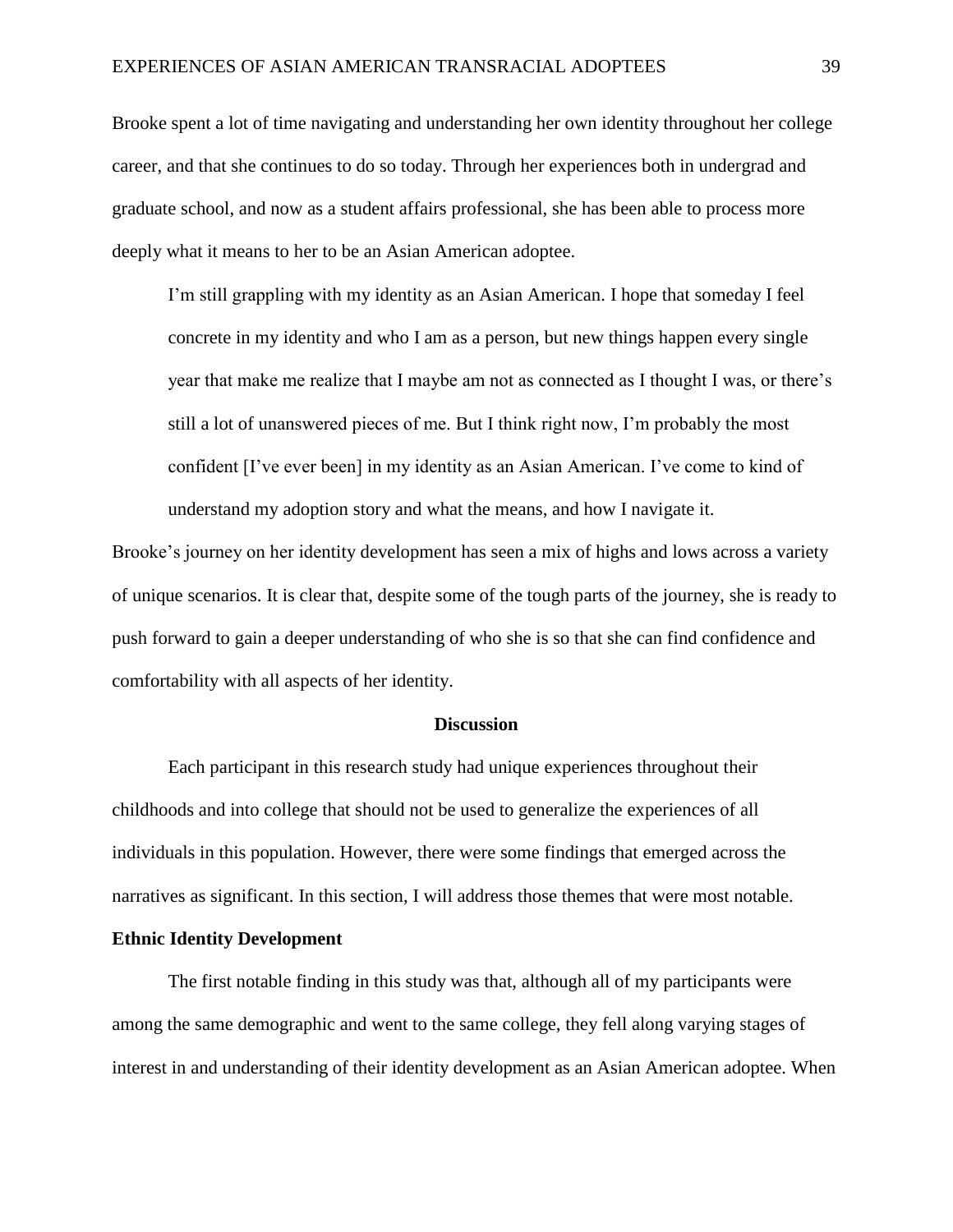Brooke spent a lot of time navigating and understanding her own identity throughout her college career, and that she continues to do so today. Through her experiences both in undergrad and graduate school, and now as a student affairs professional, she has been able to process more deeply what it means to her to be an Asian American adoptee.

> I'm still grappling with my identity as an Asian American. I hope that someday I feel concrete in my identity and who I am as a person, but new things happen every single year that make me realize that I maybe am not as connected as I thought I was, or there's still a lot of unanswered pieces of me. But I think right now, I'm probably the most confident [I've ever been] in my identity as an Asian American. I've come to kind of understand my adoption story and what the means, and how I navigate it.

Brooke's journey on her identity development has seen a mix of highs and lows across a variety of unique scenarios. It is clear that, despite some of the tough parts of the journey, she is ready to push forward to gain a deeper understanding of who she is so that she can find confidence and comfortability with all aspects of her identity.

## Discussion

Each participant in this research study had unique experiences throughout their childhoods and into college that should not be used to generalize the experiences of all individuals in this population. However, there were some findings that emerged across the narratives as significant. In this section, I will address those themes that were most notable.

### Ethnic Identity Development

The first notable finding in this study was that, although all of my participants were among the same demographic and went to the same college, they fell along varying stages of interest in and understanding of their identity development as an Asian American adoptee. When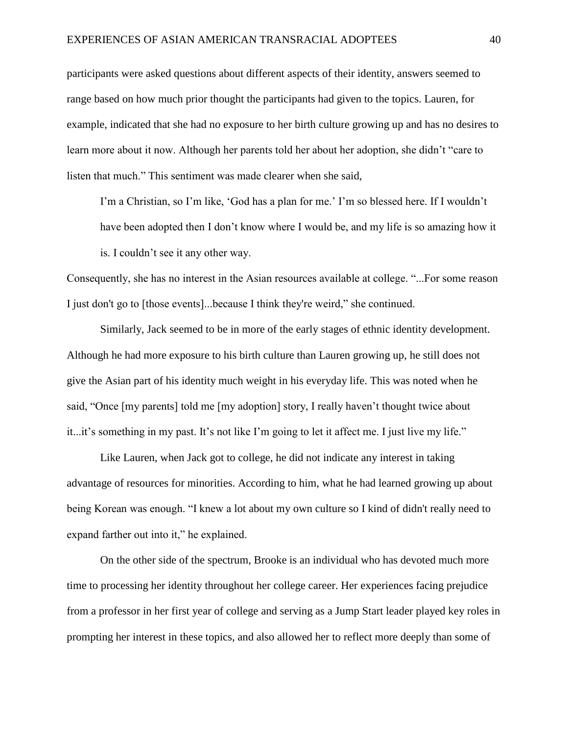participants were asked questions about different aspects of their identity, answers seemed to range based on how much prior thought the participants had given to the topics. Lauren, for example, indicated that she had no exposure to her birth culture growing up and has no desires to learn more about it now. Although her parents told her about her adoption, she didn't "care to listen that much." This sentiment was made clearer when she said,

> I'm a Christian, so I'm like, 'God has a plan for me.' I'm so blessed here. If I wouldn't have been adopted then I don't know where I would be, and my life is so amazing how it is. I couldn't see it any other way.

Consequently, she has no interest in the Asian resources available at college. "...For some reason I just don't go to [those events]...because I think they're weird," she continued.

Similarly, Jack seemed to be in more of the early stages of ethnic identity development. Although he had more exposure to his birth culture than Lauren growing up, he still does not give the Asian part of his identity much weight in his everyday life. This was noted when he said, "Once [my parents] told me [my adoption] story, I really haven't thought twice about it...it's something in my past. It's not like I'm going to let it affect me. I just live my life."

Like Lauren, when Jack got to college, he did not indicate any interest in taking advantage of resources for minorities. According to him, what he had learned growing up about being Korean was enough. "I knew a lot about my own culture so I kind of didn't really need to expand farther out into it," he explained.

On the other side of the spectrum, Brooke is an individual who has devoted much more time to processing her identity throughout her college career. Her experiences facing prejudice from a professor in her first year of college and serving as a Jump Start leader played key roles in prompting her interest in these topics, and also allowed her to reflect more deeply than some of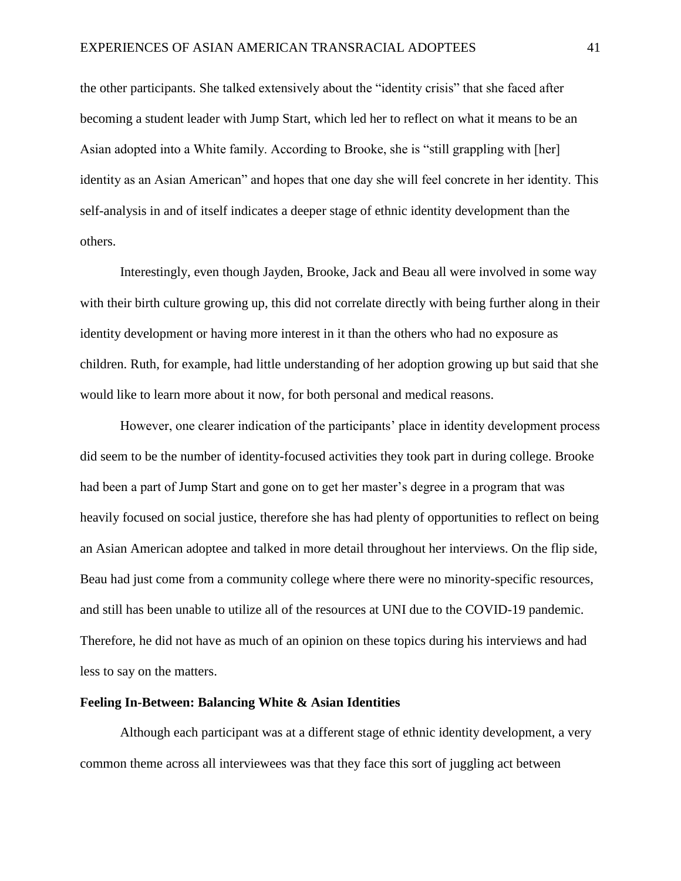the other participants. She talked extensively about the "identity crisis" that she faced after becoming a student leader with Jump Start, which led her to reflect on what it means to be an Asian adopted into a White family. According to Brooke, she is "still grappling with [her] identity as an Asian American" and hopes that one day she will feel concrete in her identity. This self-analysis in and of itself indicates a deeper stage of ethnic identity development than the others.

Interestingly, even though Jayden, Brooke, Jack and Beau all were involved in some way with their birth culture growing up, this did not correlate directly with being further along in their identity development or having more interest in it than the others who had no exposure as children. Ruth, for example, had little understanding of her adoption growing up but said that she would like to learn more about it now, for both personal and medical reasons.

However, one clearer indication of the participants' place in identity development process did seem to be the number of identity-focused activities they took part in during college. Brooke had been a part of Jump Start and gone on to get her master's degree in a program that was heavily focused on social justice, therefore she has had plenty of opportunities to reflect on being an Asian American adoptee and talked in more detail throughout her interviews. On the flip side, Beau had just come from a community college where there were no minority-specific resources, and still has been unable to utilize all of the resources at UNI due to the COVID-19 pandemic. Therefore, he did not have as much of an opinion on these topics during his interviews and had less to say on the matters.

**Feeling In-Between: Balancing White & Asian Identities**

Although each participant was at a different stage of ethnic identity development, a very common theme across all interviewees was that they face this sort of juggling act between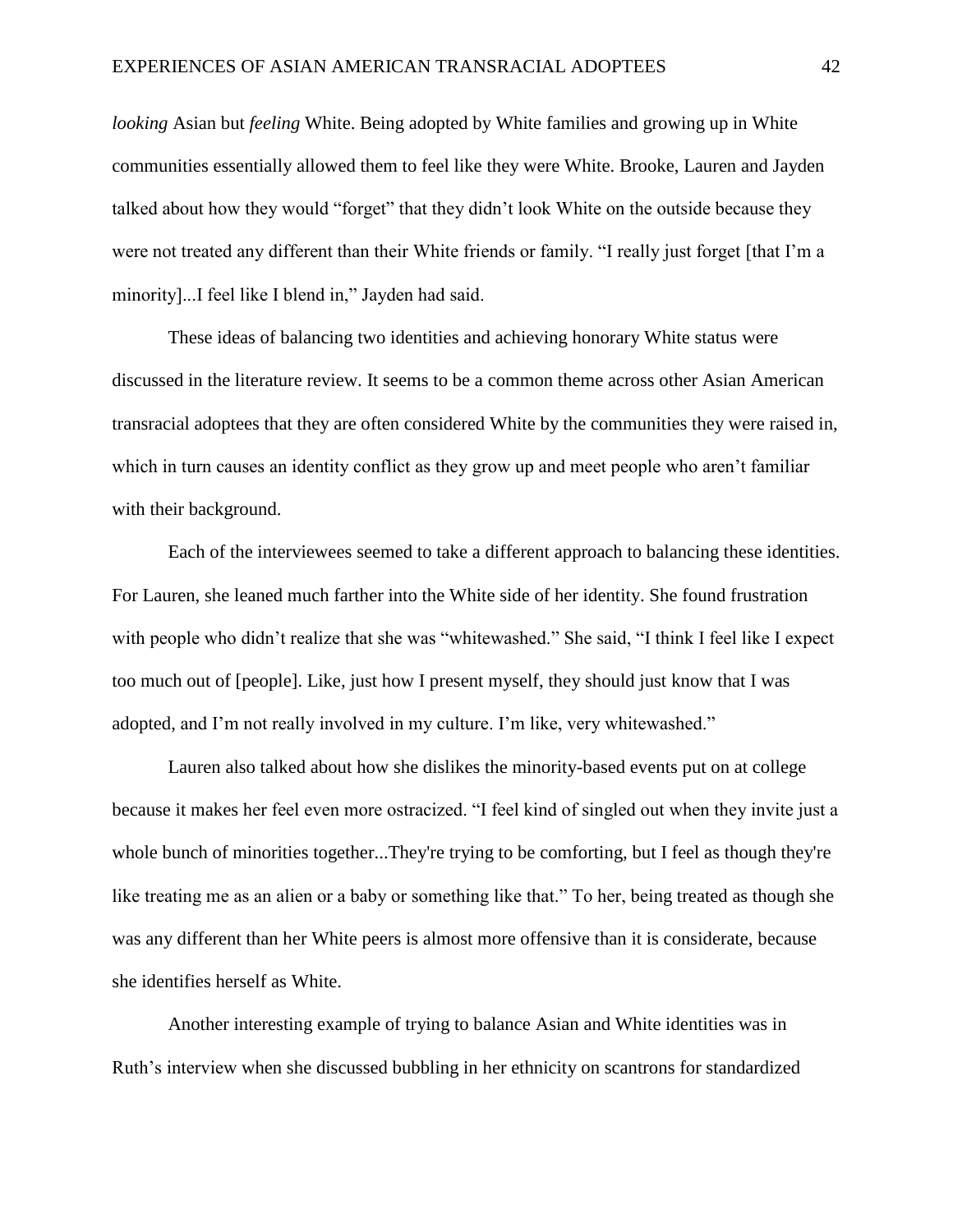*looking* Asian but *feeling* White. Being adopted by White families and growing up in White communities essentially allowed them to feel like they were White. Brooke, Lauren and Jayden talked about how they would "forget" that they didn't look White on the outside because they were not treated any different than their White friends or family. "I really just forget [that I'm a minority]...I feel like I blend in," Jayden had said.

These ideas of balancing two identities and achieving honorary White status were discussed in the literature review. It seems to be a common theme across other Asian American transracial adoptees that they are often considered White by the communities they were raised in, which in turn causes an identity conflict as they grow up and meet people who aren't familiar with their background.

Each of the interviewees seemed to take a different approach to balancing these identities. For Lauren, she leaned much farther into the White side of her identity. She found frustration with people who didn't realize that she was "whitewashed." She said, "I think I feel like I expect too much out of [people]. Like, just how I present myself, they should just know that I was adopted, and I'm not really involved in my culture. I'm like, very whitewashed."

Lauren also talked about how she dislikes the minority-based events put on at college because it makes her feel even more ostracized. "I feel kind of singled out when they invite just a whole bunch of minorities together...They're trying to be comforting, but I feel as though they're like treating me as an alien or a baby or something like that." To her, being treated as though she was any different than her White peers is almost more offensive than it is considerate, because she identifies herself as White.

Another interesting example of trying to balance Asian and White identities was in Ruth's interview when she discussed bubbling in her ethnicity on scantrons for standardized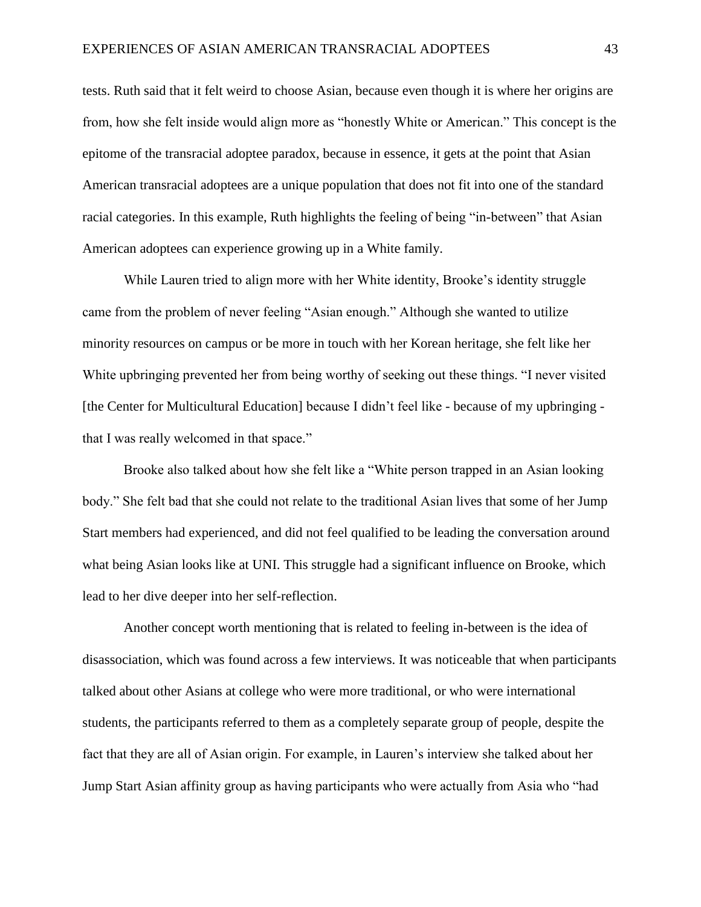tests. Ruth said that it felt weird to choose Asian, because even though it is where her origins are from, how she felt inside would align more as "honestly White or American." This concept is the epitome of the transracial adoptee paradox, because in essence, it gets at the point that Asian American transracial adoptees are a unique population that does not fit into one of the standard racial categories. In this example, Ruth highlights the feeling of being "in-between" that Asian American adoptees can experience growing up in a White family.

While Lauren tried to align more with her White identity, Brooke's identity struggle came from the problem of never feeling "Asian enough." Although she wanted to utilize minority resources on campus or be more in touch with her Korean heritage, she felt like her White upbringing prevented her from being worthy of seeking out these things. "I never visited [the Center for Multicultural Education] because I didn't feel like - because of my upbringing - that I was really welcomed in that space."

Brooke also talked about how she felt like a "White person trapped in an Asian looking body." She felt bad that she could not relate to the traditional Asian lives that some of her Jump Start members had experienced, and did not feel qualified to be leading the conversation around what being Asian looks like at UNI. This struggle had a significant influence on Brooke, which lead to her dive deeper into her self-reflection.

Another concept worth mentioning that is related to feeling in-between is the idea of disassociation, which was found across a few interviews. It was noticeable that when participants talked about other Asians at college who were more traditional, or who were international students, the participants referred to them as a completely separate group of people, despite the fact that they are all of Asian origin. For example, in Lauren's interview she talked about her Jump Start Asian affinity group as having participants who were actually from Asia who "had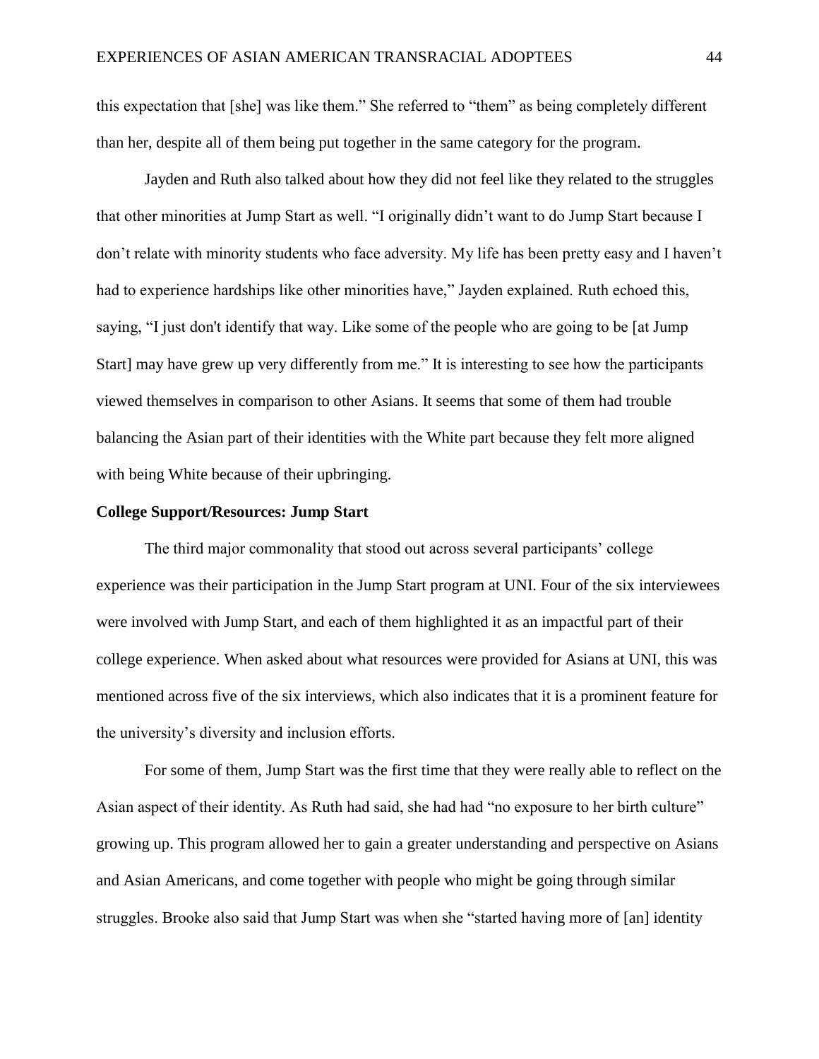this expectation that [she] was like them." She referred to "them" as being completely different than her, despite all of them being put together in the same category for the program.

Jayden and Ruth also talked about how they did not feel like they related to the struggles that other minorities at Jump Start as well. "I originally didn't want to do Jump Start because I don't relate with minority students who face adversity. My life has been pretty easy and I haven't had to experience hardships like other minorities have," Jayden explained. Ruth echoed this, saying, "I just don't identify that way. Like some of the people who are going to be [at Jump Start] may have grew up very differently from me." It is interesting to see how the participants viewed themselves in comparison to other Asians. It seems that some of them had trouble balancing the Asian part of their identities with the White part because they felt more aligned with being White because of their upbringing.

**College Support/Resources: Jump Start**

The third major commonality that stood out across several participants' college experience was their participation in the Jump Start program at UNI. Four of the six interviewees were involved with Jump Start, and each of them highlighted it as an impactful part of their college experience. When asked about what resources were provided for Asians at UNI, this was mentioned across five of the six interviews, which also indicates that it is a prominent feature for the university's diversity and inclusion efforts.

For some of them, Jump Start was the first time that they were really able to reflect on the Asian aspect of their identity. As Ruth had said, she had had "no exposure to her birth culture" growing up. This program allowed her to gain a greater understanding and perspective on Asians and Asian Americans, and come together with people who might be going through similar struggles. Brooke also said that Jump Start was when she "started having more of [an] identity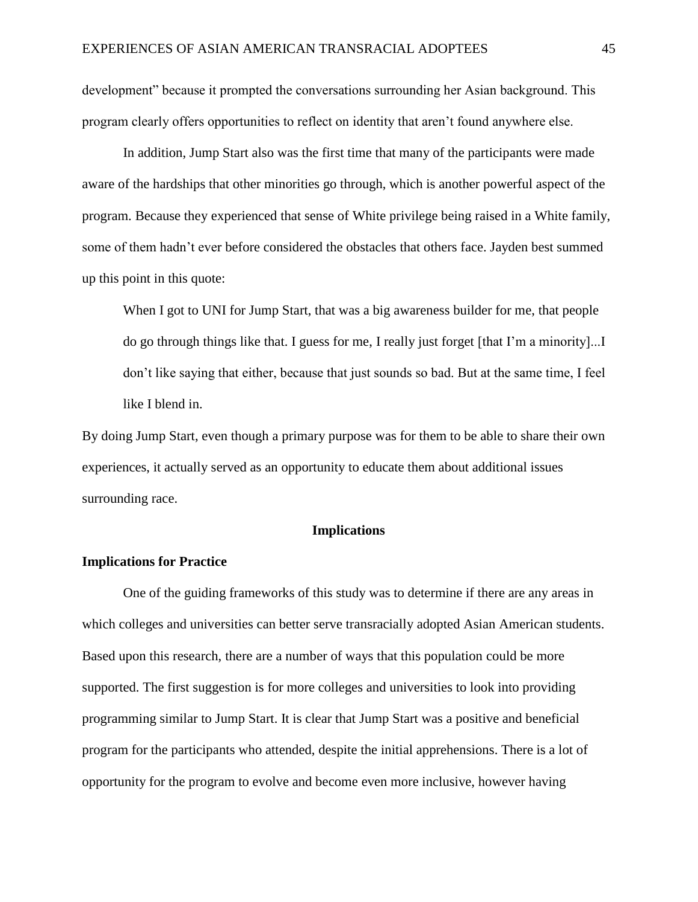development" because it prompted the conversations surrounding her Asian background. This program clearly offers opportunities to reflect on identity that aren't found anywhere else.

In addition, Jump Start also was the first time that many of the participants were made aware of the hardships that other minorities go through, which is another powerful aspect of the program. Because they experienced that sense of White privilege being raised in a White family, some of them hadn't ever before considered the obstacles that others face. Jayden best summed up this point in this quote:

> When I got to UNI for Jump Start, that was a big awareness builder for me, that people do go through things like that. I guess for me, I really just forget [that I'm a minority]...I don't like saying that either, because that just sounds so bad. But at the same time, I feel like I blend in.

By doing Jump Start, even though a primary purpose was for them to be able to share their own experiences, it actually served as an opportunity to educate them about additional issues surrounding race.

## Implications

### Implications for Practice

One of the guiding frameworks of this study was to determine if there are any areas in which colleges and universities can better serve transracially adopted Asian American students. Based upon this research, there are a number of ways that this population could be more supported. The first suggestion is for more colleges and universities to look into providing programming similar to Jump Start. It is clear that Jump Start was a positive and beneficial program for the participants who attended, despite the initial apprehensions. There is a lot of opportunity for the program to evolve and become even more inclusive, however having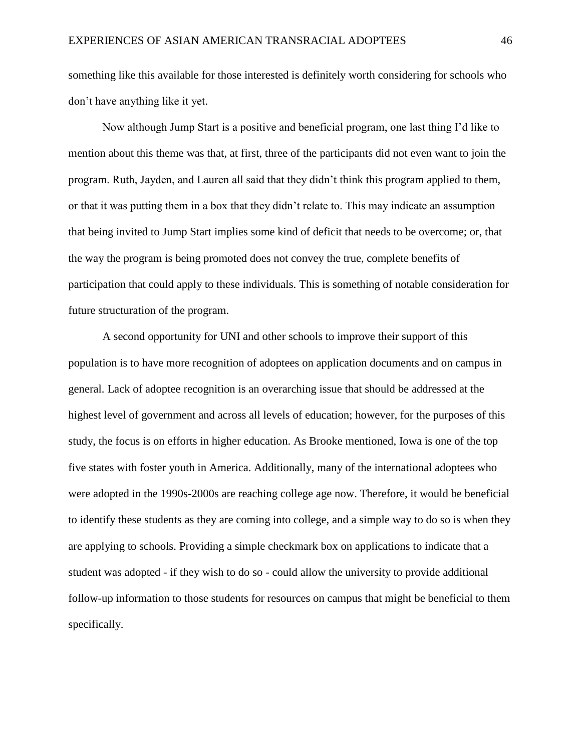something like this available for those interested is definitely worth considering for schools who don't have anything like it yet.

Now although Jump Start is a positive and beneficial program, one last thing I'd like to mention about this theme was that, at first, three of the participants did not even want to join the program. Ruth, Jayden, and Lauren all said that they didn't think this program applied to them, or that it was putting them in a box that they didn't relate to. This may indicate an assumption that being invited to Jump Start implies some kind of deficit that needs to be overcome; or, that the way the program is being promoted does not convey the true, complete benefits of participation that could apply to these individuals. This is something of notable consideration for future structuration of the program.

A second opportunity for UNI and other schools to improve their support of this population is to have more recognition of adoptees on application documents and on campus in general. Lack of adoptee recognition is an overarching issue that should be addressed at the highest level of government and across all levels of education; however, for the purposes of this study, the focus is on efforts in higher education. As Brooke mentioned, Iowa is one of the top five states with foster youth in America. Additionally, many of the international adoptees who were adopted in the 1990s-2000s are reaching college age now. Therefore, it would be beneficial to identify these students as they are coming into college, and a simple way to do so is when they are applying to schools. Providing a simple checkmark box on applications to indicate that a student was adopted - if they wish to do so - could allow the university to provide additional follow-up information to those students for resources on campus that might be beneficial to them specifically.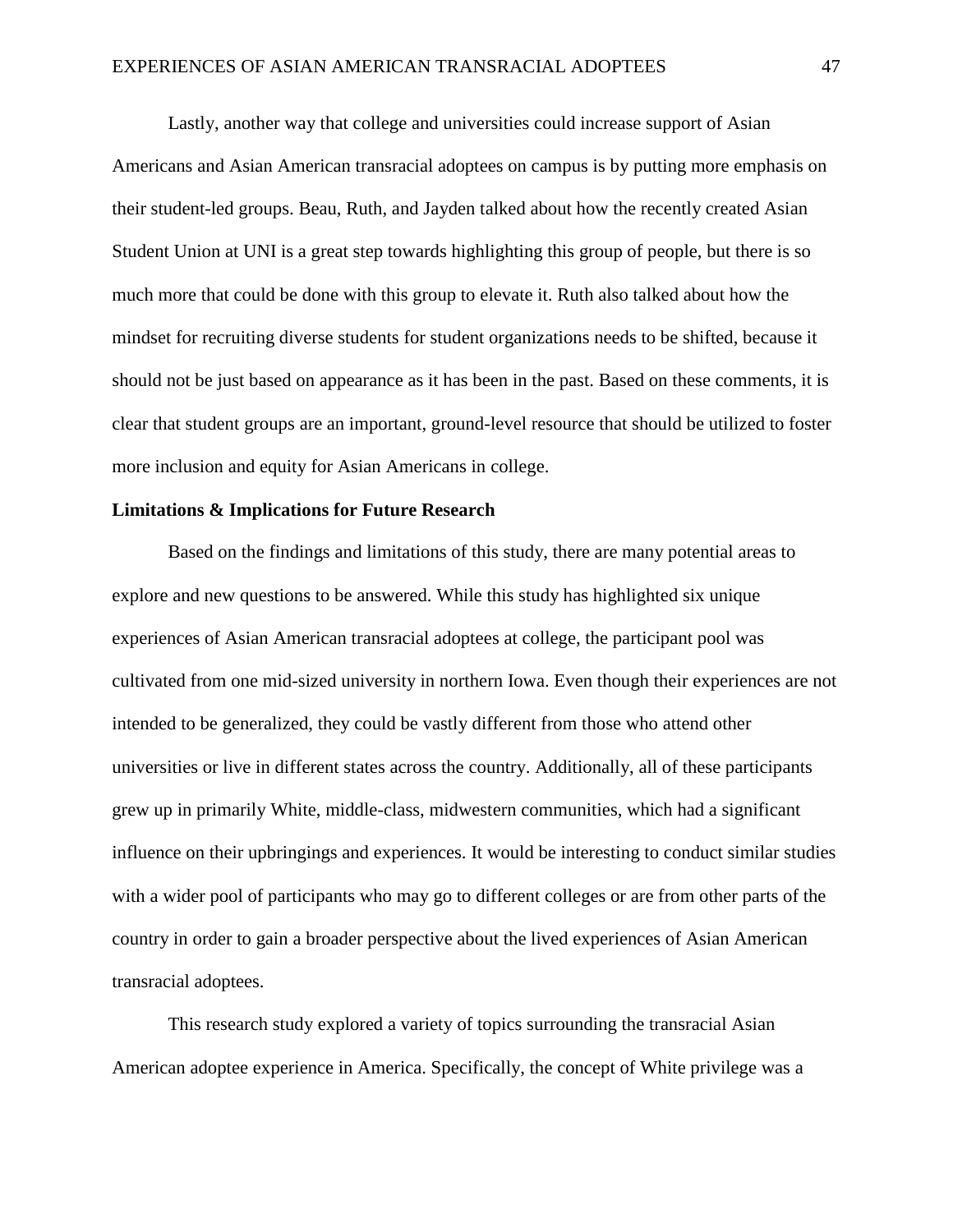Lastly, another way that college and universities could increase support of Asian Americans and Asian American transracial adoptees on campus is by putting more emphasis on their student-led groups. Beau, Ruth, and Jayden talked about how the recently created Asian Student Union at UNI is a great step towards highlighting this group of people, but there is so much more that could be done with this group to elevate it. Ruth also talked about how the mindset for recruiting diverse students for student organizations needs to be shifted, because it should not be just based on appearance as it has been in the past. Based on these comments, it is clear that student groups are an important, ground-level resource that should be utilized to foster more inclusion and equity for Asian Americans in college.

**Limitations & Implications for Future Research**

Based on the findings and limitations of this study, there are many potential areas to explore and new questions to be answered. While this study has highlighted six unique experiences of Asian American transracial adoptees at college, the participant pool was cultivated from one mid-sized university in northern Iowa. Even though their experiences are not intended to be generalized, they could be vastly different from those who attend other universities or live in different states across the country. Additionally, all of these participants grew up in primarily White, middle-class, midwestern communities, which had a significant influence on their upbringings and experiences. It would be interesting to conduct similar studies with a wider pool of participants who may go to different colleges or are from other parts of the country in order to gain a broader perspective about the lived experiences of Asian American transracial adoptees.

This research study explored a variety of topics surrounding the transracial Asian American adoptee experience in America. Specifically, the concept of White privilege was a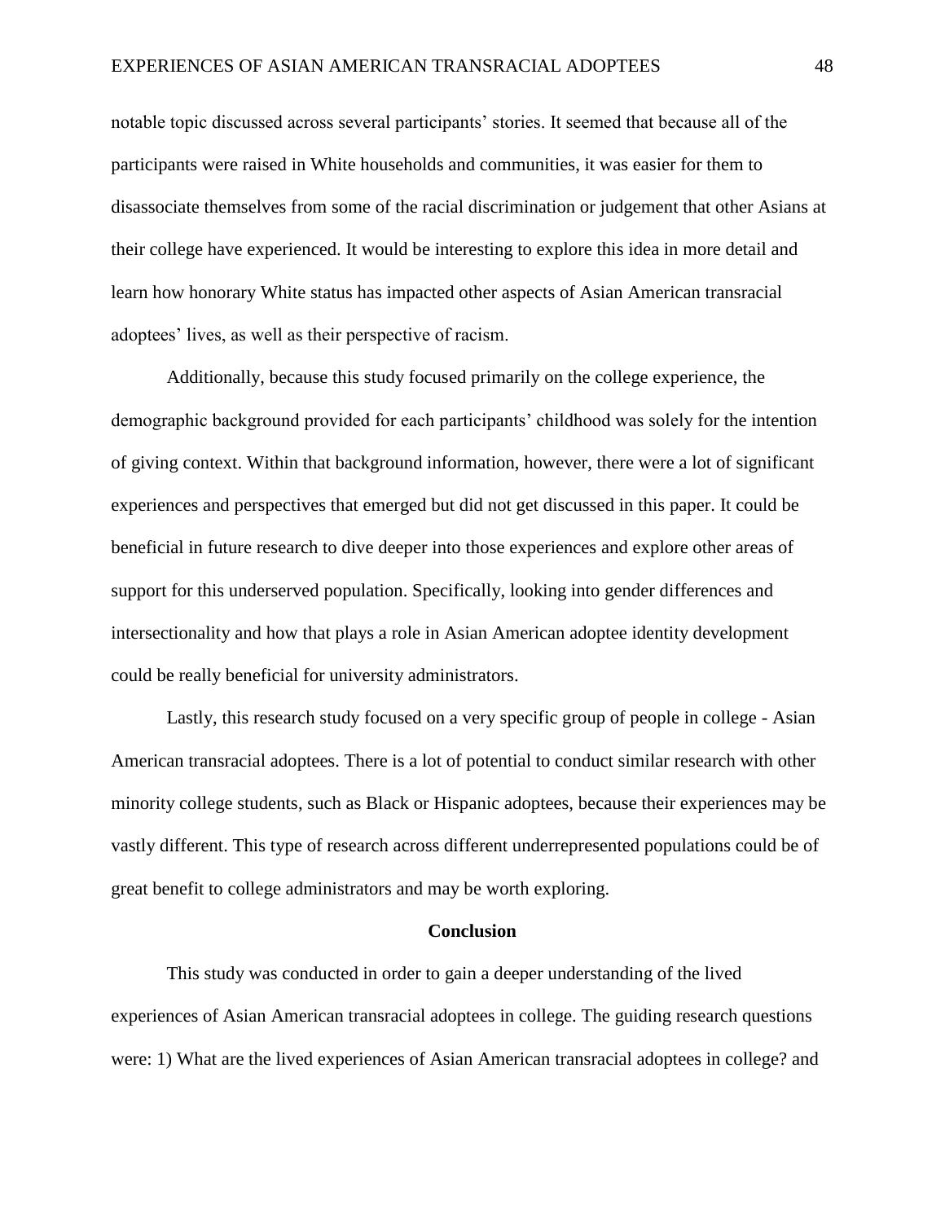notable topic discussed across several participants' stories. It seemed that because all of the participants were raised in White households and communities, it was easier for them to disassociate themselves from some of the racial discrimination or judgement that other Asians at their college have experienced. It would be interesting to explore this idea in more detail and learn how honorary White status has impacted other aspects of Asian American transracial adoptees' lives, as well as their perspective of racism.

Additionally, because this study focused primarily on the college experience, the demographic background provided for each participants' childhood was solely for the intention of giving context. Within that background information, however, there were a lot of significant experiences and perspectives that emerged but did not get discussed in this paper. It could be beneficial in future research to dive deeper into those experiences and explore other areas of support for this underserved population. Specifically, looking into gender differences and intersectionality and how that plays a role in Asian American adoptee identity development could be really beneficial for university administrators.

Lastly, this research study focused on a very specific group of people in college - Asian American transracial adoptees. There is a lot of potential to conduct similar research with other minority college students, such as Black or Hispanic adoptees, because their experiences may be vastly different. This type of research across different underrepresented populations could be of great benefit to college administrators and may be worth exploring.

## Conclusion

This study was conducted in order to gain a deeper understanding of the lived experiences of Asian American transracial adoptees in college. The guiding research questions were: 1) What are the lived experiences of Asian American transracial adoptees in college? and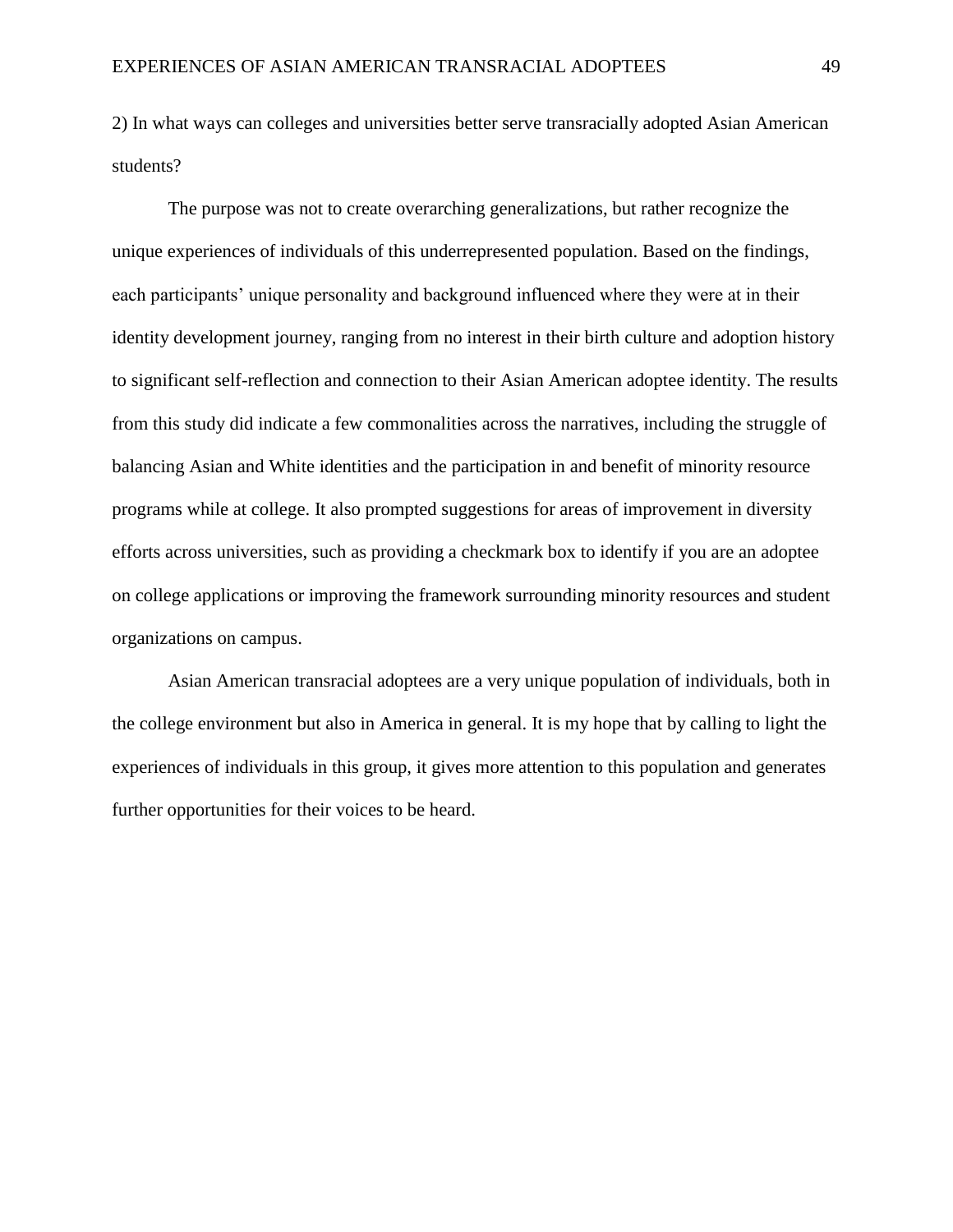2) In what ways can colleges and universities better serve transracially adopted Asian American students?

The purpose was not to create overarching generalizations, but rather recognize the unique experiences of individuals of this underrepresented population. Based on the findings, each participants' unique personality and background influenced where they were at in their identity development journey, ranging from no interest in their birth culture and adoption history to significant self-reflection and connection to their Asian American adoptee identity. The results from this study did indicate a few commonalities across the narratives, including the struggle of balancing Asian and White identities and the participation in and benefit of minority resource programs while at college. It also prompted suggestions for areas of improvement in diversity efforts across universities, such as providing a checkmark box to identify if you are an adoptee on college applications or improving the framework surrounding minority resources and student organizations on campus.

Asian American transracial adoptees are a very unique population of individuals, both in the college environment but also in America in general. It is my hope that by calling to light the experiences of individuals in this group, it gives more attention to this population and generates further opportunities for their voices to be heard.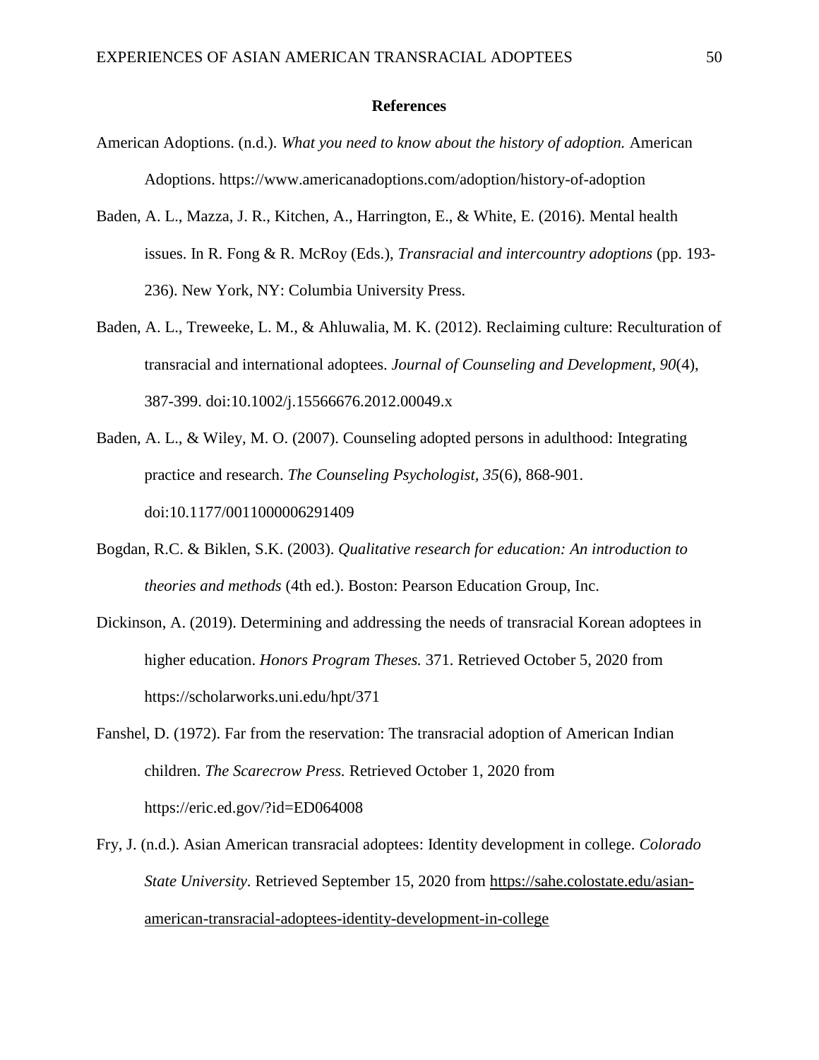**References**

American Adoptions. (n.d.). *What you need to know about the history of adoption.* American Adoptions. https://www.americanadoptions.com/adoption/history-of-adoption

Baden, A. L., Mazza, J. R., Kitchen, A., Harrington, E., & White, E. (2016). Mental health issues. In R. Fong & R. McRoy (Eds.), *Transracial and intercountry adoptions* (pp. 193-236). New York, NY: Columbia University Press.

Baden, A. L., Treweeke, L. M., & Ahluwalia, M. K. (2012). Reclaiming culture: Reculturation of transracial and international adoptees. *Journal of Counseling and Development, 90*(4), 387-399. doi:10.1002/j.15566676.2012.00049.x

Baden, A. L., & Wiley, M. O. (2007). Counseling adopted persons in adulthood: Integrating practice and research. *The Counseling Psychologist, 35*(6), 868-901. doi:10.1177/0011000006291409

Bogdan, R.C. & Biklen, S.K. (2003). *Qualitative research for education: An introduction to theories and methods* (4th ed.). Boston: Pearson Education Group, Inc.

Dickinson, A. (2019). Determining and addressing the needs of transracial Korean adoptees in higher education. *Honors Program Theses.* 371. Retrieved October 5, 2020 from https://scholarworks.uni.edu/hpt/371

Fanshel, D. (1972). Far from the reservation: The transracial adoption of American Indian children. *The Scarecrow Press.* Retrieved October 1, 2020 from https://eric.ed.gov/?id=ED064008

Fry, J. (n.d.). Asian American transracial adoptees: Identity development in college. *Colorado State University.* Retrieved September 15, 2020 from https://sahe.colostate.edu/asian-american-transracial-adoptees-identity-development-in-college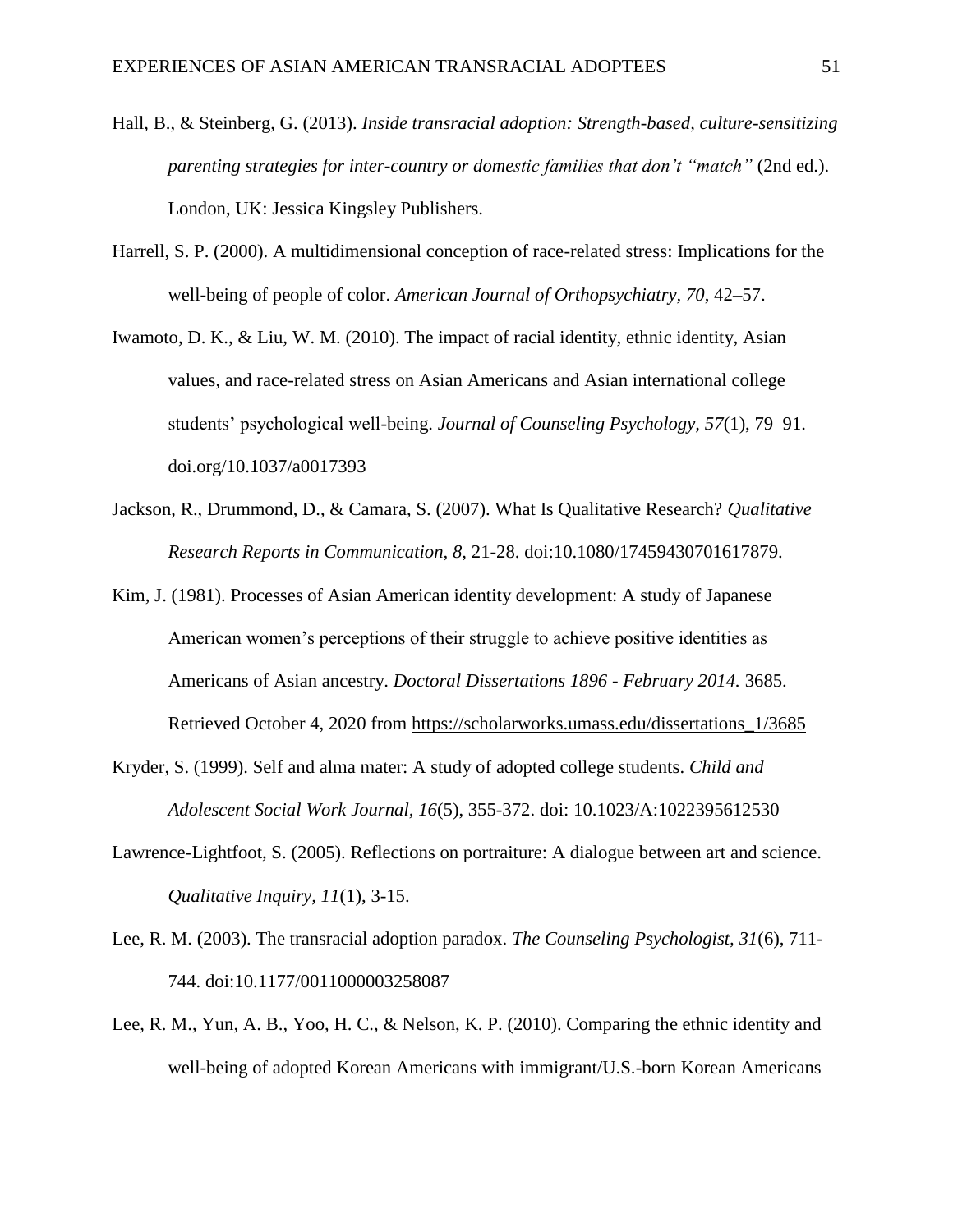Hall, B., & Steinberg, G. (2013). *Inside transracial adoption: Strength-based, culture-sensitizing parenting strategies for inter-country or domestic families that don't "match"* (2nd ed.). London, UK: Jessica Kingsley Publishers.

Harrell, S. P. (2000). A multidimensional conception of race-related stress: Implications for the well-being of people of color. *American Journal of Orthopsychiatry*, *70*, 42–57.

Iwamoto, D. K., & Liu, W. M. (2010). The impact of racial identity, ethnic identity, Asian values, and race-related stress on Asian Americans and Asian international college students' psychological well-being. *Journal of Counseling Psychology, 57*(1), 79–91. doi.org/10.1037/a0017393

Jackson, R., Drummond, D., & Camara, S. (2007). What Is Qualitative Research? *Qualitative Research Reports in Communication*, *8*, 21-28. doi:10.1080/17459430701617879.

Kim, J. (1981). Processes of Asian American identity development: A study of Japanese American women's perceptions of their struggle to achieve positive identities as Americans of Asian ancestry. *Doctoral Dissertations 1896 - February 2014.* 3685. Retrieved October 4, 2020 from https://scholarworks.umass.edu/dissertations_1/3685

Kryder, S. (1999). Self and alma mater: A study of adopted college students. *Child and Adolescent Social Work Journal*, *16*(5), 355-372. doi: 10.1023/A:1022395612530

Lawrence-Lightfoot, S. (2005). Reflections on portraiture: A dialogue between art and science. *Qualitative Inquiry, 11*(1), 3-15.

Lee, R. M. (2003). The transracial adoption paradox. *The Counseling Psychologist, 31*(6), 711-744. doi:10.1177/0011000003258087

Lee, R. M., Yun, A. B., Yoo, H. C., & Nelson, K. P. (2010). Comparing the ethnic identity and well-being of adopted Korean Americans with immigrant/U.S.-born Korean Americans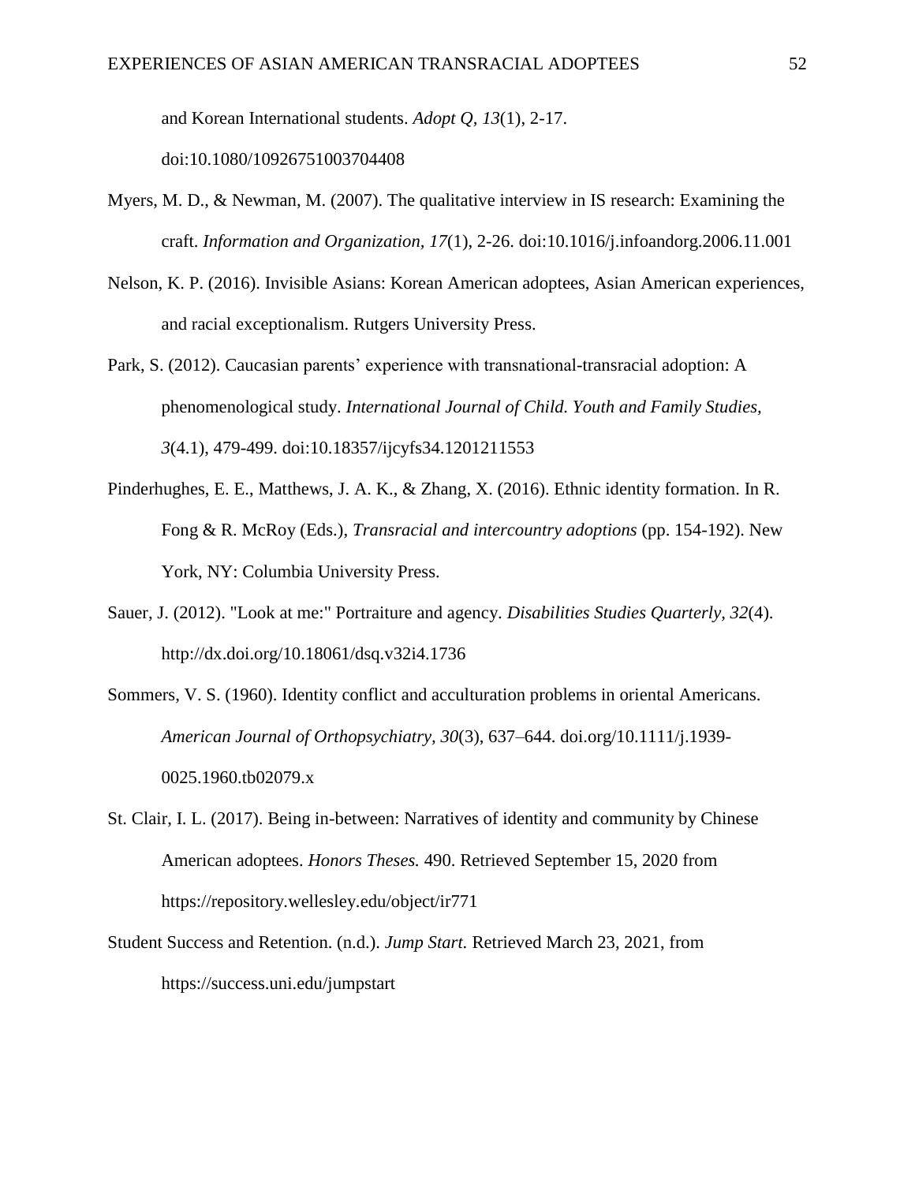and Korean International students. *Adopt Q, 13*(1), 2-17. doi:10.1080/10926751003704408

Myers, M. D., & Newman, M. (2007). The qualitative interview in IS research: Examining the craft. *Information and Organization*, *17*(1), 2-26. doi:10.1016/j.infoandorg.2006.11.001

Nelson, K. P. (2016). Invisible Asians: Korean American adoptees, Asian American experiences, and racial exceptionalism. Rutgers University Press.

Park, S. (2012). Caucasian parents' experience with transnational-transracial adoption: A phenomenological study. *International Journal of Child. Youth and Family Studies, 3*(4.1), 479-499. doi:10.18357/ijcyfs34.1201211553

Pinderhughes, E. E., Matthews, J. A. K., & Zhang, X. (2016). Ethnic identity formation. In R. Fong & R. McRoy (Eds.), *Transracial and intercountry adoptions* (pp. 154-192). New York, NY: Columbia University Press.

Sauer, J. (2012). "Look at me:" Portraiture and agency. *Disabilities Studies Quarterly, 32*(4). http://dx.doi.org/10.18061/dsq.v32i4.1736

Sommers, V. S. (1960). Identity conflict and acculturation problems in oriental Americans. *American Journal of Orthopsychiatry, 30*(3), 637–644. doi.org/10.1111/j.1939-0025.1960.tb02079.x

St. Clair, I. L. (2017). Being in-between: Narratives of identity and community by Chinese American adoptees. *Honors Theses.* 490. Retrieved September 15, 2020 from https://repository.wellesley.edu/object/ir771

Student Success and Retention. (n.d.). *Jump Start.* Retrieved March 23, 2021, from https://success.uni.edu/jumpstart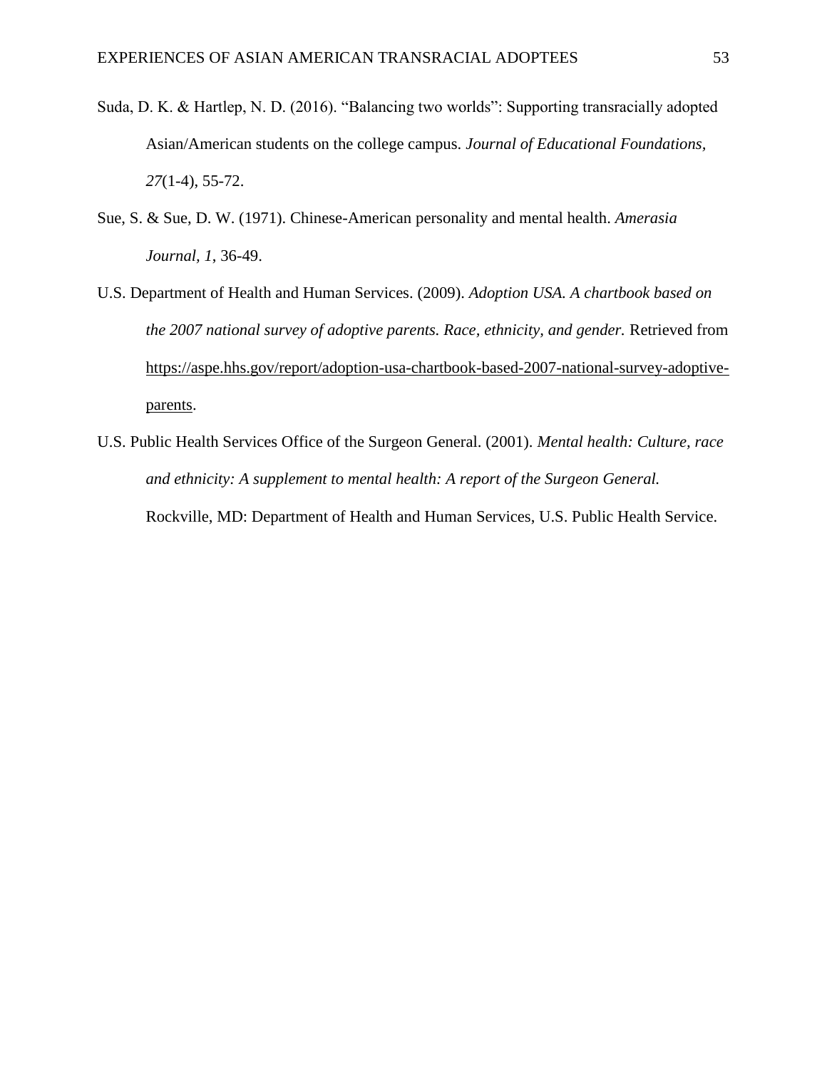Suda, D. K. & Hartlep, N. D. (2016). "Balancing two worlds": Supporting transracially adopted Asian/American students on the college campus. *Journal of Educational Foundations, 27*(1-4), 55-72.

Sue, S. & Sue, D. W. (1971). Chinese-American personality and mental health. *Amerasia Journal*, *1*, 36-49.

U.S. Department of Health and Human Services. (2009). *Adoption USA. A chartbook based on the 2007 national survey of adoptive parents. Race, ethnicity, and gender.* Retrieved from https://aspe.hhs.gov/report/adoption-usa-chartbook-based-2007-national-survey-adoptive-parents.

U.S. Public Health Services Office of the Surgeon General. (2001). *Mental health: Culture, race and ethnicity: A supplement to mental health: A report of the Surgeon General.* Rockville, MD: Department of Health and Human Services, U.S. Public Health Service.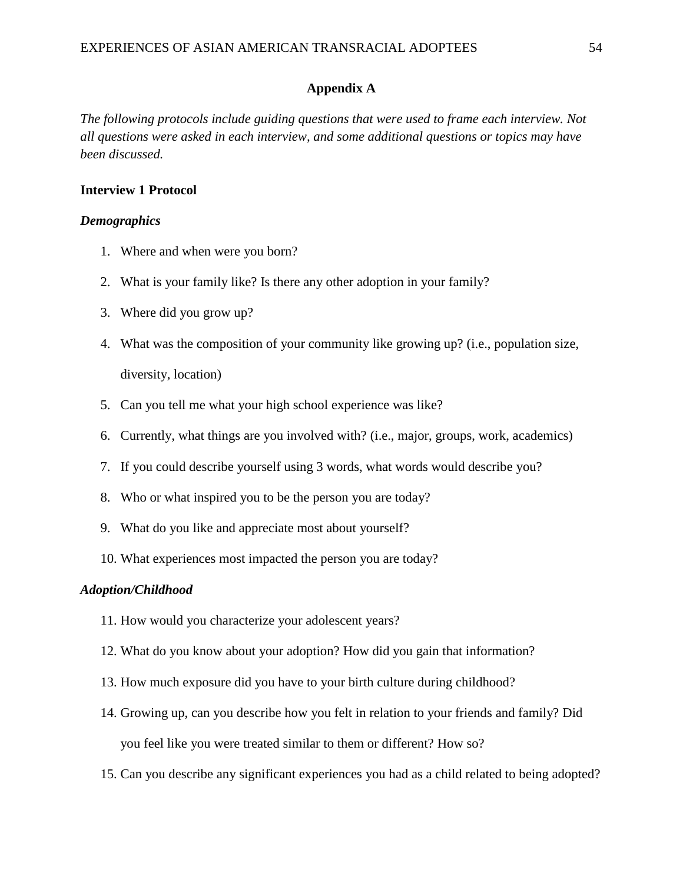## Appendix A

*The following protocols include guiding questions that were used to frame each interview. Not all questions were asked in each interview, and some additional questions or topics may have been discussed.*

### Interview 1 Protocol

#### *Demographics*

1. Where and when were you born?
2. What is your family like? Is there any other adoption in your family?
3. Where did you grow up?
4. What was the composition of your community like growing up? (i.e., population size, diversity, location)
5. Can you tell me what your high school experience was like?
6. Currently, what things are you involved with? (i.e., major, groups, work, academics)
7. If you could describe yourself using 3 words, what words would describe you?
8. Who or what inspired you to be the person you are today?
9. What do you like and appreciate most about yourself?
10. What experiences most impacted the person you are today?

#### *Adoption/Childhood*

11. How would you characterize your adolescent years?
12. What do you know about your adoption? How did you gain that information?
13. How much exposure did you have to your birth culture during childhood?
14. Growing up, can you describe how you felt in relation to your friends and family? Did you feel like you were treated similar to them or different? How so?
15. Can you describe any significant experiences you had as a child related to being adopted?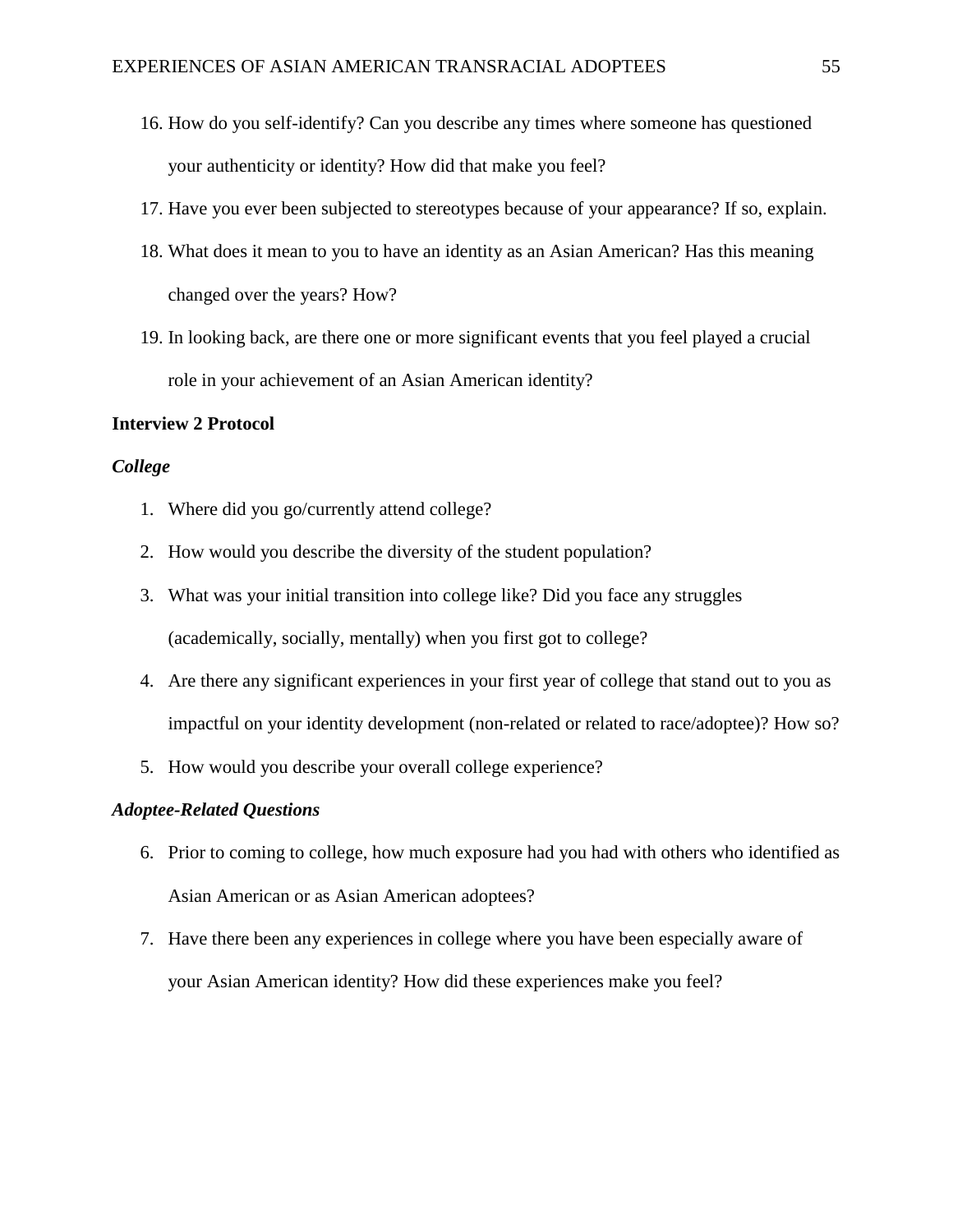16. How do you self-identify? Can you describe any times where someone has questioned your authenticity or identity? How did that make you feel?
17. Have you ever been subjected to stereotypes because of your appearance? If so, explain.
18. What does it mean to you to have an identity as an Asian American? Has this meaning changed over the years? How?
19. In looking back, are there one or more significant events that you feel played a crucial role in your achievement of an Asian American identity?

**Interview 2 Protocol**

***College***

1. Where did you go/currently attend college?
2. How would you describe the diversity of the student population?
3. What was your initial transition into college like? Did you face any struggles (academically, socially, mentally) when you first got to college?
4. Are there any significant experiences in your first year of college that stand out to you as impactful on your identity development (non-related or related to race/adoptee)? How so?
5. How would you describe your overall college experience?

***Adoptee-Related Questions***

6. Prior to coming to college, how much exposure had you had with others who identified as Asian American or as Asian American adoptees?
7. Have there been any experiences in college where you have been especially aware of your Asian American identity? How did these experiences make you feel?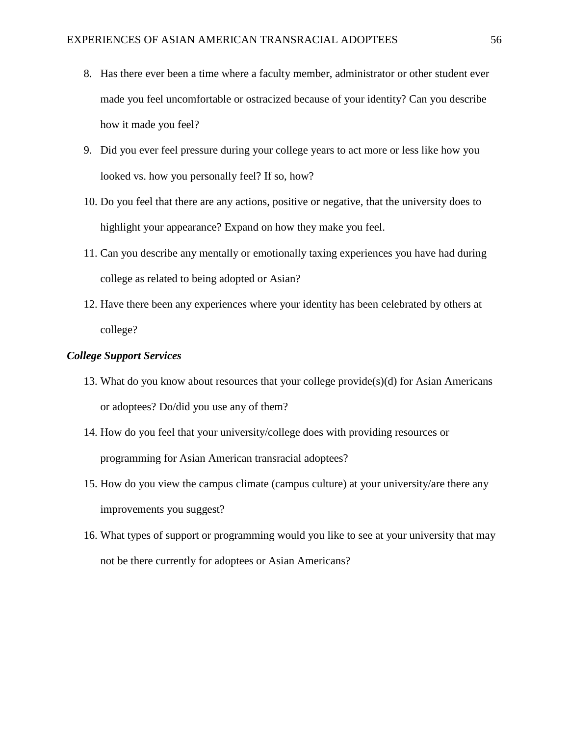8. Has there ever been a time where a faculty member, administrator or other student ever made you feel uncomfortable or ostracized because of your identity? Can you describe how it made you feel?
9. Did you ever feel pressure during your college years to act more or less like how you looked vs. how you personally feel? If so, how?
10. Do you feel that there are any actions, positive or negative, that the university does to highlight your appearance? Expand on how they make you feel.
11. Can you describe any mentally or emotionally taxing experiences you have had during college as related to being adopted or Asian?
12. Have there been any experiences where your identity has been celebrated by others at college?

***College Support Services***

13. What do you know about resources that your college provide(s)(d) for Asian Americans or adoptees? Do/did you use any of them?
14. How do you feel that your university/college does with providing resources or programming for Asian American transracial adoptees?
15. How do you view the campus climate (campus culture) at your university/are there any improvements you suggest?
16. What types of support or programming would you like to see at your university that may not be there currently for adoptees or Asian Americans?